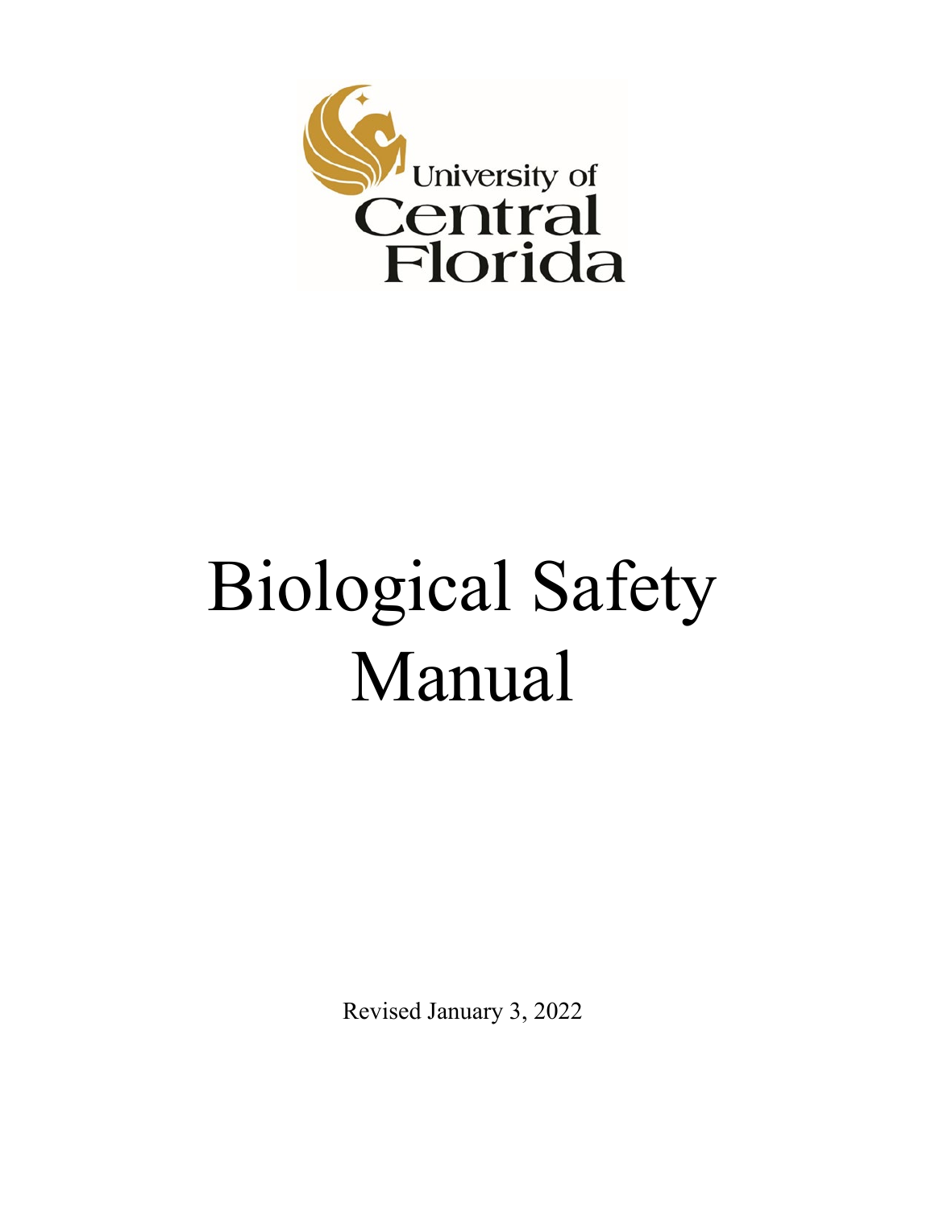University of Central Florida

# Biological Safety Manual

Revised January 3, 2022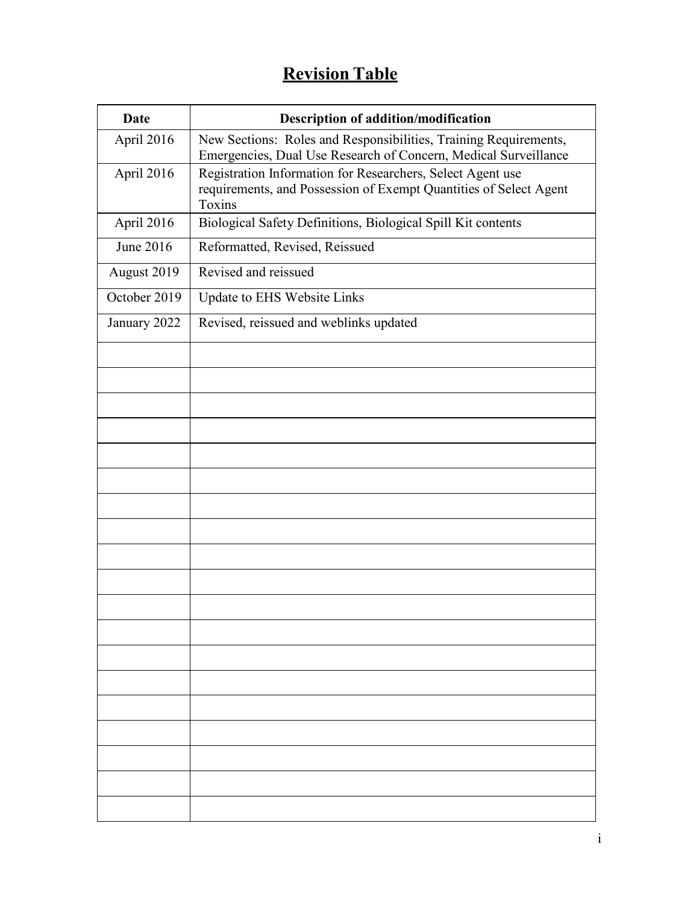# Revision Table

| Date | Description of addition/modification |
| --- | --- |
| April 2016 | New Sections: Roles and Responsibilities, Training Requirements, Emergencies, Dual Use Research of Concern, Medical Surveillance |
| April 2016 | Registration Information for Researchers, Select Agent use requirements, and Possession of Exempt Quantities of Select Agent Toxins |
| April 2016 | Biological Safety Definitions, Biological Spill Kit contents |
| June 2016 | Reformatted, Revised, Reissued |
| August 2019 | Revised and reissued |
| October 2019 | Update to EHS Website Links |
| January 2022 | Revised, reissued and weblinks updated |
| | |
| | |
| | |
| | |
| | |
| | |
| | |
| | |
| | |
| | |
| | |
| | |
| | |
| | |
| | |
| | |
| | |
| | |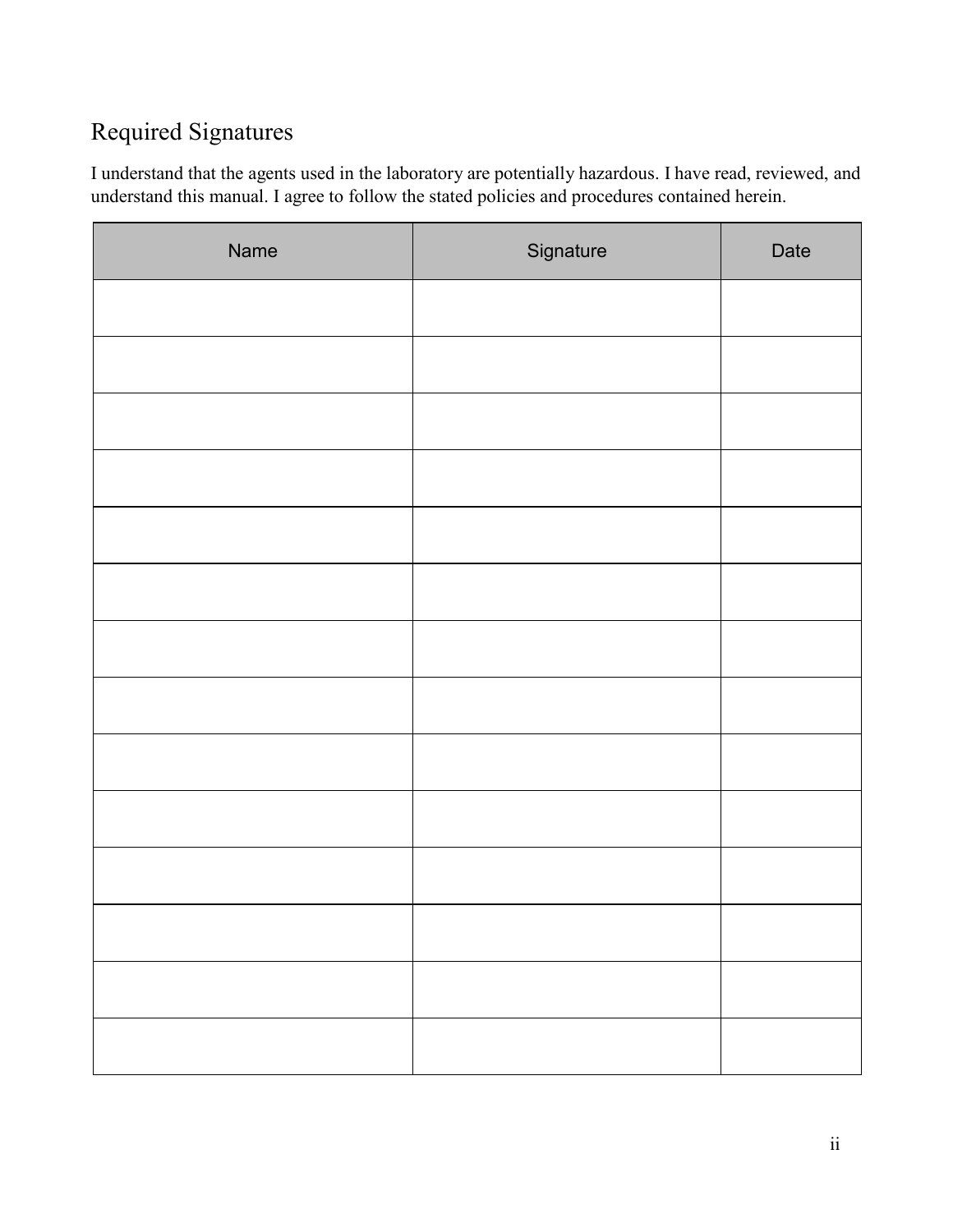## Required Signatures

I understand that the agents used in the laboratory are potentially hazardous. I have read, reviewed, and understand this manual. I agree to follow the stated policies and procedures contained herein.

| Name | Signature | Date |
|---|---|---|
| | | |
| | | |
| | | |
| | | |
| | | |
| | | |
| | | |
| | | |
| | | |
| | | |
| | | |
| | | |
| | | |
| | | |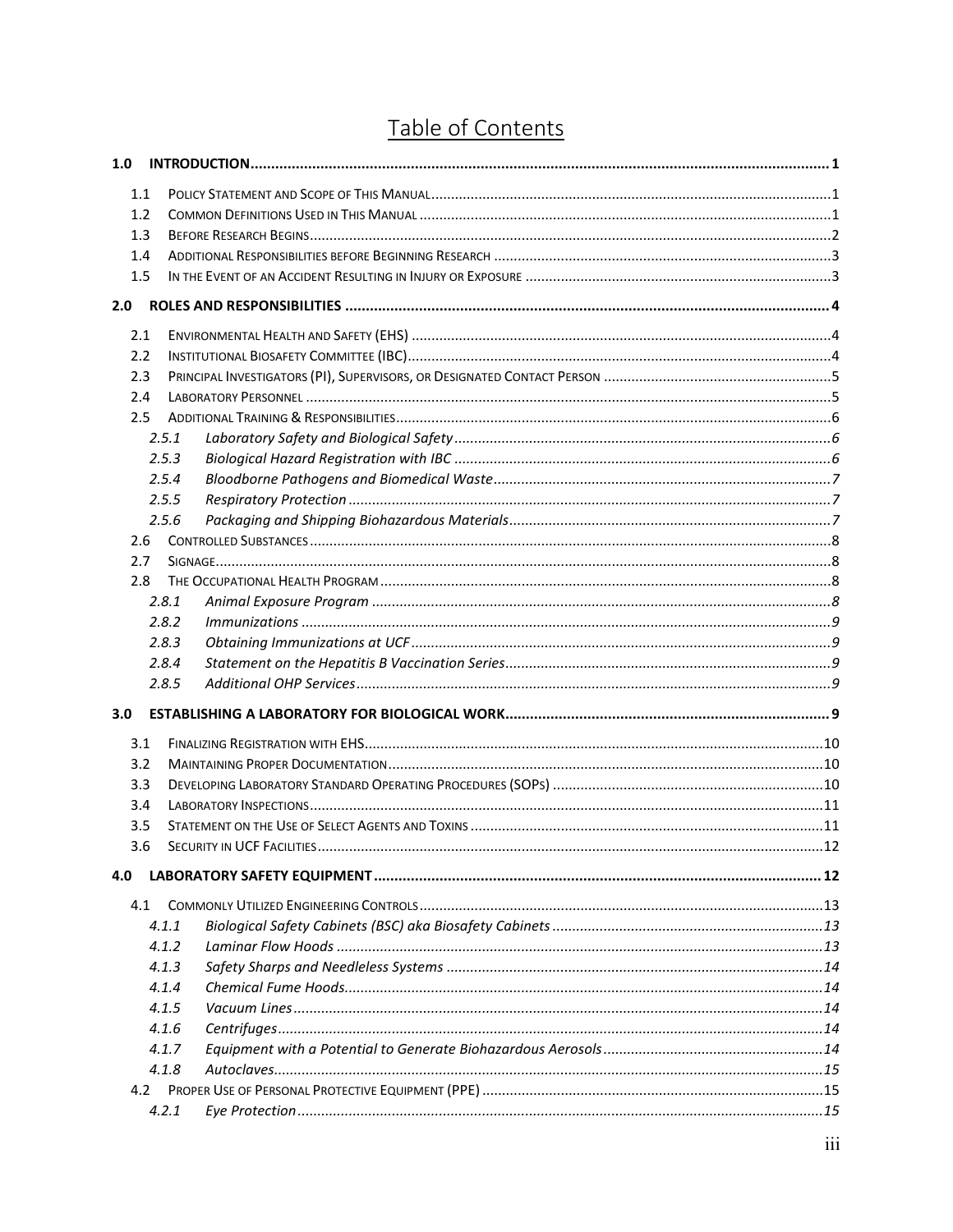# Table of Contents

**1.0 INTRODUCTION ............................................................ 1**

- 1.1 POLICY STATEMENT AND SCOPE OF THIS MANUAL ............................................................ 1
- 1.2 COMMON DEFINITIONS USED IN THIS MANUAL ............................................................ 1
- 1.3 BEFORE RESEARCH BEGINS ............................................................ 2
- 1.4 ADDITIONAL RESPONSIBILITIES BEFORE BEGINNING RESEARCH ............................................................ 3
- 1.5 IN THE EVENT OF AN ACCIDENT RESULTING IN INJURY OR EXPOSURE ............................................................ 3

**2.0 ROLES AND RESPONSIBILITIES ............................................................ 4**

- 2.1 ENVIRONMENTAL HEALTH AND SAFETY (EHS) ............................................................ 4
- 2.2 INSTITUTIONAL BIOSAFETY COMMITTEE (IBC) ............................................................ 4
- 2.3 PRINCIPAL INVESTIGATORS (PI), SUPERVISORS, OR DESIGNATED CONTACT PERSON ............................................................ 5
- 2.4 LABORATORY PERSONNEL ............................................................ 5
- 2.5 ADDITIONAL TRAINING & RESPONSIBILITIES ............................................................ 6
  - *2.5.1 Laboratory Safety and Biological Safety ............................................................ 6*
  - *2.5.3 Biological Hazard Registration with IBC ............................................................ 6*
  - *2.5.4 Bloodborne Pathogens and Biomedical Waste ............................................................ 7*
  - *2.5.5 Respiratory Protection ............................................................ 7*
  - *2.5.6 Packaging and Shipping Biohazardous Materials ............................................................ 7*
- 2.6 CONTROLLED SUBSTANCES ............................................................ 8
- 2.7 SIGNAGE ............................................................ 8
- 2.8 THE OCCUPATIONAL HEALTH PROGRAM ............................................................ 8
  - *2.8.1 Animal Exposure Program ............................................................ 8*
  - *2.8.2 Immunizations ............................................................ 9*
  - *2.8.3 Obtaining Immunizations at UCF ............................................................ 9*
  - *2.8.4 Statement on the Hepatitis B Vaccination Series ............................................................ 9*
  - *2.8.5 Additional OHP Services ............................................................ 9*

**3.0 ESTABLISHING A LABORATORY FOR BIOLOGICAL WORK ............................................................ 9**

- 3.1 FINALIZING REGISTRATION WITH EHS ............................................................ 10
- 3.2 MAINTAINING PROPER DOCUMENTATION ............................................................ 10
- 3.3 DEVELOPING LABORATORY STANDARD OPERATING PROCEDURES (SOPS) ............................................................ 10
- 3.4 LABORATORY INSPECTIONS ............................................................ 11
- 3.5 STATEMENT ON THE USE OF SELECT AGENTS AND TOXINS ............................................................ 11
- 3.6 SECURITY IN UCF FACILITIES ............................................................ 12

**4.0 LABORATORY SAFETY EQUIPMENT ............................................................ 12**

- 4.1 COMMONLY UTILIZED ENGINEERING CONTROLS ............................................................ 13
  - *4.1.1 Biological Safety Cabinets (BSC) aka Biosafety Cabinets ............................................................ 13*
  - *4.1.2 Laminar Flow Hoods ............................................................ 13*
  - *4.1.3 Safety Sharps and Needleless Systems ............................................................ 14*
  - *4.1.4 Chemical Fume Hoods ............................................................ 14*
  - *4.1.5 Vacuum Lines ............................................................ 14*
  - *4.1.6 Centrifuges ............................................................ 14*
  - *4.1.7 Equipment with a Potential to Generate Biohazardous Aerosols ............................................................ 14*
  - *4.1.8 Autoclaves ............................................................ 15*
- 4.2 PROPER USE OF PERSONAL PROTECTIVE EQUIPMENT (PPE) ............................................................ 15
  - *4.2.1 Eye Protection ............................................................ 15*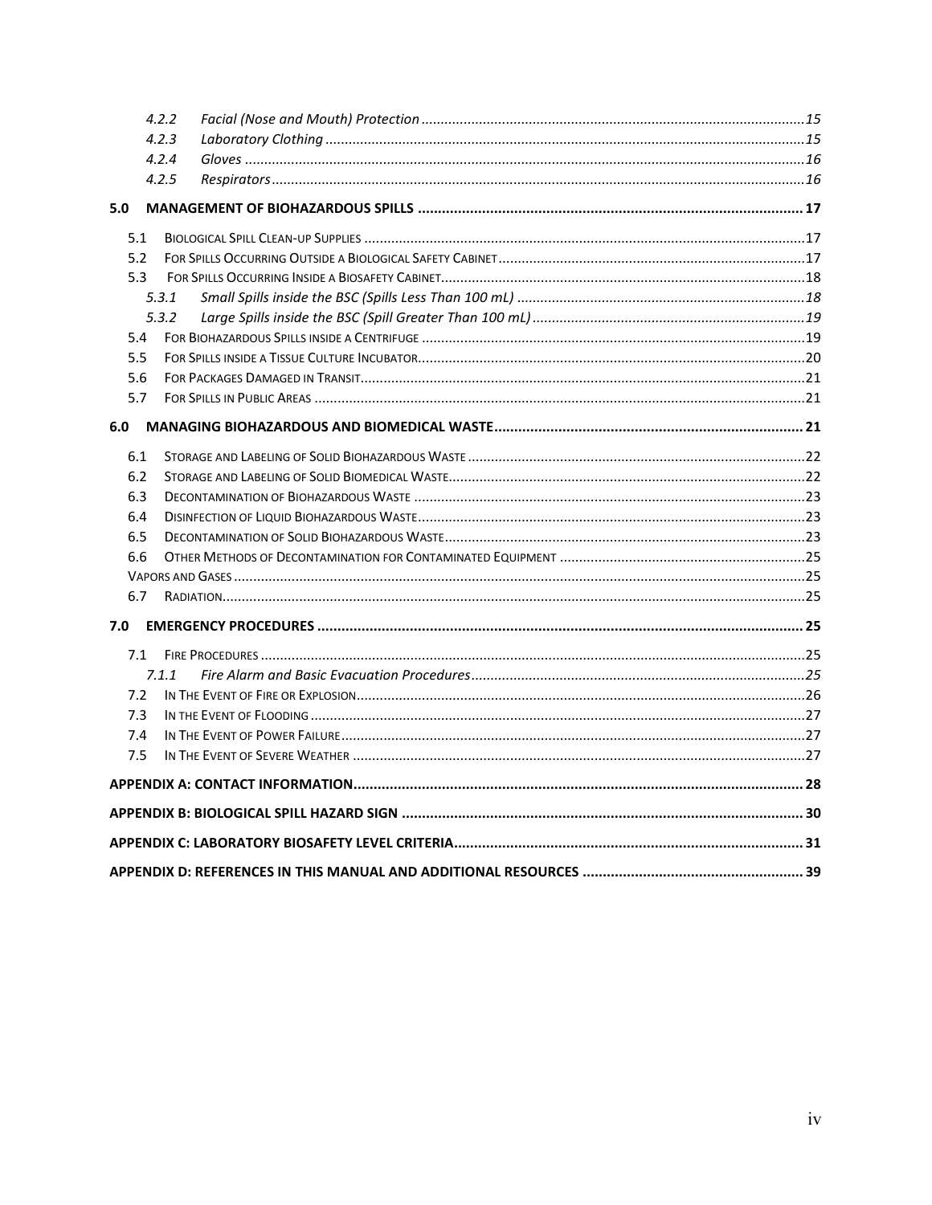- 4.2.2 *Facial (Nose and Mouth) Protection* ... 15
- 4.2.3 *Laboratory Clothing* ... 15
- 4.2.4 *Gloves* ... 16
- 4.2.5 *Respirators* ... 16

**5.0 MANAGEMENT OF BIOHAZARDOUS SPILLS ... 17**

- 5.1 BIOLOGICAL SPILL CLEAN-UP SUPPLIES ... 17
- 5.2 FOR SPILLS OCCURRING OUTSIDE A BIOLOGICAL SAFETY CABINET ... 17
- 5.3 FOR SPILLS OCCURRING INSIDE A BIOSAFETY CABINET ... 18
  - 5.3.1 *Small Spills inside the BSC (Spills Less Than 100 mL)* ... 18
  - 5.3.2 *Large Spills inside the BSC (Spill Greater Than 100 mL)* ... 19
- 5.4 FOR BIOHAZARDOUS SPILLS INSIDE A CENTRIFUGE ... 19
- 5.5 FOR SPILLS INSIDE A TISSUE CULTURE INCUBATOR ... 20
- 5.6 FOR PACKAGES DAMAGED IN TRANSIT ... 21
- 5.7 FOR SPILLS IN PUBLIC AREAS ... 21

**6.0 MANAGING BIOHAZARDOUS AND BIOMEDICAL WASTE ... 21**

- 6.1 STORAGE AND LABELING OF SOLID BIOHAZARDOUS WASTE ... 22
- 6.2 STORAGE AND LABELING OF SOLID BIOMEDICAL WASTE ... 22
- 6.3 DECONTAMINATION OF BIOHAZARDOUS WASTE ... 23
- 6.4 DISINFECTION OF LIQUID BIOHAZARDOUS WASTE ... 23
- 6.5 DECONTAMINATION OF SOLID BIOHAZARDOUS WASTE ... 23
- 6.6 OTHER METHODS OF DECONTAMINATION FOR CONTAMINATED EQUIPMENT ... 25
- VAPORS AND GASES ... 25
- 6.7 RADIATION ... 25

**7.0 EMERGENCY PROCEDURES ... 25**

- 7.1 FIRE PROCEDURES ... 25
  - 7.1.1 *Fire Alarm and Basic Evacuation Procedures* ... 25
- 7.2 IN THE EVENT OF FIRE OR EXPLOSION ... 26
- 7.3 IN THE EVENT OF FLOODING ... 27
- 7.4 IN THE EVENT OF POWER FAILURE ... 27
- 7.5 IN THE EVENT OF SEVERE WEATHER ... 27

**APPENDIX A: CONTACT INFORMATION ... 28**

**APPENDIX B: BIOLOGICAL SPILL HAZARD SIGN ... 30**

**APPENDIX C: LABORATORY BIOSAFETY LEVEL CRITERIA ... 31**

**APPENDIX D: REFERENCES IN THIS MANUAL AND ADDITIONAL RESOURCES ... 39**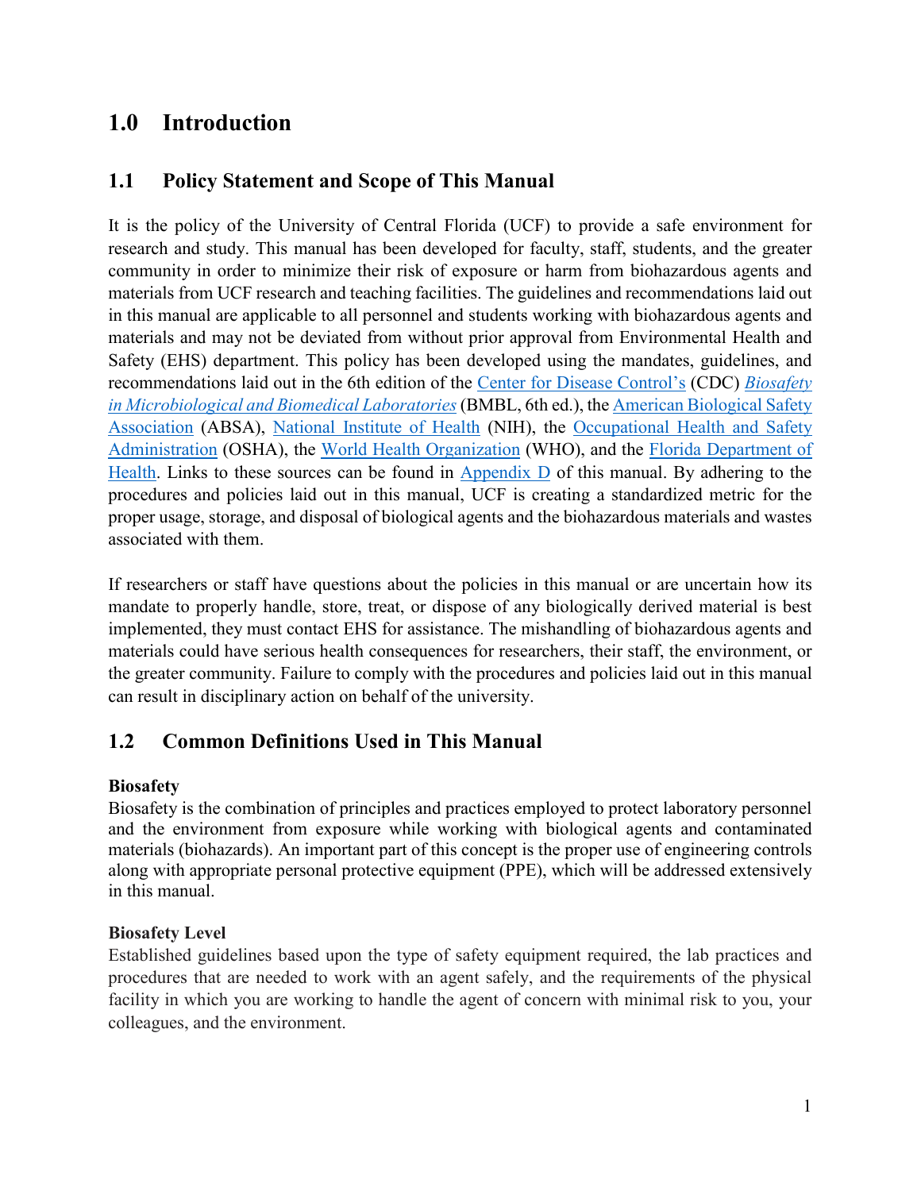# 1.0 Introduction

## 1.1 Policy Statement and Scope of This Manual

It is the policy of the University of Central Florida (UCF) to provide a safe environment for research and study. This manual has been developed for faculty, staff, students, and the greater community in order to minimize their risk of exposure or harm from biohazardous agents and materials from UCF research and teaching facilities. The guidelines and recommendations laid out in this manual are applicable to all personnel and students working with biohazardous agents and materials and may not be deviated from without prior approval from Environmental Health and Safety (EHS) department. This policy has been developed using the mandates, guidelines, and recommendations laid out in the 6th edition of the Center for Disease Control's (CDC) *Biosafety in Microbiological and Biomedical Laboratories* (BMBL, 6th ed.), the American Biological Safety Association (ABSA), National Institute of Health (NIH), the Occupational Health and Safety Administration (OSHA), the World Health Organization (WHO), and the Florida Department of Health. Links to these sources can be found in Appendix D of this manual. By adhering to the procedures and policies laid out in this manual, UCF is creating a standardized metric for the proper usage, storage, and disposal of biological agents and the biohazardous materials and wastes associated with them.

If researchers or staff have questions about the policies in this manual or are uncertain how its mandate to properly handle, store, treat, or dispose of any biologically derived material is best implemented, they must contact EHS for assistance. The mishandling of biohazardous agents and materials could have serious health consequences for researchers, their staff, the environment, or the greater community. Failure to comply with the procedures and policies laid out in this manual can result in disciplinary action on behalf of the university.

## 1.2 Common Definitions Used in This Manual

**Biosafety**
Biosafety is the combination of principles and practices employed to protect laboratory personnel and the environment from exposure while working with biological agents and contaminated materials (biohazards). An important part of this concept is the proper use of engineering controls along with appropriate personal protective equipment (PPE), which will be addressed extensively in this manual.

**Biosafety Level**
Established guidelines based upon the type of safety equipment required, the lab practices and procedures that are needed to work with an agent safely, and the requirements of the physical facility in which you are working to handle the agent of concern with minimal risk to you, your colleagues, and the environment.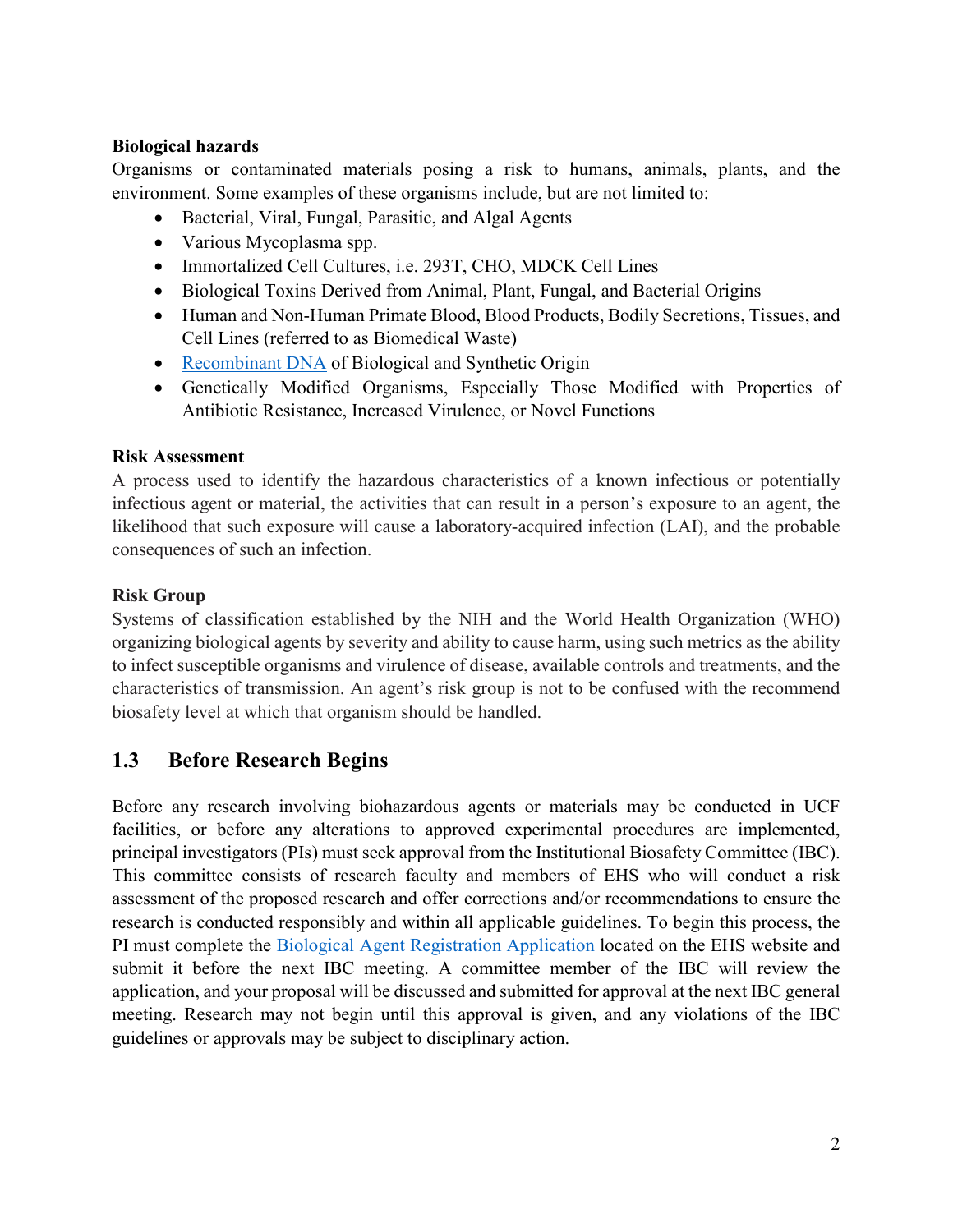**Biological hazards**

Organisms or contaminated materials posing a risk to humans, animals, plants, and the environment. Some examples of these organisms include, but are not limited to:

- Bacterial, Viral, Fungal, Parasitic, and Algal Agents
- Various Mycoplasma spp.
- Immortalized Cell Cultures, i.e. 293T, CHO, MDCK Cell Lines
- Biological Toxins Derived from Animal, Plant, Fungal, and Bacterial Origins
- Human and Non-Human Primate Blood, Blood Products, Bodily Secretions, Tissues, and Cell Lines (referred to as Biomedical Waste)
- Recombinant DNA of Biological and Synthetic Origin
- Genetically Modified Organisms, Especially Those Modified with Properties of Antibiotic Resistance, Increased Virulence, or Novel Functions

**Risk Assessment**

A process used to identify the hazardous characteristics of a known infectious or potentially infectious agent or material, the activities that can result in a person's exposure to an agent, the likelihood that such exposure will cause a laboratory-acquired infection (LAI), and the probable consequences of such an infection.

**Risk Group**

Systems of classification established by the NIH and the World Health Organization (WHO) organizing biological agents by severity and ability to cause harm, using such metrics as the ability to infect susceptible organisms and virulence of disease, available controls and treatments, and the characteristics of transmission. An agent's risk group is not to be confused with the recommend biosafety level at which that organism should be handled.

## 1.3 Before Research Begins

Before any research involving biohazardous agents or materials may be conducted in UCF facilities, or before any alterations to approved experimental procedures are implemented, principal investigators (PIs) must seek approval from the Institutional Biosafety Committee (IBC). This committee consists of research faculty and members of EHS who will conduct a risk assessment of the proposed research and offer corrections and/or recommendations to ensure the research is conducted responsibly and within all applicable guidelines. To begin this process, the PI must complete the Biological Agent Registration Application located on the EHS website and submit it before the next IBC meeting. A committee member of the IBC will review the application, and your proposal will be discussed and submitted for approval at the next IBC general meeting. Research may not begin until this approval is given, and any violations of the IBC guidelines or approvals may be subject to disciplinary action.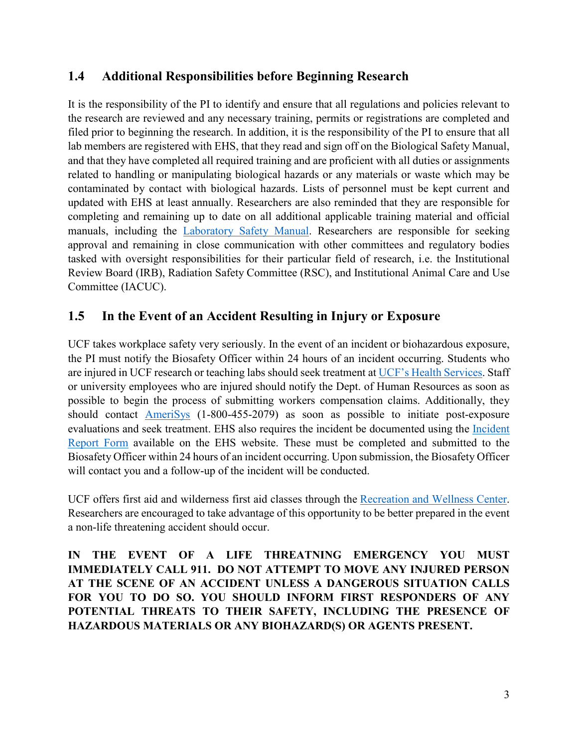## 1.4 Additional Responsibilities before Beginning Research

It is the responsibility of the PI to identify and ensure that all regulations and policies relevant to the research are reviewed and any necessary training, permits or registrations are completed and filed prior to beginning the research. In addition, it is the responsibility of the PI to ensure that all lab members are registered with EHS, that they read and sign off on the Biological Safety Manual, and that they have completed all required training and are proficient with all duties or assignments related to handling or manipulating biological hazards or any materials or waste which may be contaminated by contact with biological hazards. Lists of personnel must be kept current and updated with EHS at least annually. Researchers are also reminded that they are responsible for completing and remaining up to date on all additional applicable training material and official manuals, including the Laboratory Safety Manual. Researchers are responsible for seeking approval and remaining in close communication with other committees and regulatory bodies tasked with oversight responsibilities for their particular field of research, i.e. the Institutional Review Board (IRB), Radiation Safety Committee (RSC), and Institutional Animal Care and Use Committee (IACUC).

## 1.5 In the Event of an Accident Resulting in Injury or Exposure

UCF takes workplace safety very seriously. In the event of an incident or biohazardous exposure, the PI must notify the Biosafety Officer within 24 hours of an incident occurring. Students who are injured in UCF research or teaching labs should seek treatment at UCF's Health Services. Staff or university employees who are injured should notify the Dept. of Human Resources as soon as possible to begin the process of submitting workers compensation claims. Additionally, they should contact AmeriSys (1-800-455-2079) as soon as possible to initiate post-exposure evaluations and seek treatment. EHS also requires the incident be documented using the Incident Report Form available on the EHS website. These must be completed and submitted to the Biosafety Officer within 24 hours of an incident occurring. Upon submission, the Biosafety Officer will contact you and a follow-up of the incident will be conducted.

UCF offers first aid and wilderness first aid classes through the Recreation and Wellness Center. Researchers are encouraged to take advantage of this opportunity to be better prepared in the event a non-life threatening accident should occur.

**IN THE EVENT OF A LIFE THREATNING EMERGENCY YOU MUST IMMEDIATELY CALL 911. DO NOT ATTEMPT TO MOVE ANY INJURED PERSON AT THE SCENE OF AN ACCIDENT UNLESS A DANGEROUS SITUATION CALLS FOR YOU TO DO SO. YOU SHOULD INFORM FIRST RESPONDERS OF ANY POTENTIAL THREATS TO THEIR SAFETY, INCLUDING THE PRESENCE OF HAZARDOUS MATERIALS OR ANY BIOHAZARD(S) OR AGENTS PRESENT.**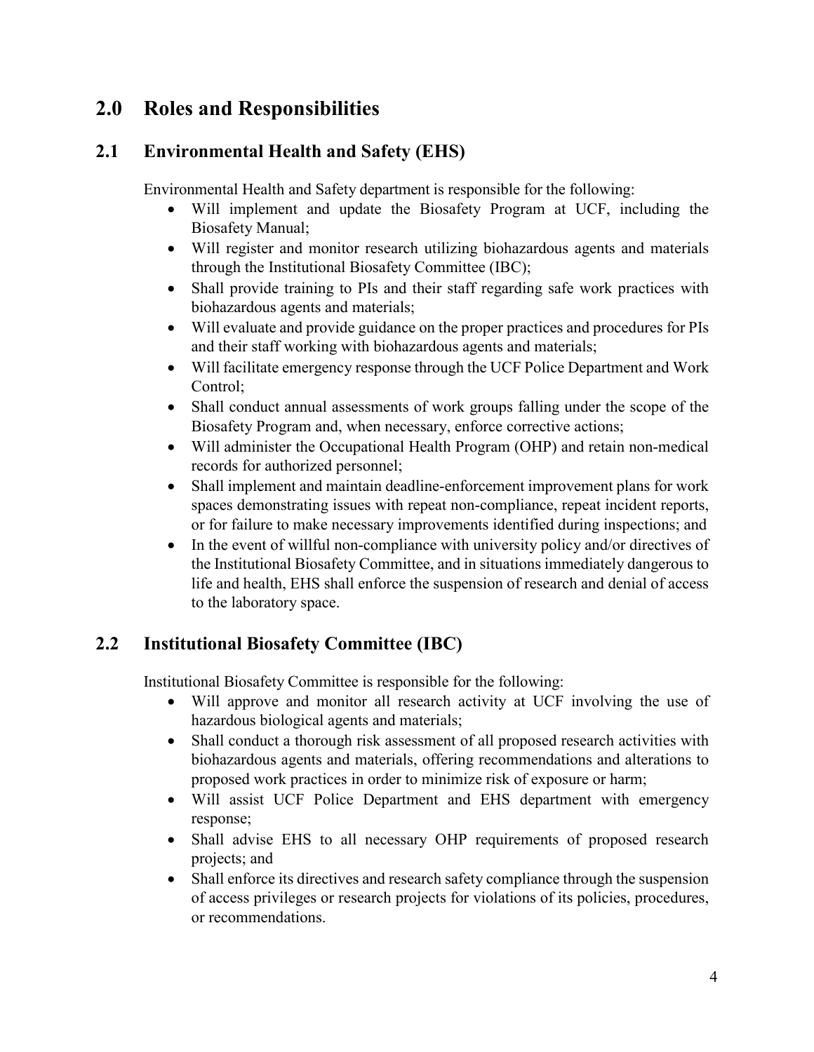# 2.0 Roles and Responsibilities

## 2.1 Environmental Health and Safety (EHS)

Environmental Health and Safety department is responsible for the following:

- Will implement and update the Biosafety Program at UCF, including the Biosafety Manual;
- Will register and monitor research utilizing biohazardous agents and materials through the Institutional Biosafety Committee (IBC);
- Shall provide training to PIs and their staff regarding safe work practices with biohazardous agents and materials;
- Will evaluate and provide guidance on the proper practices and procedures for PIs and their staff working with biohazardous agents and materials;
- Will facilitate emergency response through the UCF Police Department and Work Control;
- Shall conduct annual assessments of work groups falling under the scope of the Biosafety Program and, when necessary, enforce corrective actions;
- Will administer the Occupational Health Program (OHP) and retain non-medical records for authorized personnel;
- Shall implement and maintain deadline-enforcement improvement plans for work spaces demonstrating issues with repeat non-compliance, repeat incident reports, or for failure to make necessary improvements identified during inspections; and
- In the event of willful non-compliance with university policy and/or directives of the Institutional Biosafety Committee, and in situations immediately dangerous to life and health, EHS shall enforce the suspension of research and denial of access to the laboratory space.

## 2.2 Institutional Biosafety Committee (IBC)

Institutional Biosafety Committee is responsible for the following:

- Will approve and monitor all research activity at UCF involving the use of hazardous biological agents and materials;
- Shall conduct a thorough risk assessment of all proposed research activities with biohazardous agents and materials, offering recommendations and alterations to proposed work practices in order to minimize risk of exposure or harm;
- Will assist UCF Police Department and EHS department with emergency response;
- Shall advise EHS to all necessary OHP requirements of proposed research projects; and
- Shall enforce its directives and research safety compliance through the suspension of access privileges or research projects for violations of its policies, procedures, or recommendations.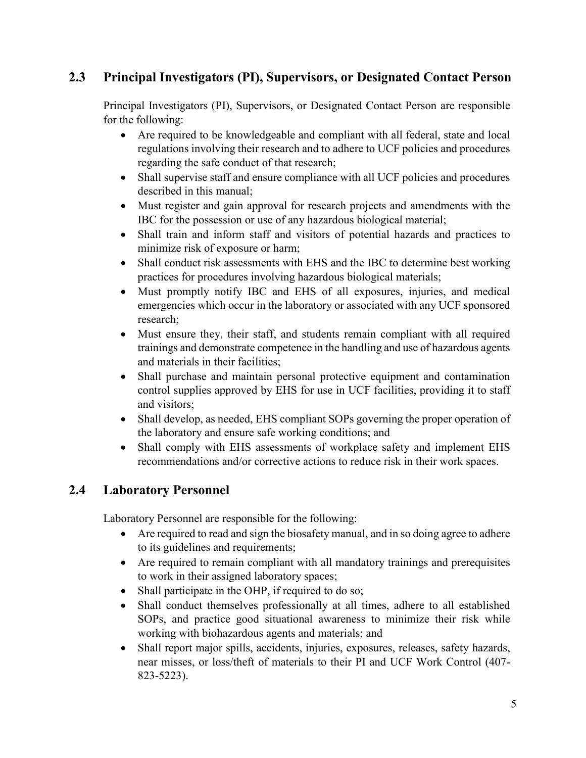## 2.3 Principal Investigators (PI), Supervisors, or Designated Contact Person

Principal Investigators (PI), Supervisors, or Designated Contact Person are responsible for the following:

- Are required to be knowledgeable and compliant with all federal, state and local regulations involving their research and to adhere to UCF policies and procedures regarding the safe conduct of that research;
- Shall supervise staff and ensure compliance with all UCF policies and procedures described in this manual;
- Must register and gain approval for research projects and amendments with the IBC for the possession or use of any hazardous biological material;
- Shall train and inform staff and visitors of potential hazards and practices to minimize risk of exposure or harm;
- Shall conduct risk assessments with EHS and the IBC to determine best working practices for procedures involving hazardous biological materials;
- Must promptly notify IBC and EHS of all exposures, injuries, and medical emergencies which occur in the laboratory or associated with any UCF sponsored research;
- Must ensure they, their staff, and students remain compliant with all required trainings and demonstrate competence in the handling and use of hazardous agents and materials in their facilities;
- Shall purchase and maintain personal protective equipment and contamination control supplies approved by EHS for use in UCF facilities, providing it to staff and visitors;
- Shall develop, as needed, EHS compliant SOPs governing the proper operation of the laboratory and ensure safe working conditions; and
- Shall comply with EHS assessments of workplace safety and implement EHS recommendations and/or corrective actions to reduce risk in their work spaces.

## 2.4 Laboratory Personnel

Laboratory Personnel are responsible for the following:

- Are required to read and sign the biosafety manual, and in so doing agree to adhere to its guidelines and requirements;
- Are required to remain compliant with all mandatory trainings and prerequisites to work in their assigned laboratory spaces;
- Shall participate in the OHP, if required to do so;
- Shall conduct themselves professionally at all times, adhere to all established SOPs, and practice good situational awareness to minimize their risk while working with biohazardous agents and materials; and
- Shall report major spills, accidents, injuries, exposures, releases, safety hazards, near misses, or loss/theft of materials to their PI and UCF Work Control (407-823-5223).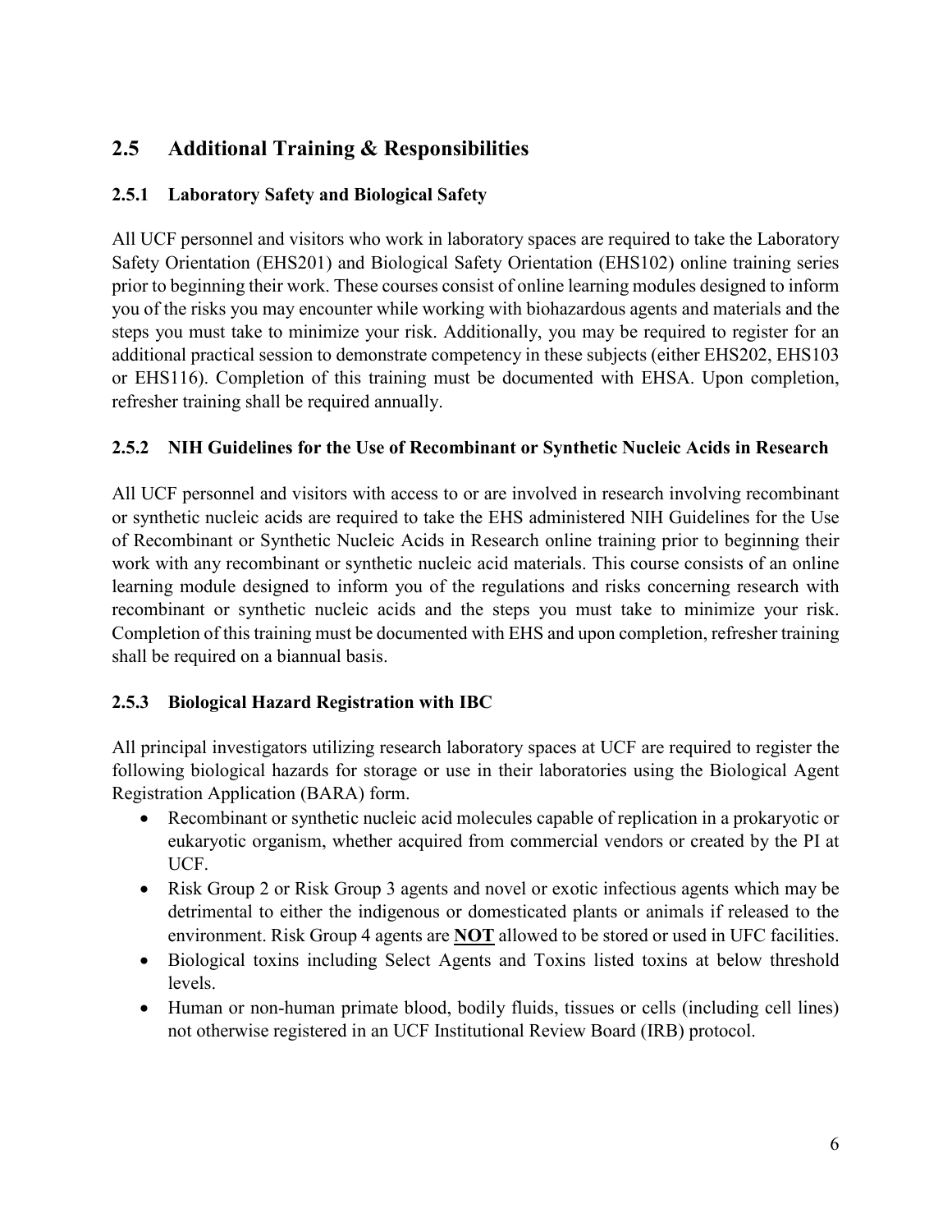## 2.5 Additional Training & Responsibilities

### 2.5.1 Laboratory Safety and Biological Safety

All UCF personnel and visitors who work in laboratory spaces are required to take the Laboratory Safety Orientation (EHS201) and Biological Safety Orientation (EHS102) online training series prior to beginning their work. These courses consist of online learning modules designed to inform you of the risks you may encounter while working with biohazardous agents and materials and the steps you must take to minimize your risk. Additionally, you may be required to register for an additional practical session to demonstrate competency in these subjects (either EHS202, EHS103 or EHS116). Completion of this training must be documented with EHSA. Upon completion, refresher training shall be required annually.

### 2.5.2 NIH Guidelines for the Use of Recombinant or Synthetic Nucleic Acids in Research

All UCF personnel and visitors with access to or are involved in research involving recombinant or synthetic nucleic acids are required to take the EHS administered NIH Guidelines for the Use of Recombinant or Synthetic Nucleic Acids in Research online training prior to beginning their work with any recombinant or synthetic nucleic acid materials. This course consists of an online learning module designed to inform you of the regulations and risks concerning research with recombinant or synthetic nucleic acids and the steps you must take to minimize your risk. Completion of this training must be documented with EHS and upon completion, refresher training shall be required on a biannual basis.

### 2.5.3 Biological Hazard Registration with IBC

All principal investigators utilizing research laboratory spaces at UCF are required to register the following biological hazards for storage or use in their laboratories using the Biological Agent Registration Application (BARA) form.

- Recombinant or synthetic nucleic acid molecules capable of replication in a prokaryotic or eukaryotic organism, whether acquired from commercial vendors or created by the PI at UCF.
- Risk Group 2 or Risk Group 3 agents and novel or exotic infectious agents which may be detrimental to either the indigenous or domesticated plants or animals if released to the environment. Risk Group 4 agents are **NOT** allowed to be stored or used in UFC facilities.
- Biological toxins including Select Agents and Toxins listed toxins at below threshold levels.
- Human or non-human primate blood, bodily fluids, tissues or cells (including cell lines) not otherwise registered in an UCF Institutional Review Board (IRB) protocol.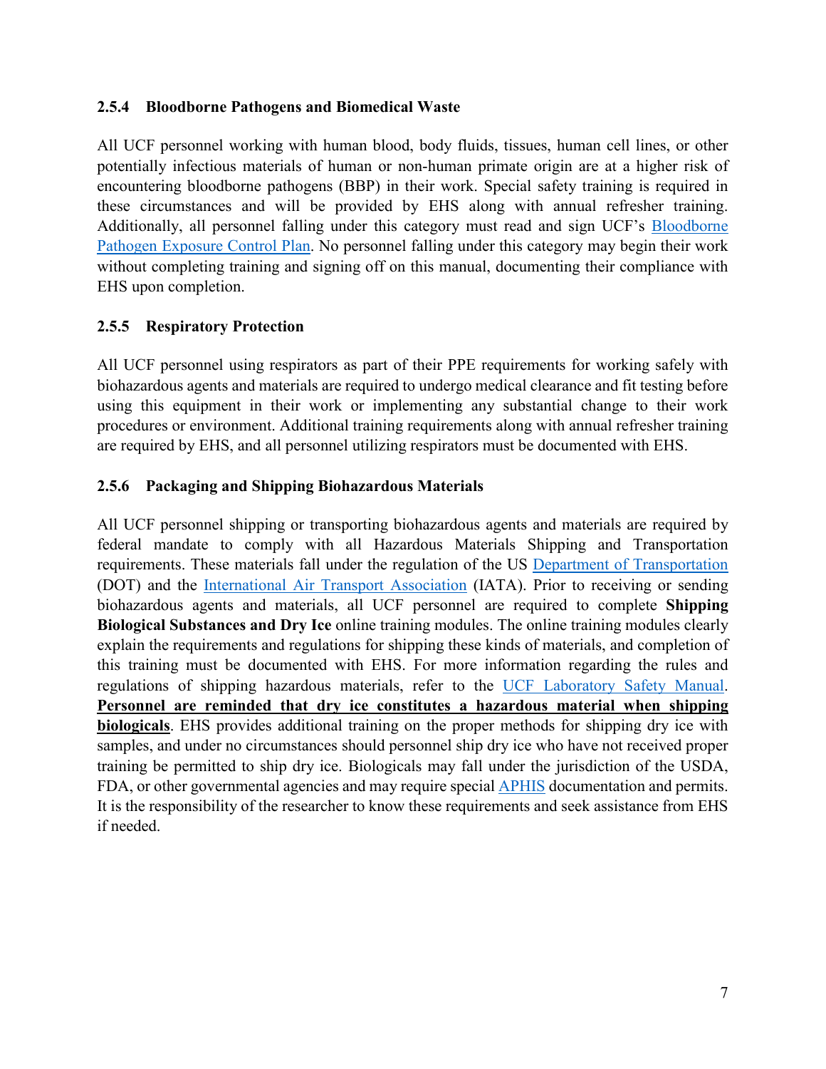### 2.5.4 Bloodborne Pathogens and Biomedical Waste

All UCF personnel working with human blood, body fluids, tissues, human cell lines, or other potentially infectious materials of human or non-human primate origin are at a higher risk of encountering bloodborne pathogens (BBP) in their work. Special safety training is required in these circumstances and will be provided by EHS along with annual refresher training. Additionally, all personnel falling under this category must read and sign UCF's Bloodborne Pathogen Exposure Control Plan. No personnel falling under this category may begin their work without completing training and signing off on this manual, documenting their compliance with EHS upon completion.

### 2.5.5 Respiratory Protection

All UCF personnel using respirators as part of their PPE requirements for working safely with biohazardous agents and materials are required to undergo medical clearance and fit testing before using this equipment in their work or implementing any substantial change to their work procedures or environment. Additional training requirements along with annual refresher training are required by EHS, and all personnel utilizing respirators must be documented with EHS.

### 2.5.6 Packaging and Shipping Biohazardous Materials

All UCF personnel shipping or transporting biohazardous agents and materials are required by federal mandate to comply with all Hazardous Materials Shipping and Transportation requirements. These materials fall under the regulation of the US Department of Transportation (DOT) and the International Air Transport Association (IATA). Prior to receiving or sending biohazardous agents and materials, all UCF personnel are required to complete **Shipping Biological Substances and Dry Ice** online training modules. The online training modules clearly explain the requirements and regulations for shipping these kinds of materials, and completion of this training must be documented with EHS. For more information regarding the rules and regulations of shipping hazardous materials, refer to the UCF Laboratory Safety Manual. **Personnel are reminded that dry ice constitutes a hazardous material when shipping biologicals**. EHS provides additional training on the proper methods for shipping dry ice with samples, and under no circumstances should personnel ship dry ice who have not received proper training be permitted to ship dry ice. Biologicals may fall under the jurisdiction of the USDA, FDA, or other governmental agencies and may require special APHIS documentation and permits. It is the responsibility of the researcher to know these requirements and seek assistance from EHS if needed.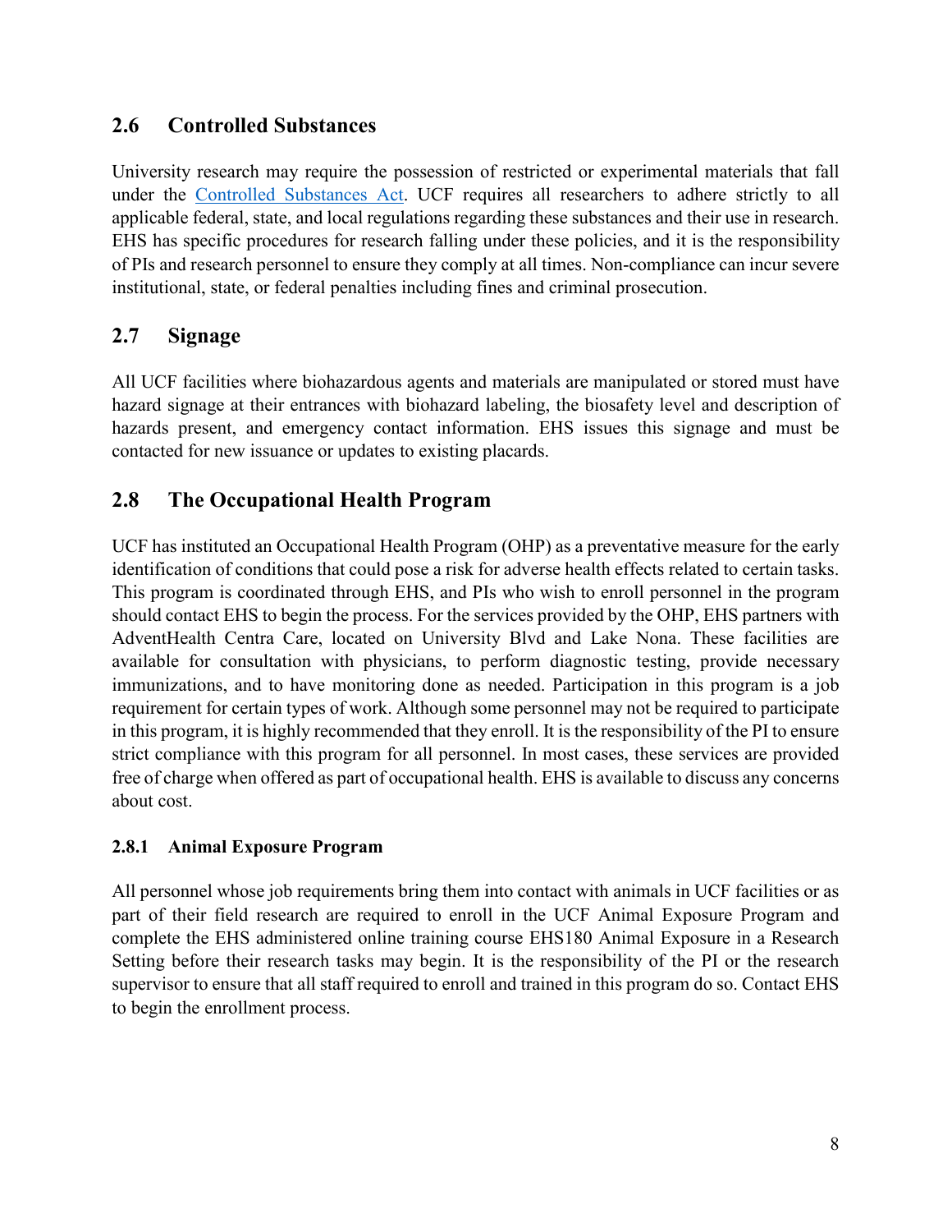## 2.6 Controlled Substances

University research may require the possession of restricted or experimental materials that fall under the Controlled Substances Act. UCF requires all researchers to adhere strictly to all applicable federal, state, and local regulations regarding these substances and their use in research. EHS has specific procedures for research falling under these policies, and it is the responsibility of PIs and research personnel to ensure they comply at all times. Non-compliance can incur severe institutional, state, or federal penalties including fines and criminal prosecution.

## 2.7 Signage

All UCF facilities where biohazardous agents and materials are manipulated or stored must have hazard signage at their entrances with biohazard labeling, the biosafety level and description of hazards present, and emergency contact information. EHS issues this signage and must be contacted for new issuance or updates to existing placards.

## 2.8 The Occupational Health Program

UCF has instituted an Occupational Health Program (OHP) as a preventative measure for the early identification of conditions that could pose a risk for adverse health effects related to certain tasks. This program is coordinated through EHS, and PIs who wish to enroll personnel in the program should contact EHS to begin the process. For the services provided by the OHP, EHS partners with AdventHealth Centra Care, located on University Blvd and Lake Nona. These facilities are available for consultation with physicians, to perform diagnostic testing, provide necessary immunizations, and to have monitoring done as needed. Participation in this program is a job requirement for certain types of work. Although some personnel may not be required to participate in this program, it is highly recommended that they enroll. It is the responsibility of the PI to ensure strict compliance with this program for all personnel. In most cases, these services are provided free of charge when offered as part of occupational health. EHS is available to discuss any concerns about cost.

### 2.8.1 Animal Exposure Program

All personnel whose job requirements bring them into contact with animals in UCF facilities or as part of their field research are required to enroll in the UCF Animal Exposure Program and complete the EHS administered online training course EHS180 Animal Exposure in a Research Setting before their research tasks may begin. It is the responsibility of the PI or the research supervisor to ensure that all staff required to enroll and trained in this program do so. Contact EHS to begin the enrollment process.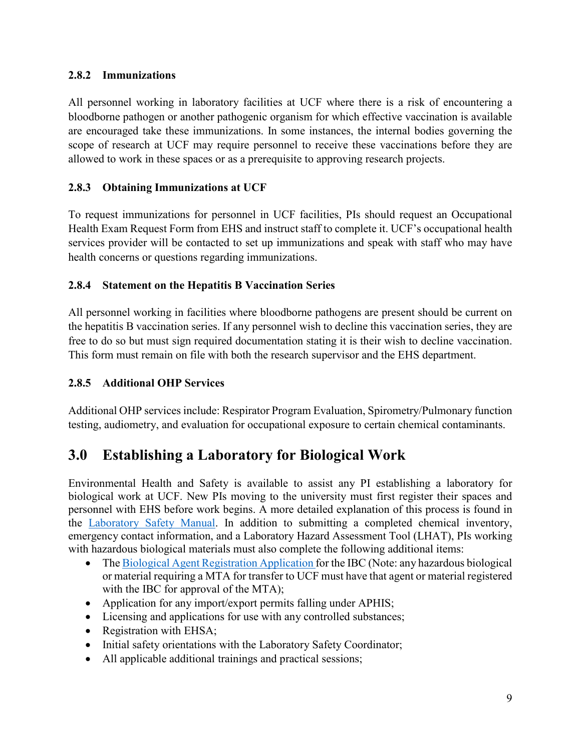### 2.8.2 Immunizations

All personnel working in laboratory facilities at UCF where there is a risk of encountering a bloodborne pathogen or another pathogenic organism for which effective vaccination is available are encouraged take these immunizations. In some instances, the internal bodies governing the scope of research at UCF may require personnel to receive these vaccinations before they are allowed to work in these spaces or as a prerequisite to approving research projects.

### 2.8.3 Obtaining Immunizations at UCF

To request immunizations for personnel in UCF facilities, PIs should request an Occupational Health Exam Request Form from EHS and instruct staff to complete it. UCF's occupational health services provider will be contacted to set up immunizations and speak with staff who may have health concerns or questions regarding immunizations.

### 2.8.4 Statement on the Hepatitis B Vaccination Series

All personnel working in facilities where bloodborne pathogens are present should be current on the hepatitis B vaccination series. If any personnel wish to decline this vaccination series, they are free to do so but must sign required documentation stating it is their wish to decline vaccination. This form must remain on file with both the research supervisor and the EHS department.

### 2.8.5 Additional OHP Services

Additional OHP services include: Respirator Program Evaluation, Spirometry/Pulmonary function testing, audiometry, and evaluation for occupational exposure to certain chemical contaminants.

## 3.0 Establishing a Laboratory for Biological Work

Environmental Health and Safety is available to assist any PI establishing a laboratory for biological work at UCF. New PIs moving to the university must first register their spaces and personnel with EHS before work begins. A more detailed explanation of this process is found in the Laboratory Safety Manual. In addition to submitting a completed chemical inventory, emergency contact information, and a Laboratory Hazard Assessment Tool (LHAT), PIs working with hazardous biological materials must also complete the following additional items:

- The Biological Agent Registration Application for the IBC (Note: any hazardous biological or material requiring a MTA for transfer to UCF must have that agent or material registered with the IBC for approval of the MTA);
- Application for any import/export permits falling under APHIS;
- Licensing and applications for use with any controlled substances;
- Registration with EHSA;
- Initial safety orientations with the Laboratory Safety Coordinator;
- All applicable additional trainings and practical sessions;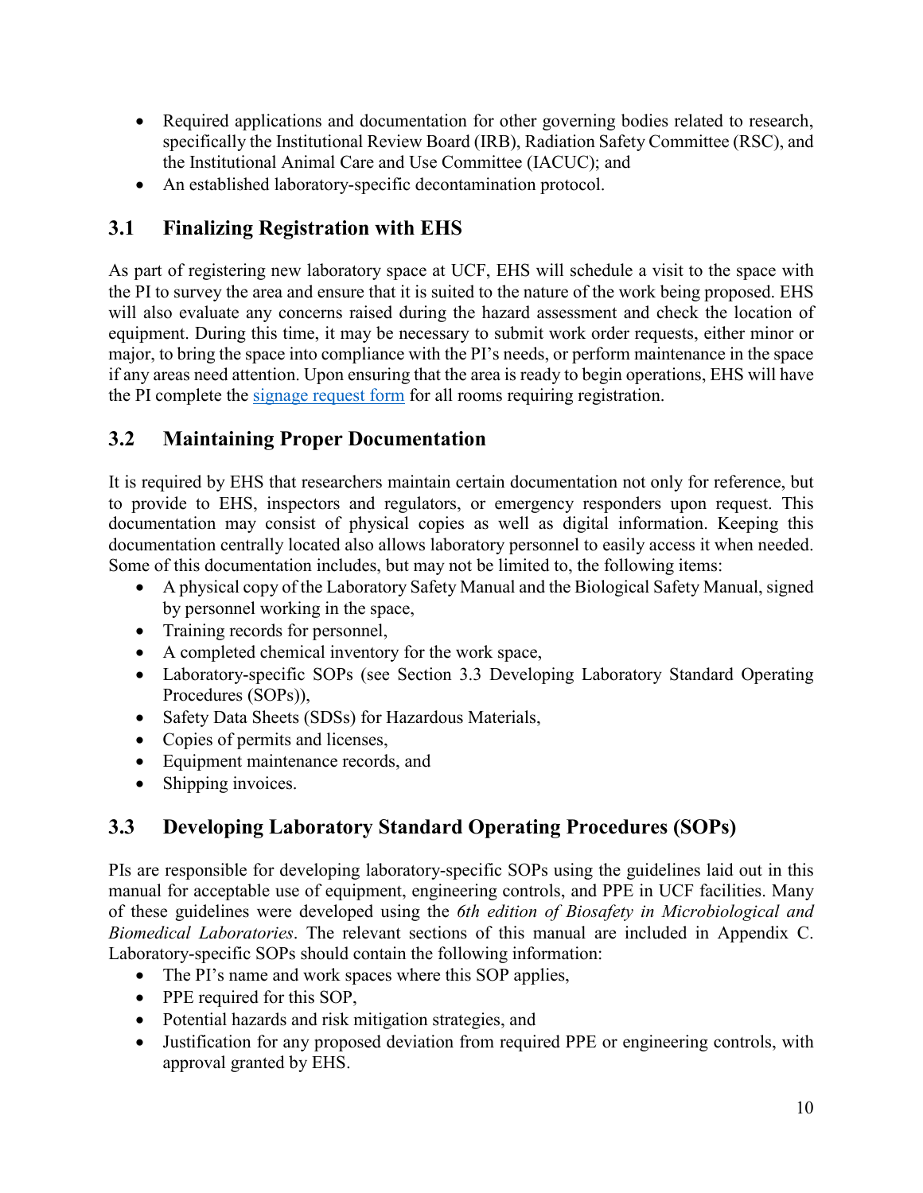- Required applications and documentation for other governing bodies related to research, specifically the Institutional Review Board (IRB), Radiation Safety Committee (RSC), and the Institutional Animal Care and Use Committee (IACUC); and
- An established laboratory-specific decontamination protocol.

## 3.1 Finalizing Registration with EHS

As part of registering new laboratory space at UCF, EHS will schedule a visit to the space with the PI to survey the area and ensure that it is suited to the nature of the work being proposed. EHS will also evaluate any concerns raised during the hazard assessment and check the location of equipment. During this time, it may be necessary to submit work order requests, either minor or major, to bring the space into compliance with the PI's needs, or perform maintenance in the space if any areas need attention. Upon ensuring that the area is ready to begin operations, EHS will have the PI complete the signage request form for all rooms requiring registration.

## 3.2 Maintaining Proper Documentation

It is required by EHS that researchers maintain certain documentation not only for reference, but to provide to EHS, inspectors and regulators, or emergency responders upon request. This documentation may consist of physical copies as well as digital information. Keeping this documentation centrally located also allows laboratory personnel to easily access it when needed. Some of this documentation includes, but may not be limited to, the following items:

- A physical copy of the Laboratory Safety Manual and the Biological Safety Manual, signed by personnel working in the space,
- Training records for personnel,
- A completed chemical inventory for the work space,
- Laboratory-specific SOPs (see Section 3.3 Developing Laboratory Standard Operating Procedures (SOPs)),
- Safety Data Sheets (SDSs) for Hazardous Materials,
- Copies of permits and licenses,
- Equipment maintenance records, and
- Shipping invoices.

## 3.3 Developing Laboratory Standard Operating Procedures (SOPs)

PIs are responsible for developing laboratory-specific SOPs using the guidelines laid out in this manual for acceptable use of equipment, engineering controls, and PPE in UCF facilities. Many of these guidelines were developed using the *6th edition of Biosafety in Microbiological and Biomedical Laboratories*. The relevant sections of this manual are included in Appendix C. Laboratory-specific SOPs should contain the following information:

- The PI's name and work spaces where this SOP applies,
- PPE required for this SOP,
- Potential hazards and risk mitigation strategies, and
- Justification for any proposed deviation from required PPE or engineering controls, with approval granted by EHS.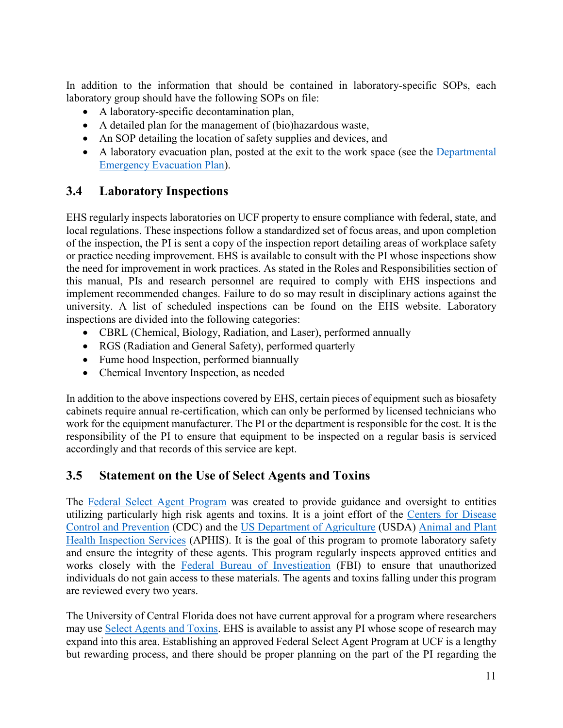In addition to the information that should be contained in laboratory-specific SOPs, each laboratory group should have the following SOPs on file:

- A laboratory-specific decontamination plan,
- A detailed plan for the management of (bio)hazardous waste,
- An SOP detailing the location of safety supplies and devices, and
- A laboratory evacuation plan, posted at the exit to the work space (see the Departmental Emergency Evacuation Plan).

## 3.4 Laboratory Inspections

EHS regularly inspects laboratories on UCF property to ensure compliance with federal, state, and local regulations. These inspections follow a standardized set of focus areas, and upon completion of the inspection, the PI is sent a copy of the inspection report detailing areas of workplace safety or practice needing improvement. EHS is available to consult with the PI whose inspections show the need for improvement in work practices. As stated in the Roles and Responsibilities section of this manual, PIs and research personnel are required to comply with EHS inspections and implement recommended changes. Failure to do so may result in disciplinary actions against the university. A list of scheduled inspections can be found on the EHS website. Laboratory inspections are divided into the following categories:

- CBRL (Chemical, Biology, Radiation, and Laser), performed annually
- RGS (Radiation and General Safety), performed quarterly
- Fume hood Inspection, performed biannually
- Chemical Inventory Inspection, as needed

In addition to the above inspections covered by EHS, certain pieces of equipment such as biosafety cabinets require annual re-certification, which can only be performed by licensed technicians who work for the equipment manufacturer. The PI or the department is responsible for the cost. It is the responsibility of the PI to ensure that equipment to be inspected on a regular basis is serviced accordingly and that records of this service are kept.

## 3.5 Statement on the Use of Select Agents and Toxins

The Federal Select Agent Program was created to provide guidance and oversight to entities utilizing particularly high risk agents and toxins. It is a joint effort of the Centers for Disease Control and Prevention (CDC) and the US Department of Agriculture (USDA) Animal and Plant Health Inspection Services (APHIS). It is the goal of this program to promote laboratory safety and ensure the integrity of these agents. This program regularly inspects approved entities and works closely with the Federal Bureau of Investigation (FBI) to ensure that unauthorized individuals do not gain access to these materials. The agents and toxins falling under this program are reviewed every two years.

The University of Central Florida does not have current approval for a program where researchers may use Select Agents and Toxins. EHS is available to assist any PI whose scope of research may expand into this area. Establishing an approved Federal Select Agent Program at UCF is a lengthy but rewarding process, and there should be proper planning on the part of the PI regarding the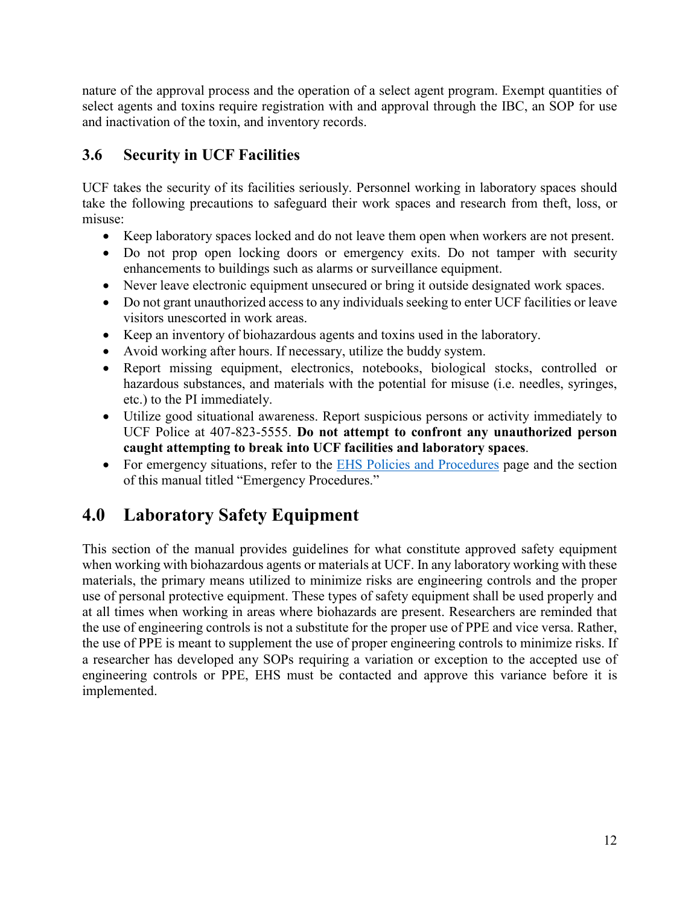nature of the approval process and the operation of a select agent program. Exempt quantities of select agents and toxins require registration with and approval through the IBC, an SOP for use and inactivation of the toxin, and inventory records.

### 3.6 Security in UCF Facilities

UCF takes the security of its facilities seriously. Personnel working in laboratory spaces should take the following precautions to safeguard their work spaces and research from theft, loss, or misuse:

- Keep laboratory spaces locked and do not leave them open when workers are not present.
- Do not prop open locking doors or emergency exits. Do not tamper with security enhancements to buildings such as alarms or surveillance equipment.
- Never leave electronic equipment unsecured or bring it outside designated work spaces.
- Do not grant unauthorized access to any individuals seeking to enter UCF facilities or leave visitors unescorted in work areas.
- Keep an inventory of biohazardous agents and toxins used in the laboratory.
- Avoid working after hours. If necessary, utilize the buddy system.
- Report missing equipment, electronics, notebooks, biological stocks, controlled or hazardous substances, and materials with the potential for misuse (i.e. needles, syringes, etc.) to the PI immediately.
- Utilize good situational awareness. Report suspicious persons or activity immediately to UCF Police at 407-823-5555. **Do not attempt to confront any unauthorized person caught attempting to break into UCF facilities and laboratory spaces**.
- For emergency situations, refer to the [EHS Policies and Procedures] page and the section of this manual titled "Emergency Procedures."

## 4.0 Laboratory Safety Equipment

This section of the manual provides guidelines for what constitute approved safety equipment when working with biohazardous agents or materials at UCF. In any laboratory working with these materials, the primary means utilized to minimize risks are engineering controls and the proper use of personal protective equipment. These types of safety equipment shall be used properly and at all times when working in areas where biohazards are present. Researchers are reminded that the use of engineering controls is not a substitute for the proper use of PPE and vice versa. Rather, the use of PPE is meant to supplement the use of proper engineering controls to minimize risks. If a researcher has developed any SOPs requiring a variation or exception to the accepted use of engineering controls or PPE, EHS must be contacted and approve this variance before it is implemented.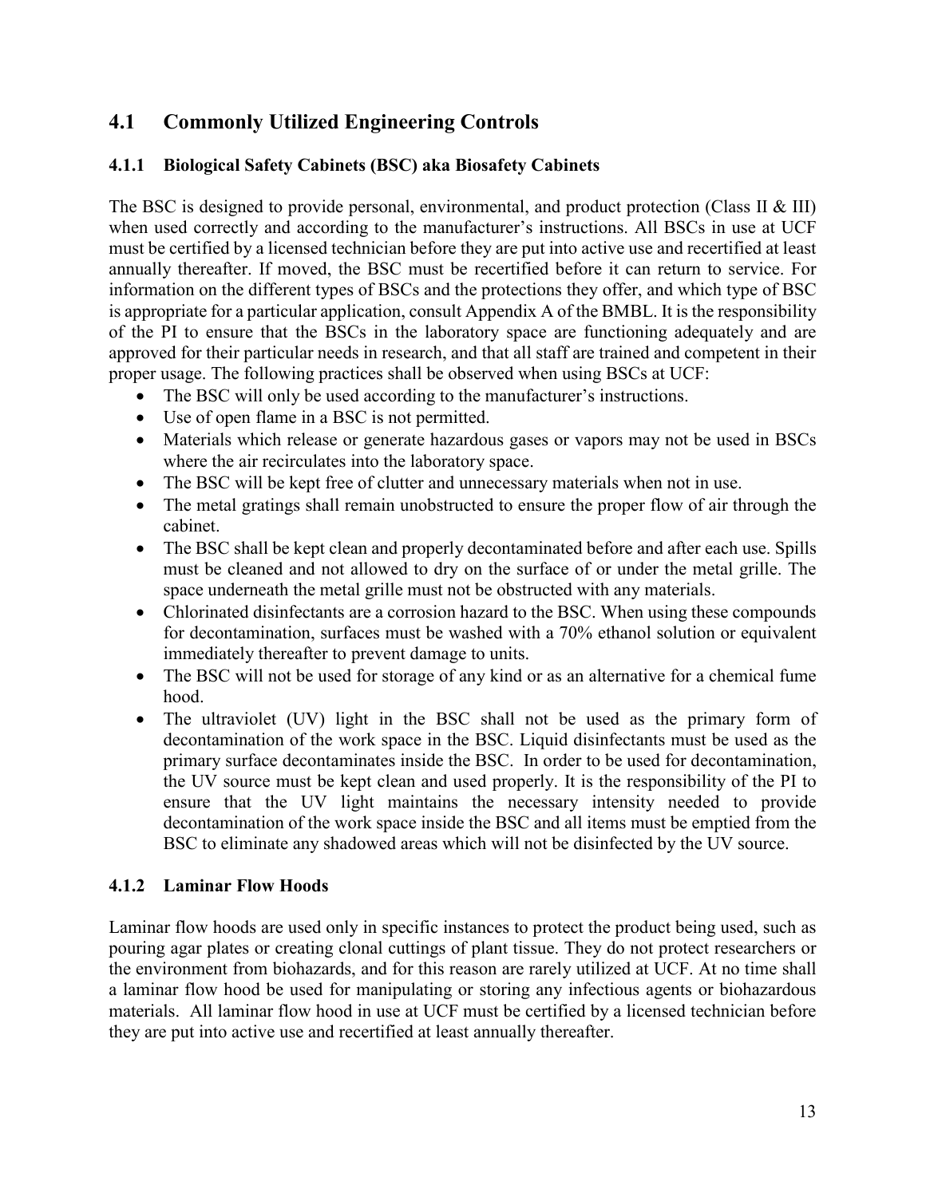## 4.1 Commonly Utilized Engineering Controls

### 4.1.1 Biological Safety Cabinets (BSC) aka Biosafety Cabinets

The BSC is designed to provide personal, environmental, and product protection (Class II & III) when used correctly and according to the manufacturer's instructions. All BSCs in use at UCF must be certified by a licensed technician before they are put into active use and recertified at least annually thereafter. If moved, the BSC must be recertified before it can return to service. For information on the different types of BSCs and the protections they offer, and which type of BSC is appropriate for a particular application, consult Appendix A of the BMBL. It is the responsibility of the PI to ensure that the BSCs in the laboratory space are functioning adequately and are approved for their particular needs in research, and that all staff are trained and competent in their proper usage. The following practices shall be observed when using BSCs at UCF:

- The BSC will only be used according to the manufacturer's instructions.
- Use of open flame in a BSC is not permitted.
- Materials which release or generate hazardous gases or vapors may not be used in BSCs where the air recirculates into the laboratory space.
- The BSC will be kept free of clutter and unnecessary materials when not in use.
- The metal gratings shall remain unobstructed to ensure the proper flow of air through the cabinet.
- The BSC shall be kept clean and properly decontaminated before and after each use. Spills must be cleaned and not allowed to dry on the surface of or under the metal grille. The space underneath the metal grille must not be obstructed with any materials.
- Chlorinated disinfectants are a corrosion hazard to the BSC. When using these compounds for decontamination, surfaces must be washed with a 70% ethanol solution or equivalent immediately thereafter to prevent damage to units.
- The BSC will not be used for storage of any kind or as an alternative for a chemical fume hood.
- The ultraviolet (UV) light in the BSC shall not be used as the primary form of decontamination of the work space in the BSC. Liquid disinfectants must be used as the primary surface decontaminates inside the BSC. In order to be used for decontamination, the UV source must be kept clean and used properly. It is the responsibility of the PI to ensure that the UV light maintains the necessary intensity needed to provide decontamination of the work space inside the BSC and all items must be emptied from the BSC to eliminate any shadowed areas which will not be disinfected by the UV source.

### 4.1.2 Laminar Flow Hoods

Laminar flow hoods are used only in specific instances to protect the product being used, such as pouring agar plates or creating clonal cuttings of plant tissue. They do not protect researchers or the environment from biohazards, and for this reason are rarely utilized at UCF. At no time shall a laminar flow hood be used for manipulating or storing any infectious agents or biohazardous materials. All laminar flow hood in use at UCF must be certified by a licensed technician before they are put into active use and recertified at least annually thereafter.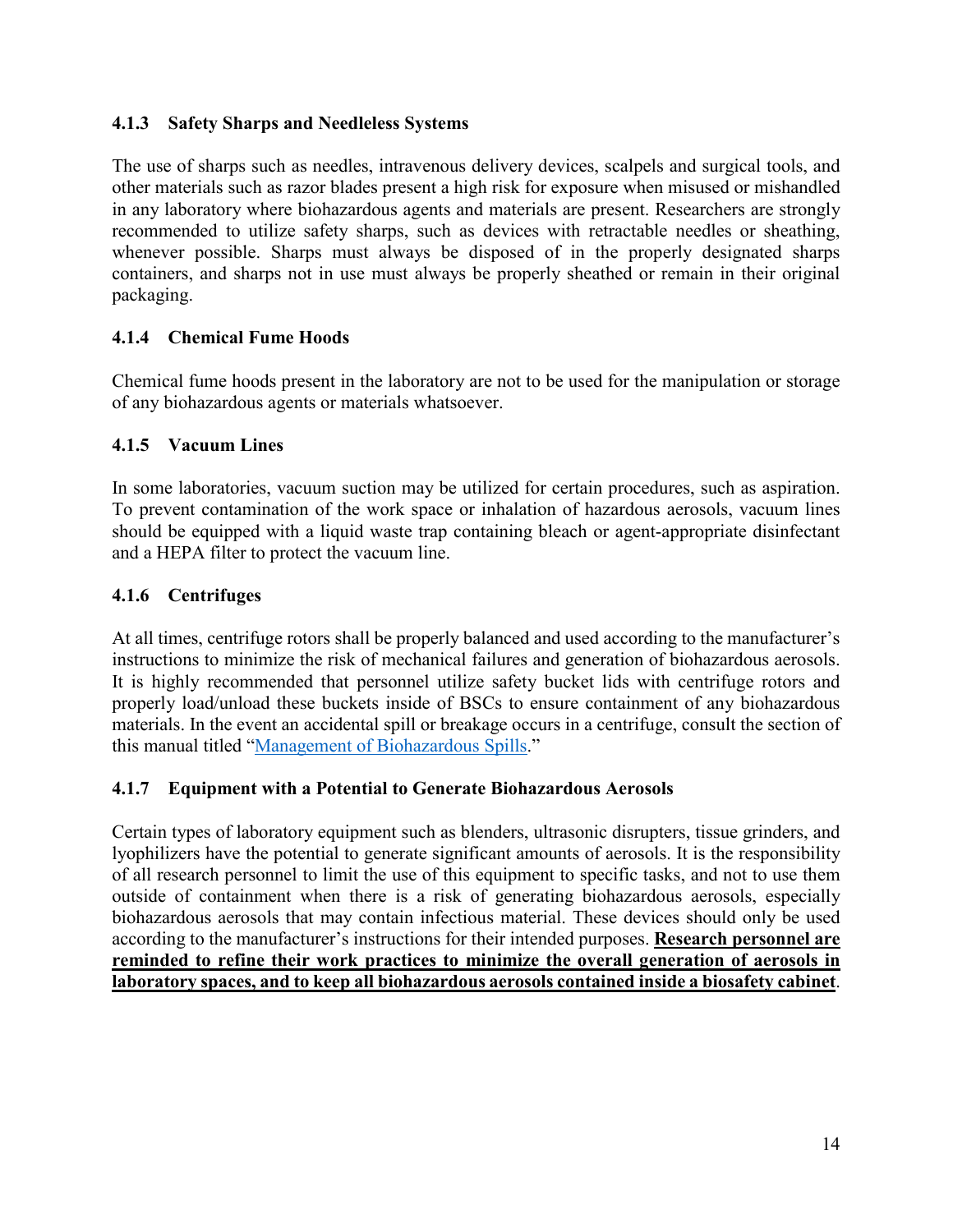### 4.1.3 Safety Sharps and Needleless Systems

The use of sharps such as needles, intravenous delivery devices, scalpels and surgical tools, and other materials such as razor blades present a high risk for exposure when misused or mishandled in any laboratory where biohazardous agents and materials are present. Researchers are strongly recommended to utilize safety sharps, such as devices with retractable needles or sheathing, whenever possible. Sharps must always be disposed of in the properly designated sharps containers, and sharps not in use must always be properly sheathed or remain in their original packaging.

### 4.1.4 Chemical Fume Hoods

Chemical fume hoods present in the laboratory are not to be used for the manipulation or storage of any biohazardous agents or materials whatsoever.

### 4.1.5 Vacuum Lines

In some laboratories, vacuum suction may be utilized for certain procedures, such as aspiration. To prevent contamination of the work space or inhalation of hazardous aerosols, vacuum lines should be equipped with a liquid waste trap containing bleach or agent-appropriate disinfectant and a HEPA filter to protect the vacuum line.

### 4.1.6 Centrifuges

At all times, centrifuge rotors shall be properly balanced and used according to the manufacturer's instructions to minimize the risk of mechanical failures and generation of biohazardous aerosols. It is highly recommended that personnel utilize safety bucket lids with centrifuge rotors and properly load/unload these buckets inside of BSCs to ensure containment of any biohazardous materials. In the event an accidental spill or breakage occurs in a centrifuge, consult the section of this manual titled "Management of Biohazardous Spills."

### 4.1.7 Equipment with a Potential to Generate Biohazardous Aerosols

Certain types of laboratory equipment such as blenders, ultrasonic disrupters, tissue grinders, and lyophilizers have the potential to generate significant amounts of aerosols. It is the responsibility of all research personnel to limit the use of this equipment to specific tasks, and not to use them outside of containment when there is a risk of generating biohazardous aerosols, especially biohazardous aerosols that may contain infectious material. These devices should only be used according to the manufacturer's instructions for their intended purposes. **Research personnel are reminded to refine their work practices to minimize the overall generation of aerosols in laboratory spaces, and to keep all biohazardous aerosols contained inside a biosafety cabinet**.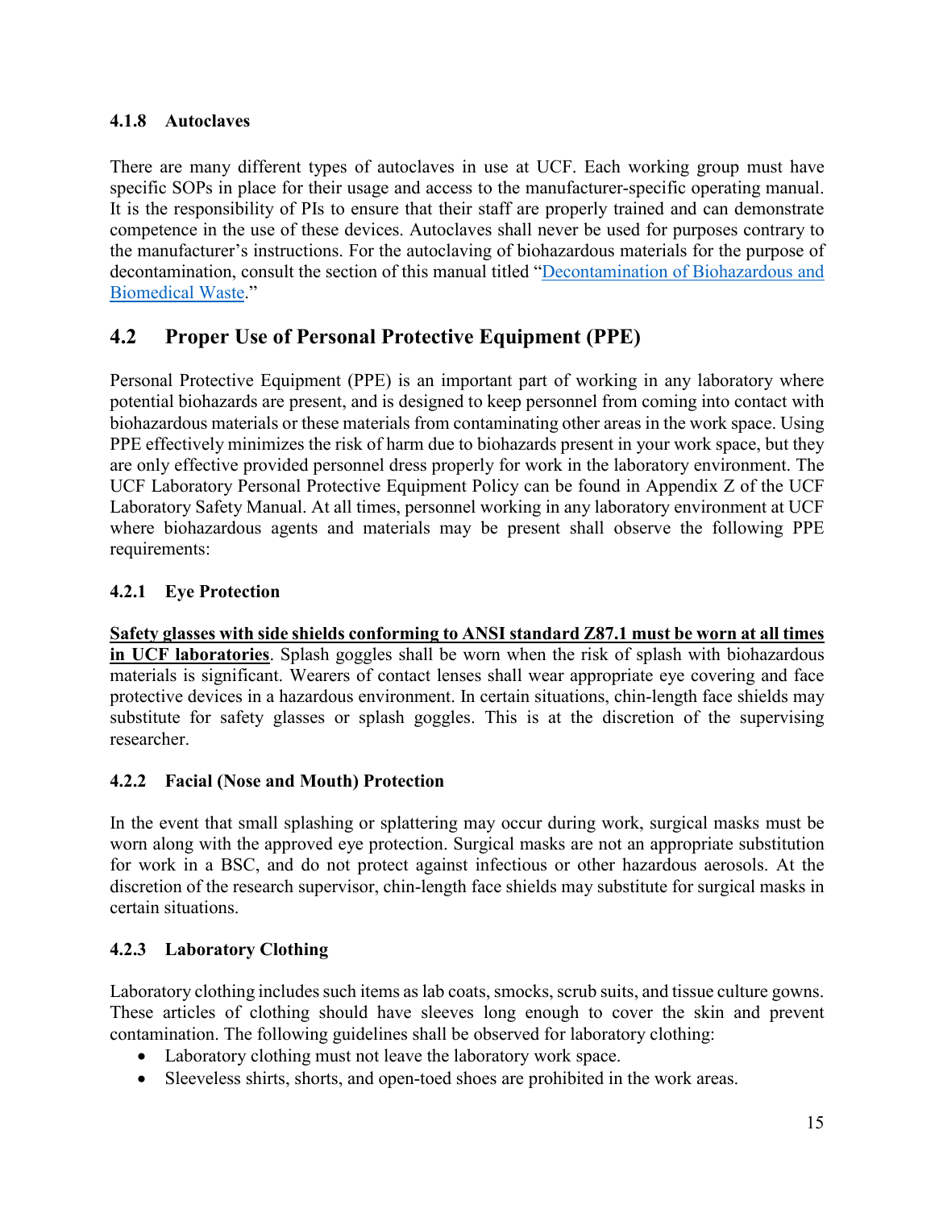### 4.1.8 Autoclaves

There are many different types of autoclaves in use at UCF. Each working group must have specific SOPs in place for their usage and access to the manufacturer-specific operating manual. It is the responsibility of PIs to ensure that their staff are properly trained and can demonstrate competence in the use of these devices. Autoclaves shall never be used for purposes contrary to the manufacturer's instructions. For the autoclaving of biohazardous materials for the purpose of decontamination, consult the section of this manual titled "Decontamination of Biohazardous and Biomedical Waste."

## 4.2 Proper Use of Personal Protective Equipment (PPE)

Personal Protective Equipment (PPE) is an important part of working in any laboratory where potential biohazards are present, and is designed to keep personnel from coming into contact with biohazardous materials or these materials from contaminating other areas in the work space. Using PPE effectively minimizes the risk of harm due to biohazards present in your work space, but they are only effective provided personnel dress properly for work in the laboratory environment. The UCF Laboratory Personal Protective Equipment Policy can be found in Appendix Z of the UCF Laboratory Safety Manual. At all times, personnel working in any laboratory environment at UCF where biohazardous agents and materials may be present shall observe the following PPE requirements:

### 4.2.1 Eye Protection

**Safety glasses with side shields conforming to ANSI standard Z87.1 must be worn at all times in UCF laboratories**. Splash goggles shall be worn when the risk of splash with biohazardous materials is significant. Wearers of contact lenses shall wear appropriate eye covering and face protective devices in a hazardous environment. In certain situations, chin-length face shields may substitute for safety glasses or splash goggles. This is at the discretion of the supervising researcher.

### 4.2.2 Facial (Nose and Mouth) Protection

In the event that small splashing or splattering may occur during work, surgical masks must be worn along with the approved eye protection. Surgical masks are not an appropriate substitution for work in a BSC, and do not protect against infectious or other hazardous aerosols. At the discretion of the research supervisor, chin-length face shields may substitute for surgical masks in certain situations.

### 4.2.3 Laboratory Clothing

Laboratory clothing includes such items as lab coats, smocks, scrub suits, and tissue culture gowns. These articles of clothing should have sleeves long enough to cover the skin and prevent contamination. The following guidelines shall be observed for laboratory clothing:

- Laboratory clothing must not leave the laboratory work space.
- Sleeveless shirts, shorts, and open-toed shoes are prohibited in the work areas.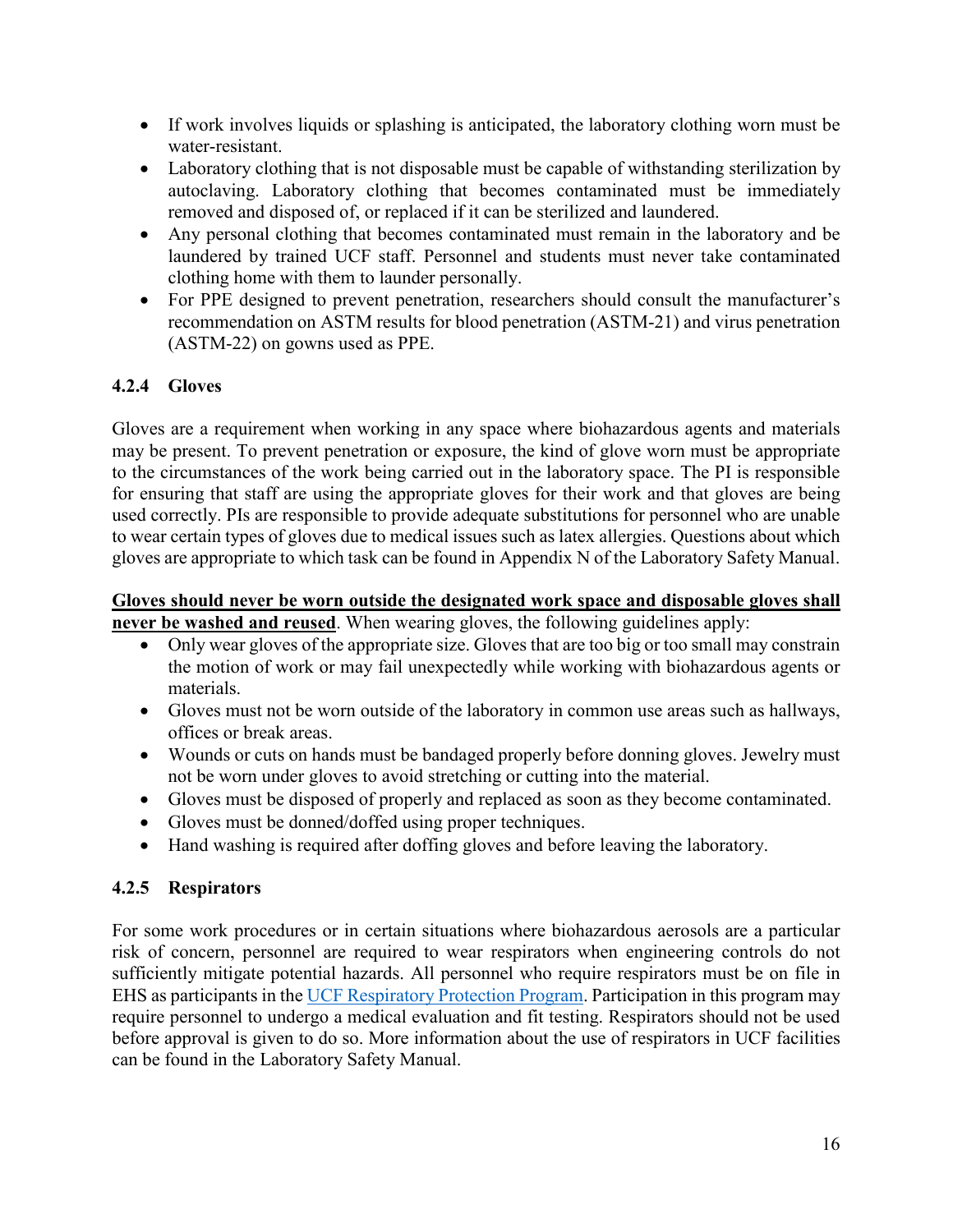- If work involves liquids or splashing is anticipated, the laboratory clothing worn must be water-resistant.
- Laboratory clothing that is not disposable must be capable of withstanding sterilization by autoclaving. Laboratory clothing that becomes contaminated must be immediately removed and disposed of, or replaced if it can be sterilized and laundered.
- Any personal clothing that becomes contaminated must remain in the laboratory and be laundered by trained UCF staff. Personnel and students must never take contaminated clothing home with them to launder personally.
- For PPE designed to prevent penetration, researchers should consult the manufacturer's recommendation on ASTM results for blood penetration (ASTM-21) and virus penetration (ASTM-22) on gowns used as PPE.

### 4.2.4 Gloves

Gloves are a requirement when working in any space where biohazardous agents and materials may be present. To prevent penetration or exposure, the kind of glove worn must be appropriate to the circumstances of the work being carried out in the laboratory space. The PI is responsible for ensuring that staff are using the appropriate gloves for their work and that gloves are being used correctly. PIs are responsible to provide adequate substitutions for personnel who are unable to wear certain types of gloves due to medical issues such as latex allergies. Questions about which gloves are appropriate to which task can be found in Appendix N of the Laboratory Safety Manual.

**Gloves should never be worn outside the designated work space and disposable gloves shall never be washed and reused**. When wearing gloves, the following guidelines apply:

- Only wear gloves of the appropriate size. Gloves that are too big or too small may constrain the motion of work or may fail unexpectedly while working with biohazardous agents or materials.
- Gloves must not be worn outside of the laboratory in common use areas such as hallways, offices or break areas.
- Wounds or cuts on hands must be bandaged properly before donning gloves. Jewelry must not be worn under gloves to avoid stretching or cutting into the material.
- Gloves must be disposed of properly and replaced as soon as they become contaminated.
- Gloves must be donned/doffed using proper techniques.
- Hand washing is required after doffing gloves and before leaving the laboratory.

### 4.2.5 Respirators

For some work procedures or in certain situations where biohazardous aerosols are a particular risk of concern, personnel are required to wear respirators when engineering controls do not sufficiently mitigate potential hazards. All personnel who require respirators must be on file in EHS as participants in the UCF Respiratory Protection Program. Participation in this program may require personnel to undergo a medical evaluation and fit testing. Respirators should not be used before approval is given to do so. More information about the use of respirators in UCF facilities can be found in the Laboratory Safety Manual.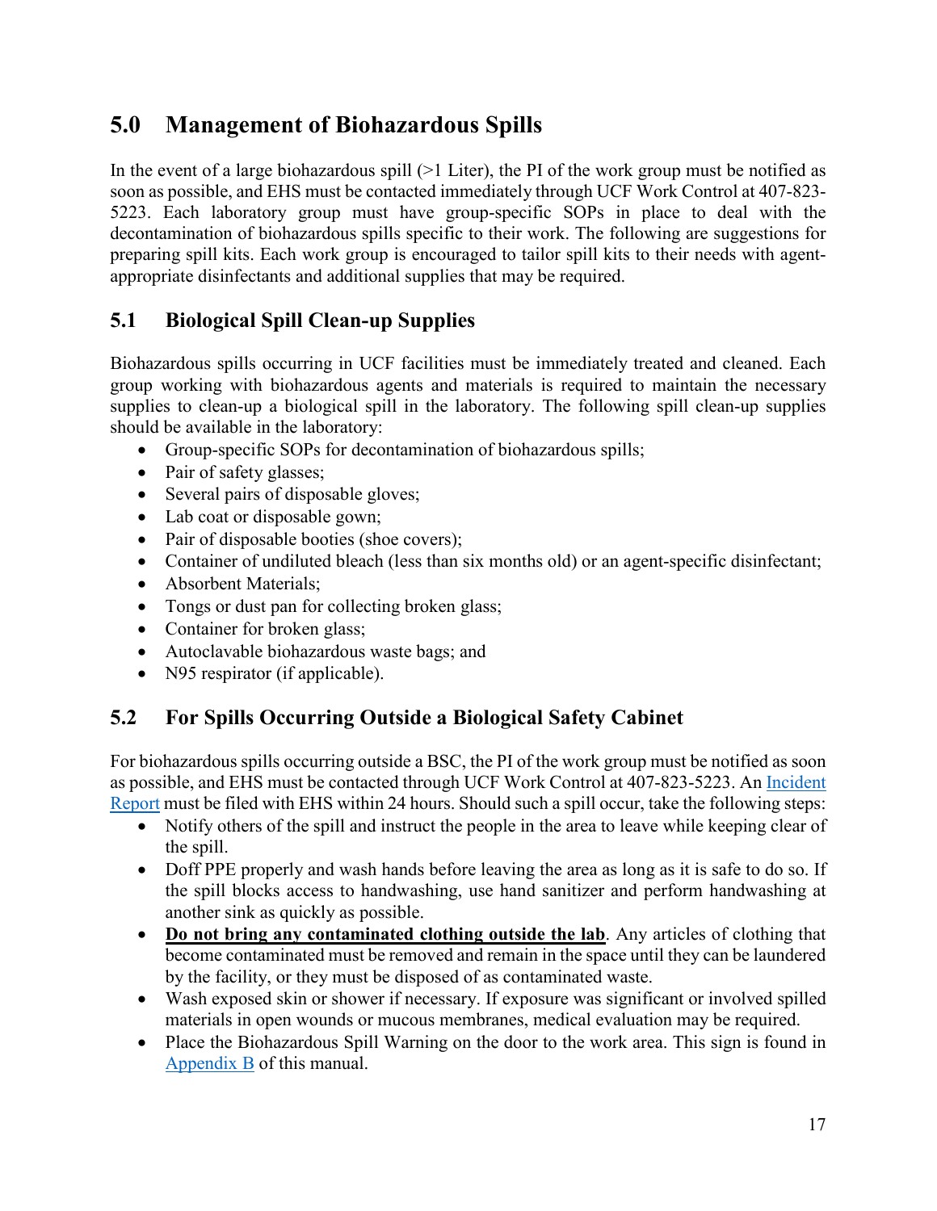## 5.0 Management of Biohazardous Spills

In the event of a large biohazardous spill (>1 Liter), the PI of the work group must be notified as soon as possible, and EHS must be contacted immediately through UCF Work Control at 407-823-5223. Each laboratory group must have group-specific SOPs in place to deal with the decontamination of biohazardous spills specific to their work. The following are suggestions for preparing spill kits. Each work group is encouraged to tailor spill kits to their needs with agent-appropriate disinfectants and additional supplies that may be required.

### 5.1 Biological Spill Clean-up Supplies

Biohazardous spills occurring in UCF facilities must be immediately treated and cleaned. Each group working with biohazardous agents and materials is required to maintain the necessary supplies to clean-up a biological spill in the laboratory. The following spill clean-up supplies should be available in the laboratory:

- Group-specific SOPs for decontamination of biohazardous spills;
- Pair of safety glasses;
- Several pairs of disposable gloves;
- Lab coat or disposable gown;
- Pair of disposable booties (shoe covers);
- Container of undiluted bleach (less than six months old) or an agent-specific disinfectant;
- Absorbent Materials;
- Tongs or dust pan for collecting broken glass;
- Container for broken glass;
- Autoclavable biohazardous waste bags; and
- N95 respirator (if applicable).

### 5.2 For Spills Occurring Outside a Biological Safety Cabinet

For biohazardous spills occurring outside a BSC, the PI of the work group must be notified as soon as possible, and EHS must be contacted through UCF Work Control at 407-823-5223. An Incident Report must be filed with EHS within 24 hours. Should such a spill occur, take the following steps:

- Notify others of the spill and instruct the people in the area to leave while keeping clear of the spill.
- Doff PPE properly and wash hands before leaving the area as long as it is safe to do so. If the spill blocks access to handwashing, use hand sanitizer and perform handwashing at another sink as quickly as possible.
- **Do not bring any contaminated clothing outside the lab**. Any articles of clothing that become contaminated must be removed and remain in the space until they can be laundered by the facility, or they must be disposed of as contaminated waste.
- Wash exposed skin or shower if necessary. If exposure was significant or involved spilled materials in open wounds or mucous membranes, medical evaluation may be required.
- Place the Biohazardous Spill Warning on the door to the work area. This sign is found in Appendix B of this manual.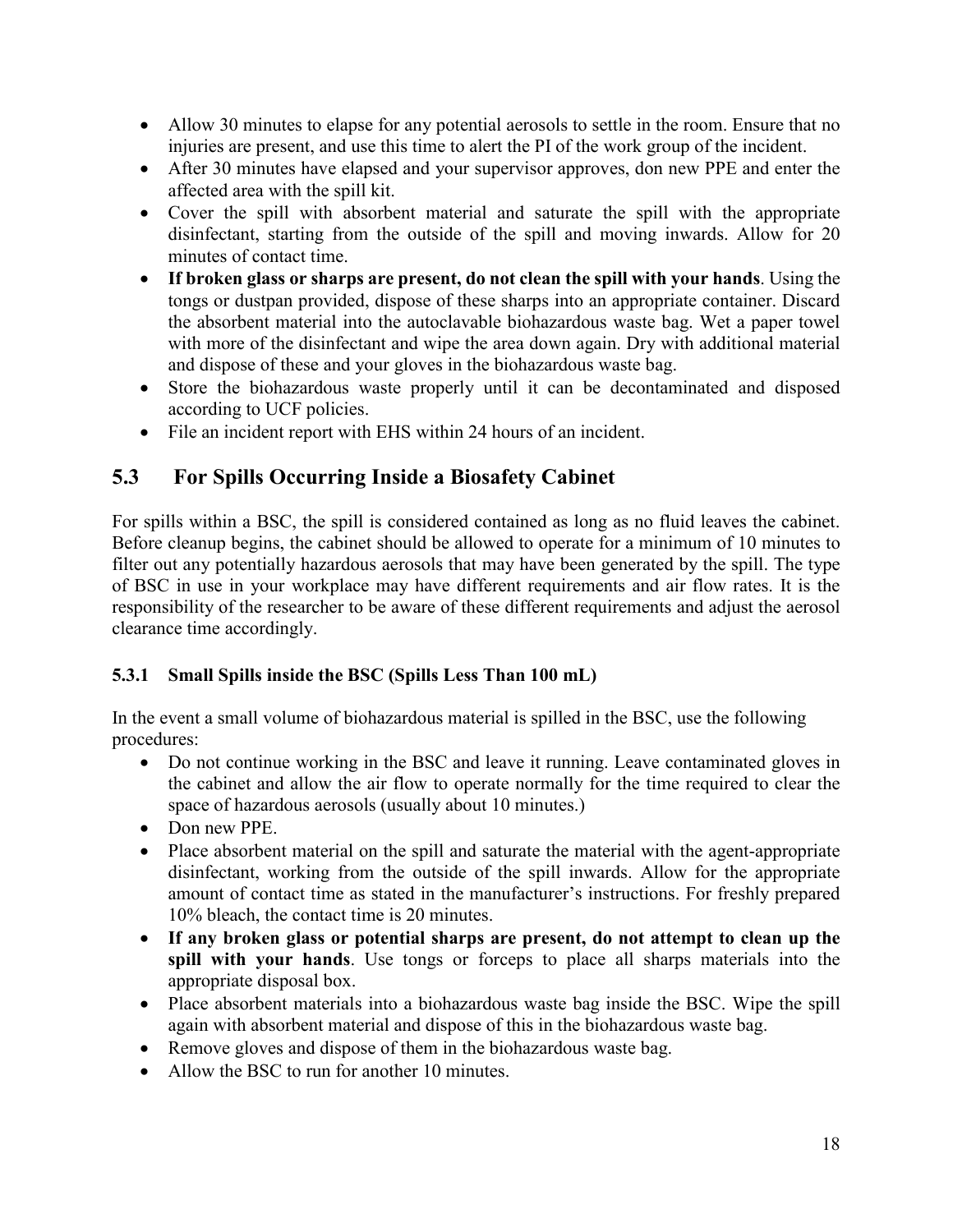- Allow 30 minutes to elapse for any potential aerosols to settle in the room. Ensure that no injuries are present, and use this time to alert the PI of the work group of the incident.
- After 30 minutes have elapsed and your supervisor approves, don new PPE and enter the affected area with the spill kit.
- Cover the spill with absorbent material and saturate the spill with the appropriate disinfectant, starting from the outside of the spill and moving inwards. Allow for 20 minutes of contact time.
- **If broken glass or sharps are present, do not clean the spill with your hands**. Using the tongs or dustpan provided, dispose of these sharps into an appropriate container. Discard the absorbent material into the autoclavable biohazardous waste bag. Wet a paper towel with more of the disinfectant and wipe the area down again. Dry with additional material and dispose of these and your gloves in the biohazardous waste bag.
- Store the biohazardous waste properly until it can be decontaminated and disposed according to UCF policies.
- File an incident report with EHS within 24 hours of an incident.

## 5.3 For Spills Occurring Inside a Biosafety Cabinet

For spills within a BSC, the spill is considered contained as long as no fluid leaves the cabinet. Before cleanup begins, the cabinet should be allowed to operate for a minimum of 10 minutes to filter out any potentially hazardous aerosols that may have been generated by the spill. The type of BSC in use in your workplace may have different requirements and air flow rates. It is the responsibility of the researcher to be aware of these different requirements and adjust the aerosol clearance time accordingly.

### 5.3.1 Small Spills inside the BSC (Spills Less Than 100 mL)

In the event a small volume of biohazardous material is spilled in the BSC, use the following procedures:

- Do not continue working in the BSC and leave it running. Leave contaminated gloves in the cabinet and allow the air flow to operate normally for the time required to clear the space of hazardous aerosols (usually about 10 minutes.)
- Don new PPE.
- Place absorbent material on the spill and saturate the material with the agent-appropriate disinfectant, working from the outside of the spill inwards. Allow for the appropriate amount of contact time as stated in the manufacturer's instructions. For freshly prepared 10% bleach, the contact time is 20 minutes.
- **If any broken glass or potential sharps are present, do not attempt to clean up the spill with your hands**. Use tongs or forceps to place all sharps materials into the appropriate disposal box.
- Place absorbent materials into a biohazardous waste bag inside the BSC. Wipe the spill again with absorbent material and dispose of this in the biohazardous waste bag.
- Remove gloves and dispose of them in the biohazardous waste bag.
- Allow the BSC to run for another 10 minutes.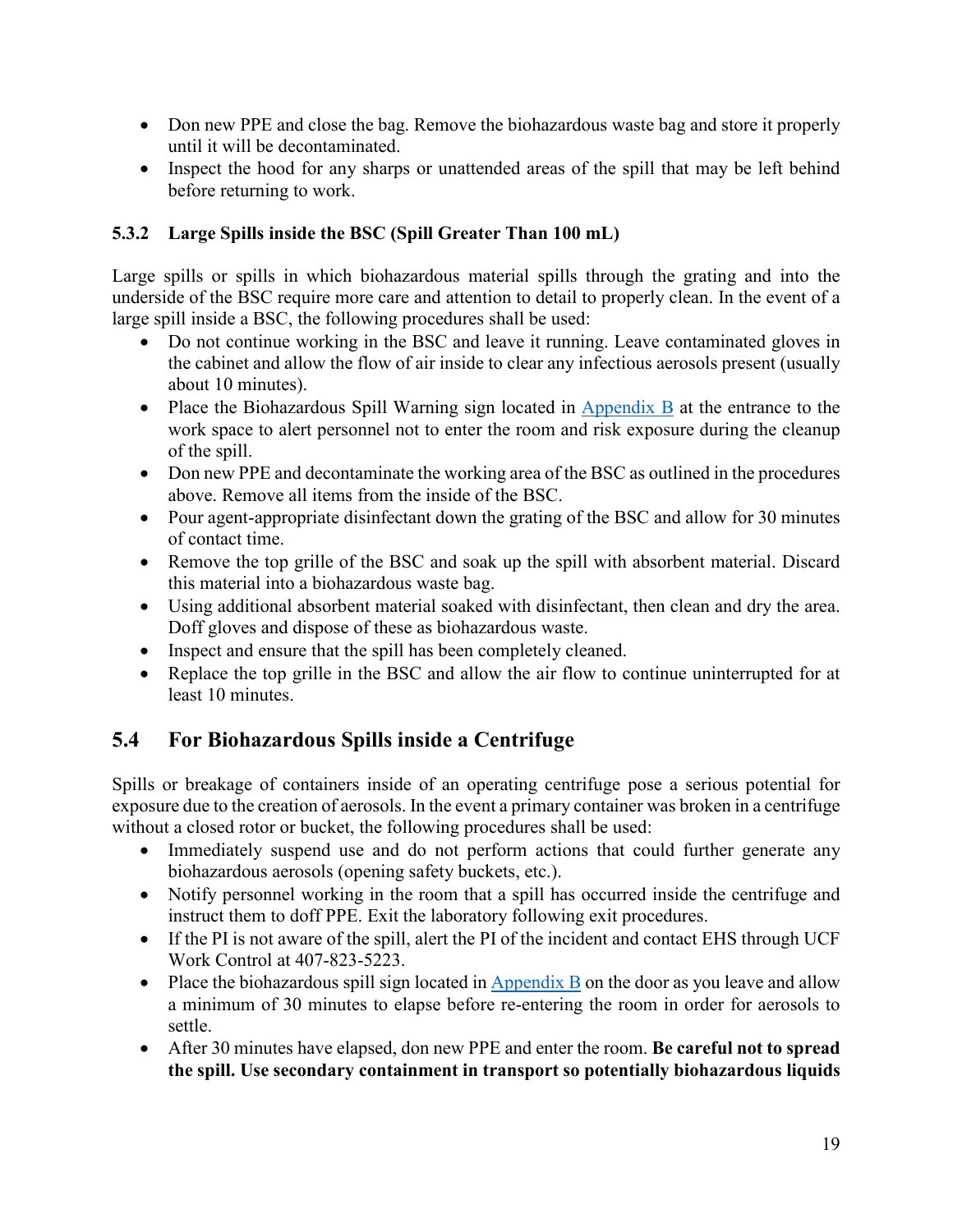- Don new PPE and close the bag. Remove the biohazardous waste bag and store it properly until it will be decontaminated.
- Inspect the hood for any sharps or unattended areas of the spill that may be left behind before returning to work.

### 5.3.2 Large Spills inside the BSC (Spill Greater Than 100 mL)

Large spills or spills in which biohazardous material spills through the grating and into the underside of the BSC require more care and attention to detail to properly clean. In the event of a large spill inside a BSC, the following procedures shall be used:

- Do not continue working in the BSC and leave it running. Leave contaminated gloves in the cabinet and allow the flow of air inside to clear any infectious aerosols present (usually about 10 minutes).
- Place the Biohazardous Spill Warning sign located in Appendix B at the entrance to the work space to alert personnel not to enter the room and risk exposure during the cleanup of the spill.
- Don new PPE and decontaminate the working area of the BSC as outlined in the procedures above. Remove all items from the inside of the BSC.
- Pour agent-appropriate disinfectant down the grating of the BSC and allow for 30 minutes of contact time.
- Remove the top grille of the BSC and soak up the spill with absorbent material. Discard this material into a biohazardous waste bag.
- Using additional absorbent material soaked with disinfectant, then clean and dry the area. Doff gloves and dispose of these as biohazardous waste.
- Inspect and ensure that the spill has been completely cleaned.
- Replace the top grille in the BSC and allow the air flow to continue uninterrupted for at least 10 minutes.

## 5.4 For Biohazardous Spills inside a Centrifuge

Spills or breakage of containers inside of an operating centrifuge pose a serious potential for exposure due to the creation of aerosols. In the event a primary container was broken in a centrifuge without a closed rotor or bucket, the following procedures shall be used:

- Immediately suspend use and do not perform actions that could further generate any biohazardous aerosols (opening safety buckets, etc.).
- Notify personnel working in the room that a spill has occurred inside the centrifuge and instruct them to doff PPE. Exit the laboratory following exit procedures.
- If the PI is not aware of the spill, alert the PI of the incident and contact EHS through UCF Work Control at 407-823-5223.
- Place the biohazardous spill sign located in Appendix B on the door as you leave and allow a minimum of 30 minutes to elapse before re-entering the room in order for aerosols to settle.
- After 30 minutes have elapsed, don new PPE and enter the room. **Be careful not to spread the spill. Use secondary containment in transport so potentially biohazardous liquids**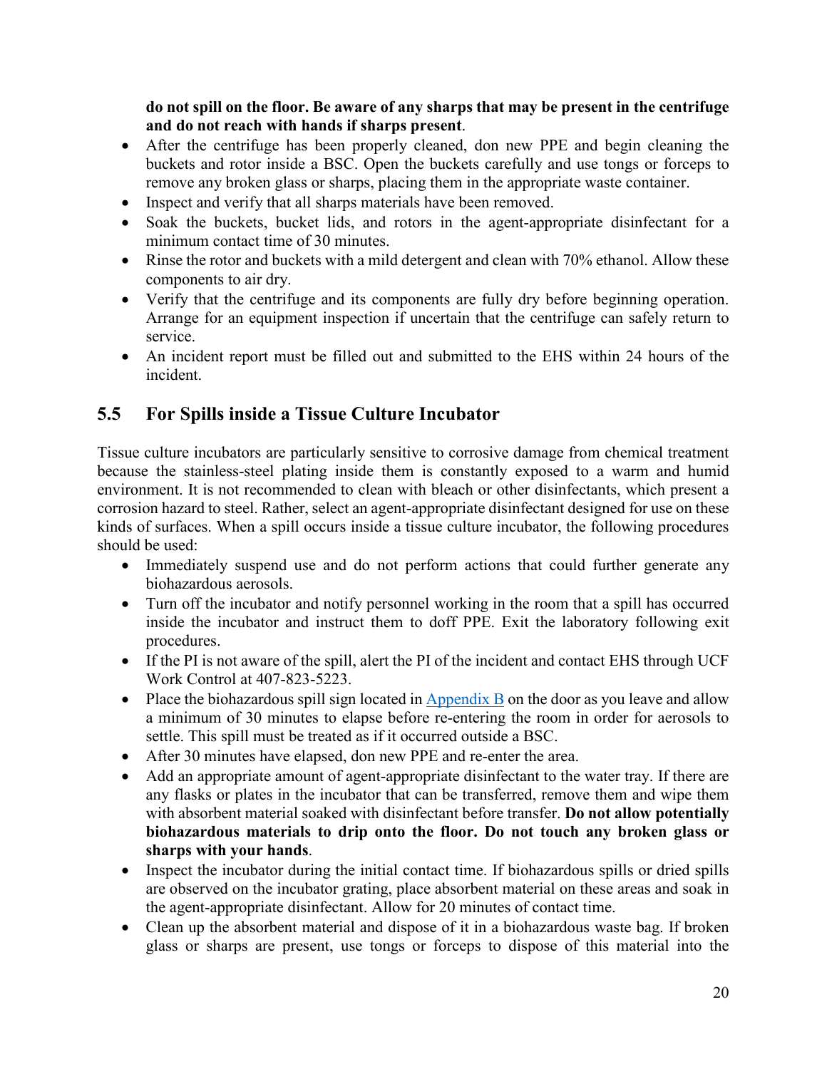**do not spill on the floor. Be aware of any sharps that may be present in the centrifuge and do not reach with hands if sharps present**.

- After the centrifuge has been properly cleaned, don new PPE and begin cleaning the buckets and rotor inside a BSC. Open the buckets carefully and use tongs or forceps to remove any broken glass or sharps, placing them in the appropriate waste container.
- Inspect and verify that all sharps materials have been removed.
- Soak the buckets, bucket lids, and rotors in the agent-appropriate disinfectant for a minimum contact time of 30 minutes.
- Rinse the rotor and buckets with a mild detergent and clean with 70% ethanol. Allow these components to air dry.
- Verify that the centrifuge and its components are fully dry before beginning operation. Arrange for an equipment inspection if uncertain that the centrifuge can safely return to service.
- An incident report must be filled out and submitted to the EHS within 24 hours of the incident.

## 5.5 For Spills inside a Tissue Culture Incubator

Tissue culture incubators are particularly sensitive to corrosive damage from chemical treatment because the stainless-steel plating inside them is constantly exposed to a warm and humid environment. It is not recommended to clean with bleach or other disinfectants, which present a corrosion hazard to steel. Rather, select an agent-appropriate disinfectant designed for use on these kinds of surfaces. When a spill occurs inside a tissue culture incubator, the following procedures should be used:

- Immediately suspend use and do not perform actions that could further generate any biohazardous aerosols.
- Turn off the incubator and notify personnel working in the room that a spill has occurred inside the incubator and instruct them to doff PPE. Exit the laboratory following exit procedures.
- If the PI is not aware of the spill, alert the PI of the incident and contact EHS through UCF Work Control at 407-823-5223.
- Place the biohazardous spill sign located in Appendix B on the door as you leave and allow a minimum of 30 minutes to elapse before re-entering the room in order for aerosols to settle. This spill must be treated as if it occurred outside a BSC.
- After 30 minutes have elapsed, don new PPE and re-enter the area.
- Add an appropriate amount of agent-appropriate disinfectant to the water tray. If there are any flasks or plates in the incubator that can be transferred, remove them and wipe them with absorbent material soaked with disinfectant before transfer. **Do not allow potentially biohazardous materials to drip onto the floor. Do not touch any broken glass or sharps with your hands**.
- Inspect the incubator during the initial contact time. If biohazardous spills or dried spills are observed on the incubator grating, place absorbent material on these areas and soak in the agent-appropriate disinfectant. Allow for 20 minutes of contact time.
- Clean up the absorbent material and dispose of it in a biohazardous waste bag. If broken glass or sharps are present, use tongs or forceps to dispose of this material into the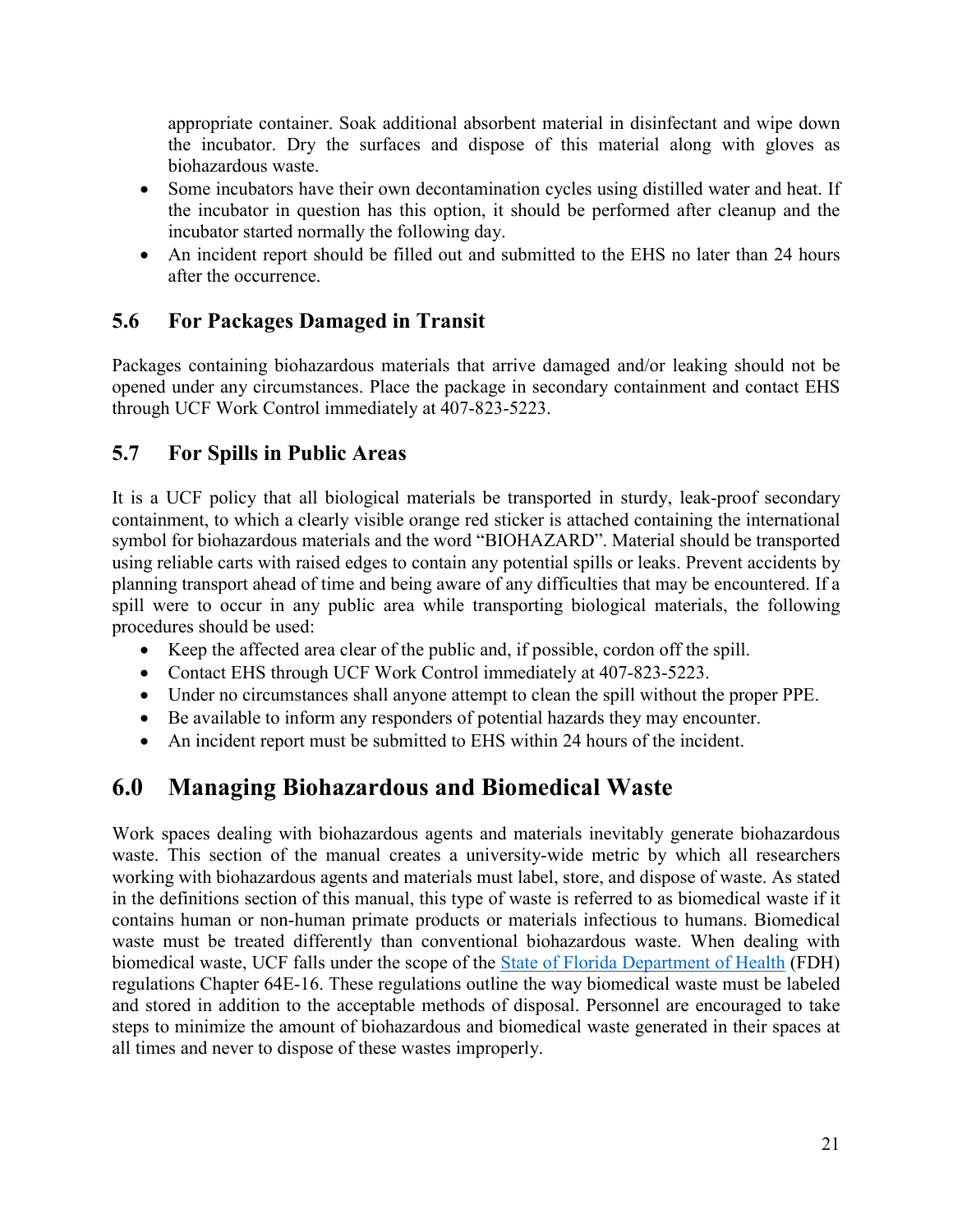appropriate container. Soak additional absorbent material in disinfectant and wipe down the incubator. Dry the surfaces and dispose of this material along with gloves as biohazardous waste.

- Some incubators have their own decontamination cycles using distilled water and heat. If the incubator in question has this option, it should be performed after cleanup and the incubator started normally the following day.
- An incident report should be filled out and submitted to the EHS no later than 24 hours after the occurrence.

## 5.6 For Packages Damaged in Transit

Packages containing biohazardous materials that arrive damaged and/or leaking should not be opened under any circumstances. Place the package in secondary containment and contact EHS through UCF Work Control immediately at 407-823-5223.

## 5.7 For Spills in Public Areas

It is a UCF policy that all biological materials be transported in sturdy, leak-proof secondary containment, to which a clearly visible orange red sticker is attached containing the international symbol for biohazardous materials and the word "BIOHAZARD". Material should be transported using reliable carts with raised edges to contain any potential spills or leaks. Prevent accidents by planning transport ahead of time and being aware of any difficulties that may be encountered. If a spill were to occur in any public area while transporting biological materials, the following procedures should be used:

- Keep the affected area clear of the public and, if possible, cordon off the spill.
- Contact EHS through UCF Work Control immediately at 407-823-5223.
- Under no circumstances shall anyone attempt to clean the spill without the proper PPE.
- Be available to inform any responders of potential hazards they may encounter.
- An incident report must be submitted to EHS within 24 hours of the incident.

# 6.0 Managing Biohazardous and Biomedical Waste

Work spaces dealing with biohazardous agents and materials inevitably generate biohazardous waste. This section of the manual creates a university-wide metric by which all researchers working with biohazardous agents and materials must label, store, and dispose of waste. As stated in the definitions section of this manual, this type of waste is referred to as biomedical waste if it contains human or non-human primate products or materials infectious to humans. Biomedical waste must be treated differently than conventional biohazardous waste. When dealing with biomedical waste, UCF falls under the scope of the State of Florida Department of Health (FDH) regulations Chapter 64E-16. These regulations outline the way biomedical waste must be labeled and stored in addition to the acceptable methods of disposal. Personnel are encouraged to take steps to minimize the amount of biohazardous and biomedical waste generated in their spaces at all times and never to dispose of these wastes improperly.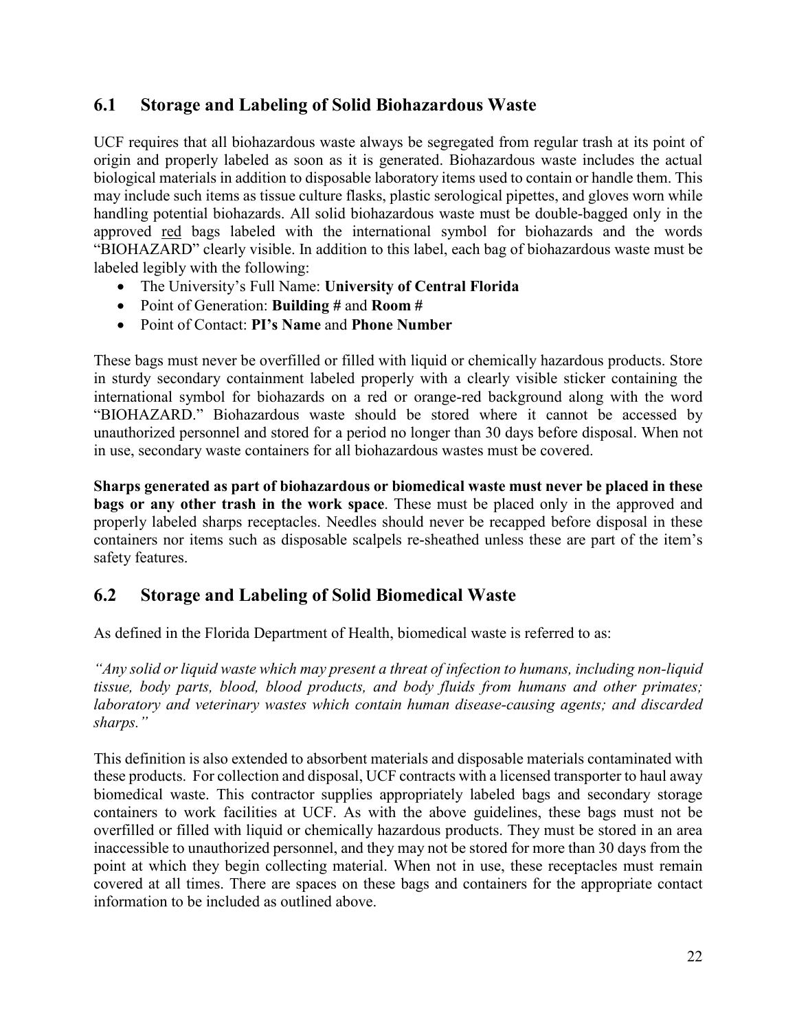## 6.1 Storage and Labeling of Solid Biohazardous Waste

UCF requires that all biohazardous waste always be segregated from regular trash at its point of origin and properly labeled as soon as it is generated. Biohazardous waste includes the actual biological materials in addition to disposable laboratory items used to contain or handle them. This may include such items as tissue culture flasks, plastic serological pipettes, and gloves worn while handling potential biohazards. All solid biohazardous waste must be double-bagged only in the approved <u>red</u> bags labeled with the international symbol for biohazards and the words "BIOHAZARD" clearly visible. In addition to this label, each bag of biohazardous waste must be labeled legibly with the following:

- The University's Full Name: **University of Central Florida**
- Point of Generation: **Building #** and **Room #**
- Point of Contact: **PI's Name** and **Phone Number**

These bags must never be overfilled or filled with liquid or chemically hazardous products. Store in sturdy secondary containment labeled properly with a clearly visible sticker containing the international symbol for biohazards on a red or orange-red background along with the word "BIOHAZARD." Biohazardous waste should be stored where it cannot be accessed by unauthorized personnel and stored for a period no longer than 30 days before disposal. When not in use, secondary waste containers for all biohazardous wastes must be covered.

**Sharps generated as part of biohazardous or biomedical waste must never be placed in these bags or any other trash in the work space**. These must be placed only in the approved and properly labeled sharps receptacles. Needles should never be recapped before disposal in these containers nor items such as disposable scalpels re-sheathed unless these are part of the item's safety features.

## 6.2 Storage and Labeling of Solid Biomedical Waste

As defined in the Florida Department of Health, biomedical waste is referred to as:

*"Any solid or liquid waste which may present a threat of infection to humans, including non-liquid tissue, body parts, blood, blood products, and body fluids from humans and other primates; laboratory and veterinary wastes which contain human disease-causing agents; and discarded sharps."*

This definition is also extended to absorbent materials and disposable materials contaminated with these products. For collection and disposal, UCF contracts with a licensed transporter to haul away biomedical waste. This contractor supplies appropriately labeled bags and secondary storage containers to work facilities at UCF. As with the above guidelines, these bags must not be overfilled or filled with liquid or chemically hazardous products. They must be stored in an area inaccessible to unauthorized personnel, and they may not be stored for more than 30 days from the point at which they begin collecting material. When not in use, these receptacles must remain covered at all times. There are spaces on these bags and containers for the appropriate contact information to be included as outlined above.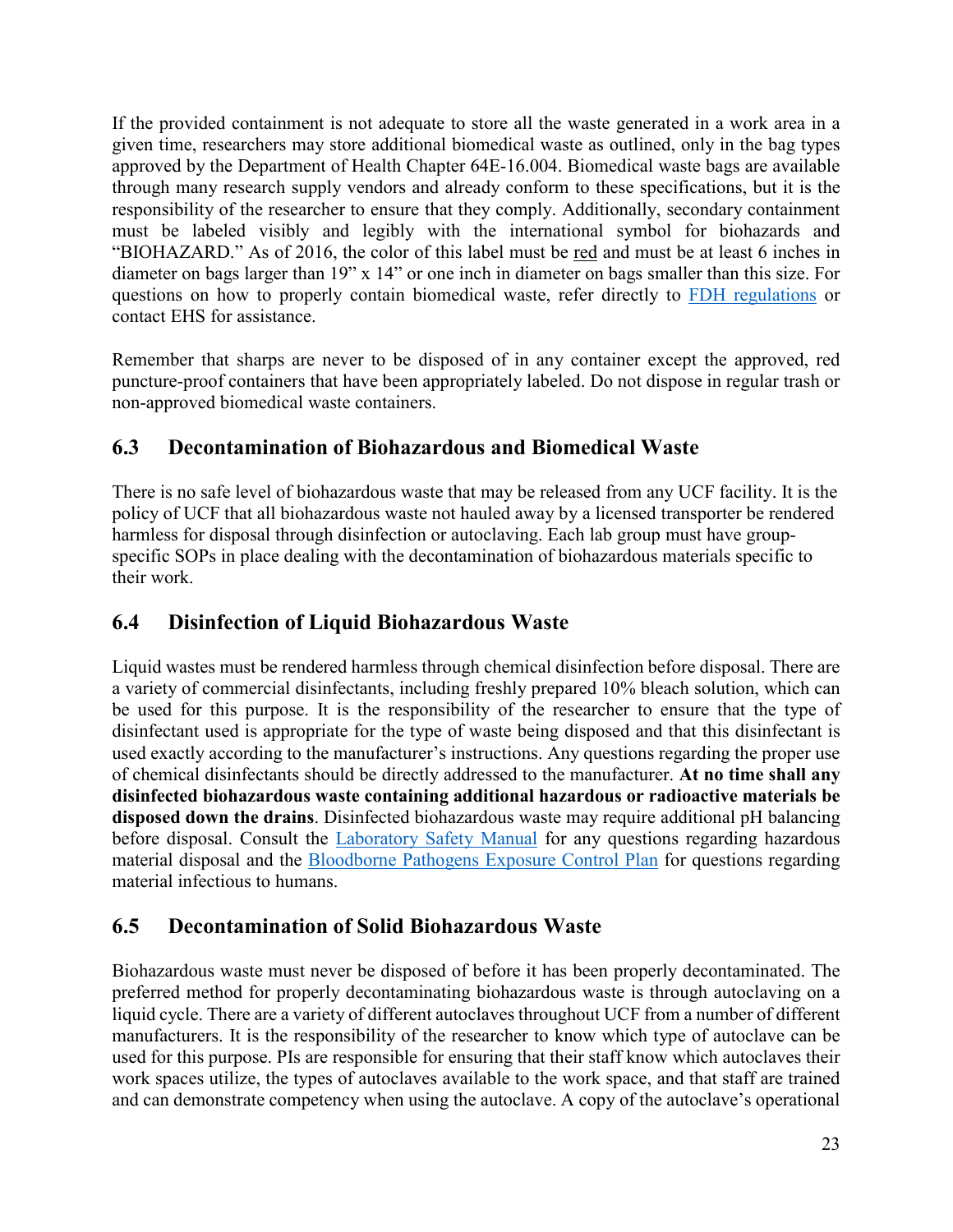If the provided containment is not adequate to store all the waste generated in a work area in a given time, researchers may store additional biomedical waste as outlined, only in the bag types approved by the Department of Health Chapter 64E-16.004. Biomedical waste bags are available through many research supply vendors and already conform to these specifications, but it is the responsibility of the researcher to ensure that they comply. Additionally, secondary containment must be labeled visibly and legibly with the international symbol for biohazards and "BIOHAZARD." As of 2016, the color of this label must be red and must be at least 6 inches in diameter on bags larger than 19" x 14" or one inch in diameter on bags smaller than this size. For questions on how to properly contain biomedical waste, refer directly to FDH regulations or contact EHS for assistance.

Remember that sharps are never to be disposed of in any container except the approved, red puncture-proof containers that have been appropriately labeled. Do not dispose in regular trash or non-approved biomedical waste containers.

## 6.3 Decontamination of Biohazardous and Biomedical Waste

There is no safe level of biohazardous waste that may be released from any UCF facility. It is the policy of UCF that all biohazardous waste not hauled away by a licensed transporter be rendered harmless for disposal through disinfection or autoclaving. Each lab group must have group-specific SOPs in place dealing with the decontamination of biohazardous materials specific to their work.

## 6.4 Disinfection of Liquid Biohazardous Waste

Liquid wastes must be rendered harmless through chemical disinfection before disposal. There are a variety of commercial disinfectants, including freshly prepared 10% bleach solution, which can be used for this purpose. It is the responsibility of the researcher to ensure that the type of disinfectant used is appropriate for the type of waste being disposed and that this disinfectant is used exactly according to the manufacturer's instructions. Any questions regarding the proper use of chemical disinfectants should be directly addressed to the manufacturer. **At no time shall any disinfected biohazardous waste containing additional hazardous or radioactive materials be disposed down the drains**. Disinfected biohazardous waste may require additional pH balancing before disposal. Consult the Laboratory Safety Manual for any questions regarding hazardous material disposal and the Bloodborne Pathogens Exposure Control Plan for questions regarding material infectious to humans.

## 6.5 Decontamination of Solid Biohazardous Waste

Biohazardous waste must never be disposed of before it has been properly decontaminated. The preferred method for properly decontaminating biohazardous waste is through autoclaving on a liquid cycle. There are a variety of different autoclaves throughout UCF from a number of different manufacturers. It is the responsibility of the researcher to know which type of autoclave can be used for this purpose. PIs are responsible for ensuring that their staff know which autoclaves their work spaces utilize, the types of autoclaves available to the work space, and that staff are trained and can demonstrate competency when using the autoclave. A copy of the autoclave's operational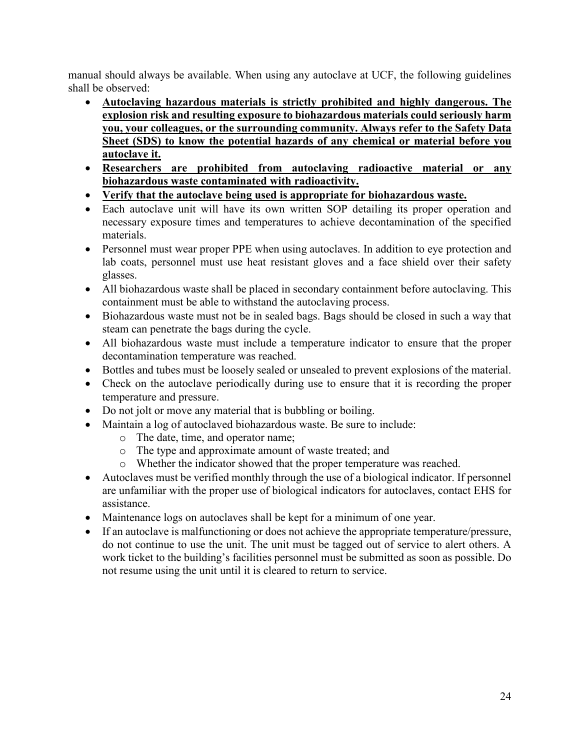manual should always be available. When using any autoclave at UCF, the following guidelines shall be observed:

- **Autoclaving hazardous materials is strictly prohibited and highly dangerous. The explosion risk and resulting exposure to biohazardous materials could seriously harm you, your colleagues, or the surrounding community. Always refer to the Safety Data Sheet (SDS) to know the potential hazards of any chemical or material before you autoclave it.**
- **Researchers are prohibited from autoclaving radioactive material or any biohazardous waste contaminated with radioactivity.**
- **Verify that the autoclave being used is appropriate for biohazardous waste.**
- Each autoclave unit will have its own written SOP detailing its proper operation and necessary exposure times and temperatures to achieve decontamination of the specified materials.
- Personnel must wear proper PPE when using autoclaves. In addition to eye protection and lab coats, personnel must use heat resistant gloves and a face shield over their safety glasses.
- All biohazardous waste shall be placed in secondary containment before autoclaving. This containment must be able to withstand the autoclaving process.
- Biohazardous waste must not be in sealed bags. Bags should be closed in such a way that steam can penetrate the bags during the cycle.
- All biohazardous waste must include a temperature indicator to ensure that the proper decontamination temperature was reached.
- Bottles and tubes must be loosely sealed or unsealed to prevent explosions of the material.
- Check on the autoclave periodically during use to ensure that it is recording the proper temperature and pressure.
- Do not jolt or move any material that is bubbling or boiling.
- Maintain a log of autoclaved biohazardous waste. Be sure to include:
  - The date, time, and operator name;
  - The type and approximate amount of waste treated; and
  - Whether the indicator showed that the proper temperature was reached.
- Autoclaves must be verified monthly through the use of a biological indicator. If personnel are unfamiliar with the proper use of biological indicators for autoclaves, contact EHS for assistance.
- Maintenance logs on autoclaves shall be kept for a minimum of one year.
- If an autoclave is malfunctioning or does not achieve the appropriate temperature/pressure, do not continue to use the unit. The unit must be tagged out of service to alert others. A work ticket to the building's facilities personnel must be submitted as soon as possible. Do not resume using the unit until it is cleared to return to service.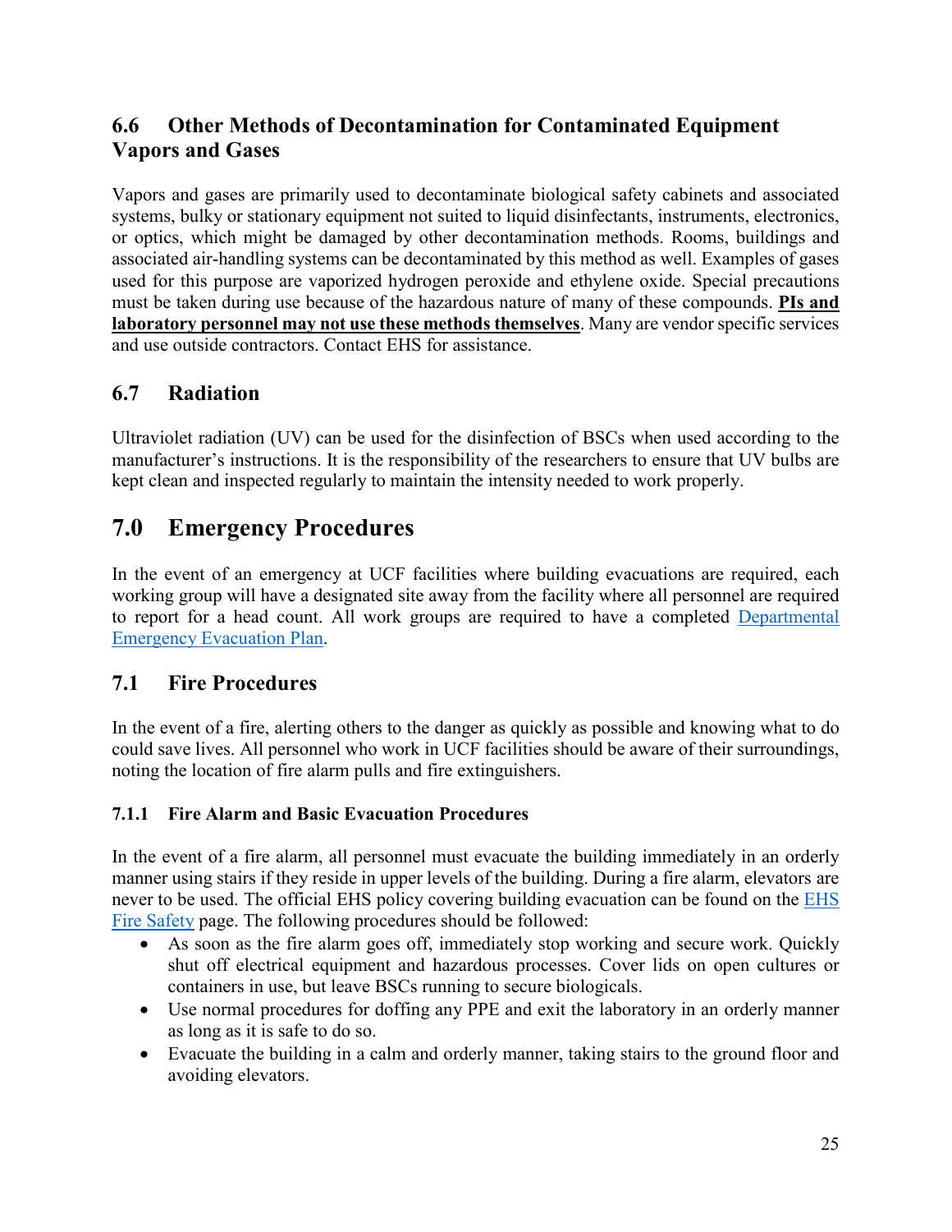## 6.6 Other Methods of Decontamination for Contaminated Equipment Vapors and Gases

Vapors and gases are primarily used to decontaminate biological safety cabinets and associated systems, bulky or stationary equipment not suited to liquid disinfectants, instruments, electronics, or optics, which might be damaged by other decontamination methods. Rooms, buildings and associated air-handling systems can be decontaminated by this method as well. Examples of gases used for this purpose are vaporized hydrogen peroxide and ethylene oxide. Special precautions must be taken during use because of the hazardous nature of many of these compounds. **<u>PIs and laboratory personnel may not use these methods themselves</u>**. Many are vendor specific services and use outside contractors. Contact EHS for assistance.

## 6.7 Radiation

Ultraviolet radiation (UV) can be used for the disinfection of BSCs when used according to the manufacturer's instructions. It is the responsibility of the researchers to ensure that UV bulbs are kept clean and inspected regularly to maintain the intensity needed to work properly.

# 7.0 Emergency Procedures

In the event of an emergency at UCF facilities where building evacuations are required, each working group will have a designated site away from the facility where all personnel are required to report for a head count. All work groups are required to have a completed [Departmental Emergency Evacuation Plan](Departmental Emergency Evacuation Plan).

## 7.1 Fire Procedures

In the event of a fire, alerting others to the danger as quickly as possible and knowing what to do could save lives. All personnel who work in UCF facilities should be aware of their surroundings, noting the location of fire alarm pulls and fire extinguishers.

### 7.1.1 Fire Alarm and Basic Evacuation Procedures

In the event of a fire alarm, all personnel must evacuate the building immediately in an orderly manner using stairs if they reside in upper levels of the building. During a fire alarm, elevators are never to be used. The official EHS policy covering building evacuation can be found on the [EHS Fire Safety](EHS Fire Safety) page. The following procedures should be followed:

- As soon as the fire alarm goes off, immediately stop working and secure work. Quickly shut off electrical equipment and hazardous processes. Cover lids on open cultures or containers in use, but leave BSCs running to secure biologicals.
- Use normal procedures for doffing any PPE and exit the laboratory in an orderly manner as long as it is safe to do so.
- Evacuate the building in a calm and orderly manner, taking stairs to the ground floor and avoiding elevators.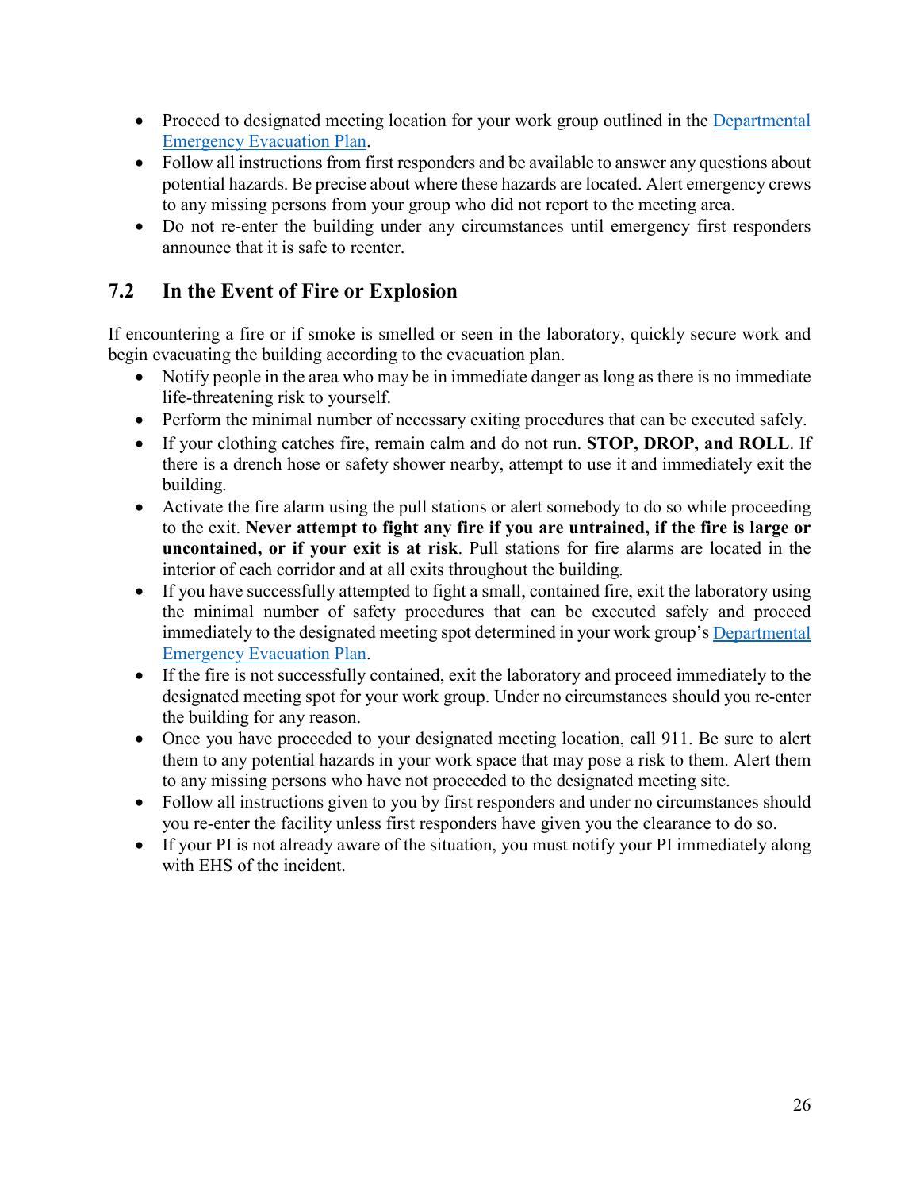- Proceed to designated meeting location for your work group outlined in the [Departmental Emergency Evacuation Plan](#).
- Follow all instructions from first responders and be available to answer any questions about potential hazards. Be precise about where these hazards are located. Alert emergency crews to any missing persons from your group who did not report to the meeting area.
- Do not re-enter the building under any circumstances until emergency first responders announce that it is safe to reenter.

## 7.2 In the Event of Fire or Explosion

If encountering a fire or if smoke is smelled or seen in the laboratory, quickly secure work and begin evacuating the building according to the evacuation plan.

- Notify people in the area who may be in immediate danger as long as there is no immediate life-threatening risk to yourself.
- Perform the minimal number of necessary exiting procedures that can be executed safely.
- If your clothing catches fire, remain calm and do not run. **STOP, DROP, and ROLL**. If there is a drench hose or safety shower nearby, attempt to use it and immediately exit the building.
- Activate the fire alarm using the pull stations or alert somebody to do so while proceeding to the exit. **Never attempt to fight any fire if you are untrained, if the fire is large or uncontained, or if your exit is at risk**. Pull stations for fire alarms are located in the interior of each corridor and at all exits throughout the building.
- If you have successfully attempted to fight a small, contained fire, exit the laboratory using the minimal number of safety procedures that can be executed safely and proceed immediately to the designated meeting spot determined in your work group's [Departmental Emergency Evacuation Plan](#).
- If the fire is not successfully contained, exit the laboratory and proceed immediately to the designated meeting spot for your work group. Under no circumstances should you re-enter the building for any reason.
- Once you have proceeded to your designated meeting location, call 911. Be sure to alert them to any potential hazards in your work space that may pose a risk to them. Alert them to any missing persons who have not proceeded to the designated meeting site.
- Follow all instructions given to you by first responders and under no circumstances should you re-enter the facility unless first responders have given you the clearance to do so.
- If your PI is not already aware of the situation, you must notify your PI immediately along with EHS of the incident.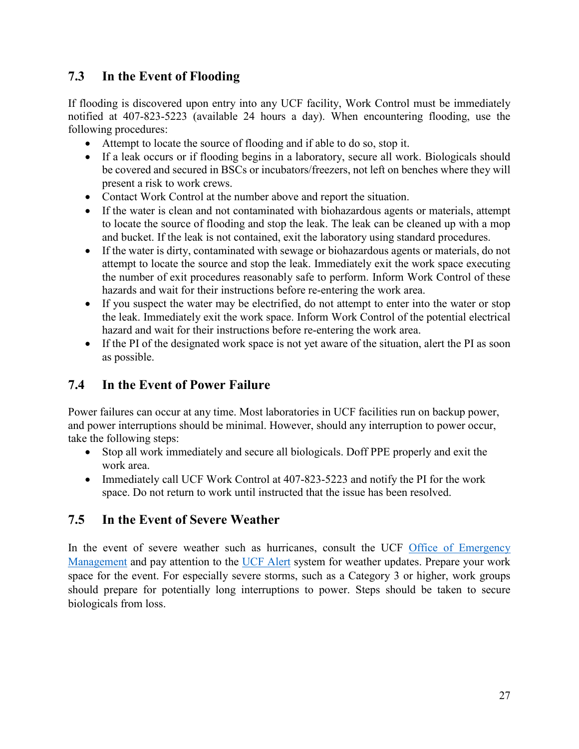## 7.3 In the Event of Flooding

If flooding is discovered upon entry into any UCF facility, Work Control must be immediately notified at 407-823-5223 (available 24 hours a day). When encountering flooding, use the following procedures:

- Attempt to locate the source of flooding and if able to do so, stop it.
- If a leak occurs or if flooding begins in a laboratory, secure all work. Biologicals should be covered and secured in BSCs or incubators/freezers, not left on benches where they will present a risk to work crews.
- Contact Work Control at the number above and report the situation.
- If the water is clean and not contaminated with biohazardous agents or materials, attempt to locate the source of flooding and stop the leak. The leak can be cleaned up with a mop and bucket. If the leak is not contained, exit the laboratory using standard procedures.
- If the water is dirty, contaminated with sewage or biohazardous agents or materials, do not attempt to locate the source and stop the leak. Immediately exit the work space executing the number of exit procedures reasonably safe to perform. Inform Work Control of these hazards and wait for their instructions before re-entering the work area.
- If you suspect the water may be electrified, do not attempt to enter into the water or stop the leak. Immediately exit the work space. Inform Work Control of the potential electrical hazard and wait for their instructions before re-entering the work area.
- If the PI of the designated work space is not yet aware of the situation, alert the PI as soon as possible.

## 7.4 In the Event of Power Failure

Power failures can occur at any time. Most laboratories in UCF facilities run on backup power, and power interruptions should be minimal. However, should any interruption to power occur, take the following steps:

- Stop all work immediately and secure all biologicals. Doff PPE properly and exit the work area.
- Immediately call UCF Work Control at 407-823-5223 and notify the PI for the work space. Do not return to work until instructed that the issue has been resolved.

## 7.5 In the Event of Severe Weather

In the event of severe weather such as hurricanes, consult the UCF Office of Emergency Management and pay attention to the UCF Alert system for weather updates. Prepare your work space for the event. For especially severe storms, such as a Category 3 or higher, work groups should prepare for potentially long interruptions to power. Steps should be taken to secure biologicals from loss.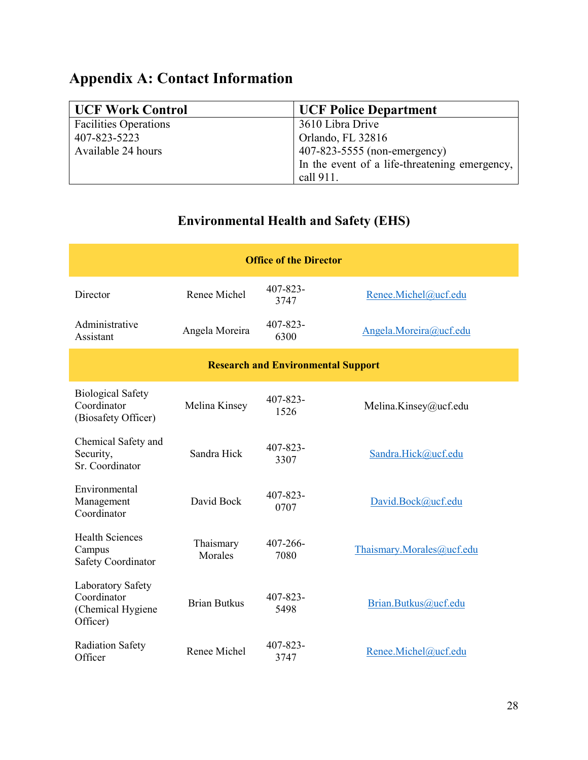# Appendix A: Contact Information

| UCF Work Control | UCF Police Department |
|---|---|
| Facilities Operations<br>407-823-5223<br>Available 24 hours | 3610 Libra Drive<br>Orlando, FL 32816<br>407-823-5555 (non-emergency)<br>In the event of a life-threatening emergency, call 911. |

## Environmental Health and Safety (EHS)

| Office of the Director | | | |
|---|---|---|---|
| Director | Renee Michel | 407-823-3747 | Renee.Michel@ucf.edu |
| Administrative Assistant | Angela Moreira | 407-823-6300 | Angela.Moreira@ucf.edu |
| **Research and Environmental Support** | | | |
| Biological Safety Coordinator (Biosafety Officer) | Melina Kinsey | 407-823-1526 | Melina.Kinsey@ucf.edu |
| Chemical Safety and Security, Sr. Coordinator | Sandra Hick | 407-823-3307 | Sandra.Hick@ucf.edu |
| Environmental Management Coordinator | David Bock | 407-823-0707 | David.Bock@ucf.edu |
| Health Sciences Campus Safety Coordinator | Thaismary Morales | 407-266-7080 | Thaismary.Morales@ucf.edu |
| Laboratory Safety Coordinator (Chemical Hygiene Officer) | Brian Butkus | 407-823-5498 | Brian.Butkus@ucf.edu |
| Radiation Safety Officer | Renee Michel | 407-823-3747 | Renee.Michel@ucf.edu |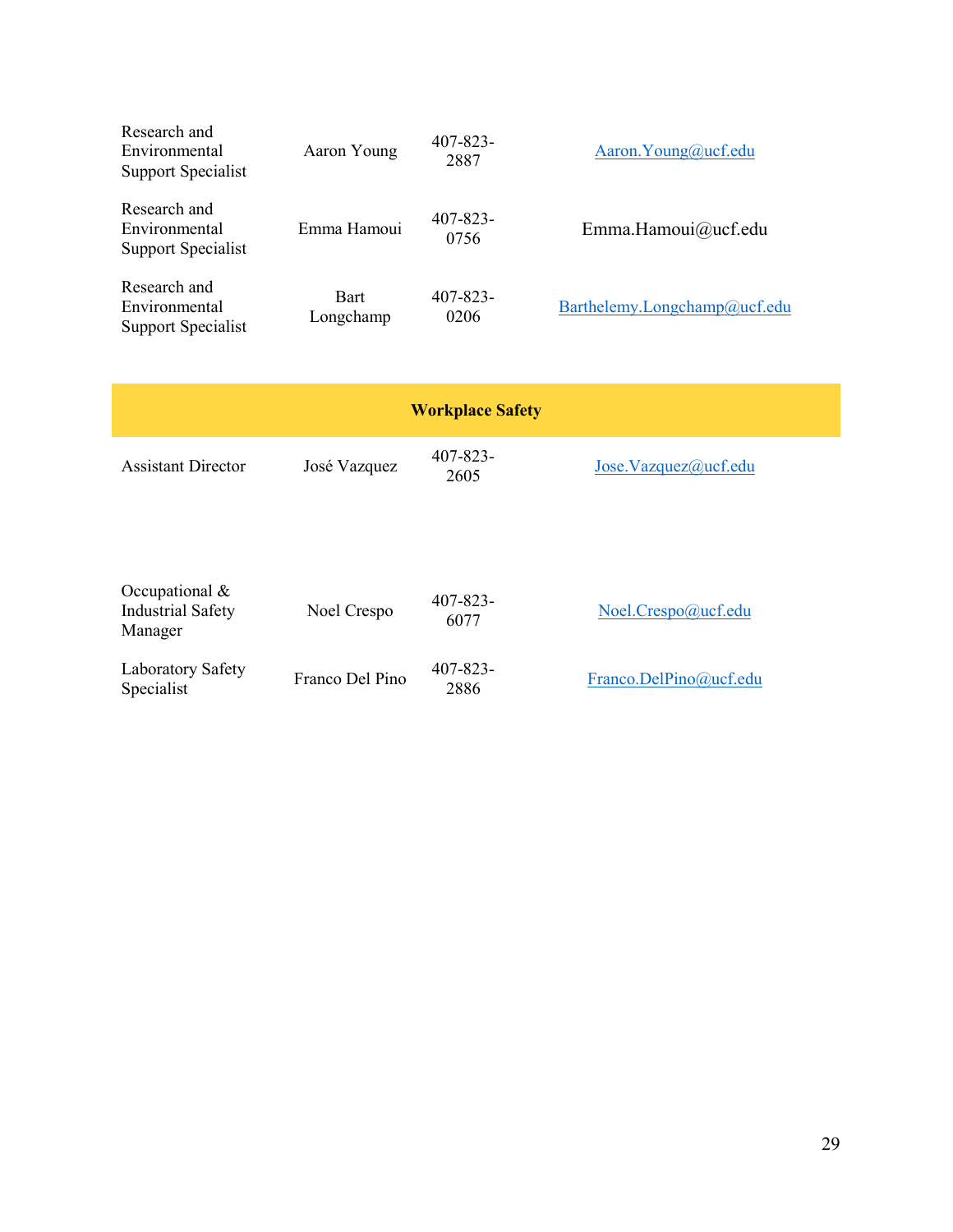| | | | |
|---|---|---|---|
| Research and Environmental Support Specialist | Aaron Young | 407-823-2887 | Aaron.Young@ucf.edu |
| Research and Environmental Support Specialist | Emma Hamoui | 407-823-0756 | Emma.Hamoui@ucf.edu |
| Research and Environmental Support Specialist | Bart Longchamp | 407-823-0206 | Barthelemy.Longchamp@ucf.edu |
| **Workplace Safety** | | | |
| Assistant Director | José Vazquez | 407-823-2605 | Jose.Vazquez@ucf.edu |
| Occupational & Industrial Safety Manager | Noel Crespo | 407-823-6077 | Noel.Crespo@ucf.edu |
| Laboratory Safety Specialist | Franco Del Pino | 407-823-2886 | Franco.DelPino@ucf.edu |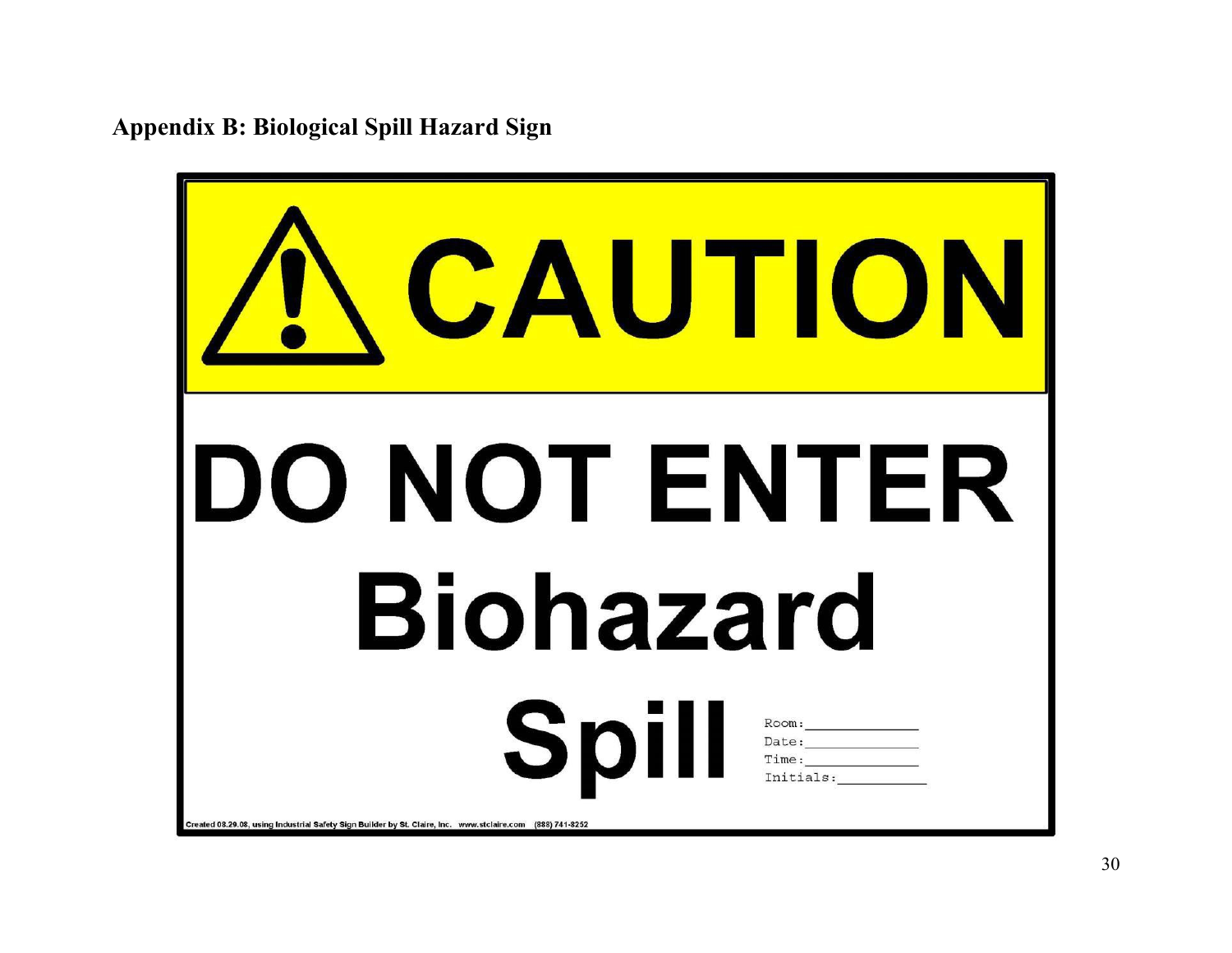## Appendix B: Biological Spill Hazard Sign

# CAUTION

# DO NOT ENTER

# Biohazard

# Spill

Room:\_\_\_\_\_\_\_\_\_\_\_\_

Date:\_\_\_\_\_\_\_\_\_\_\_\_

Time:\_\_\_\_\_\_\_\_\_\_\_\_

Initials:\_\_\_\_\_\_\_\_\_\_

Created 08.29.08, using Industrial Safety Sign Builder by St. Claire, Inc. www.stclaire.com (888) 741-8252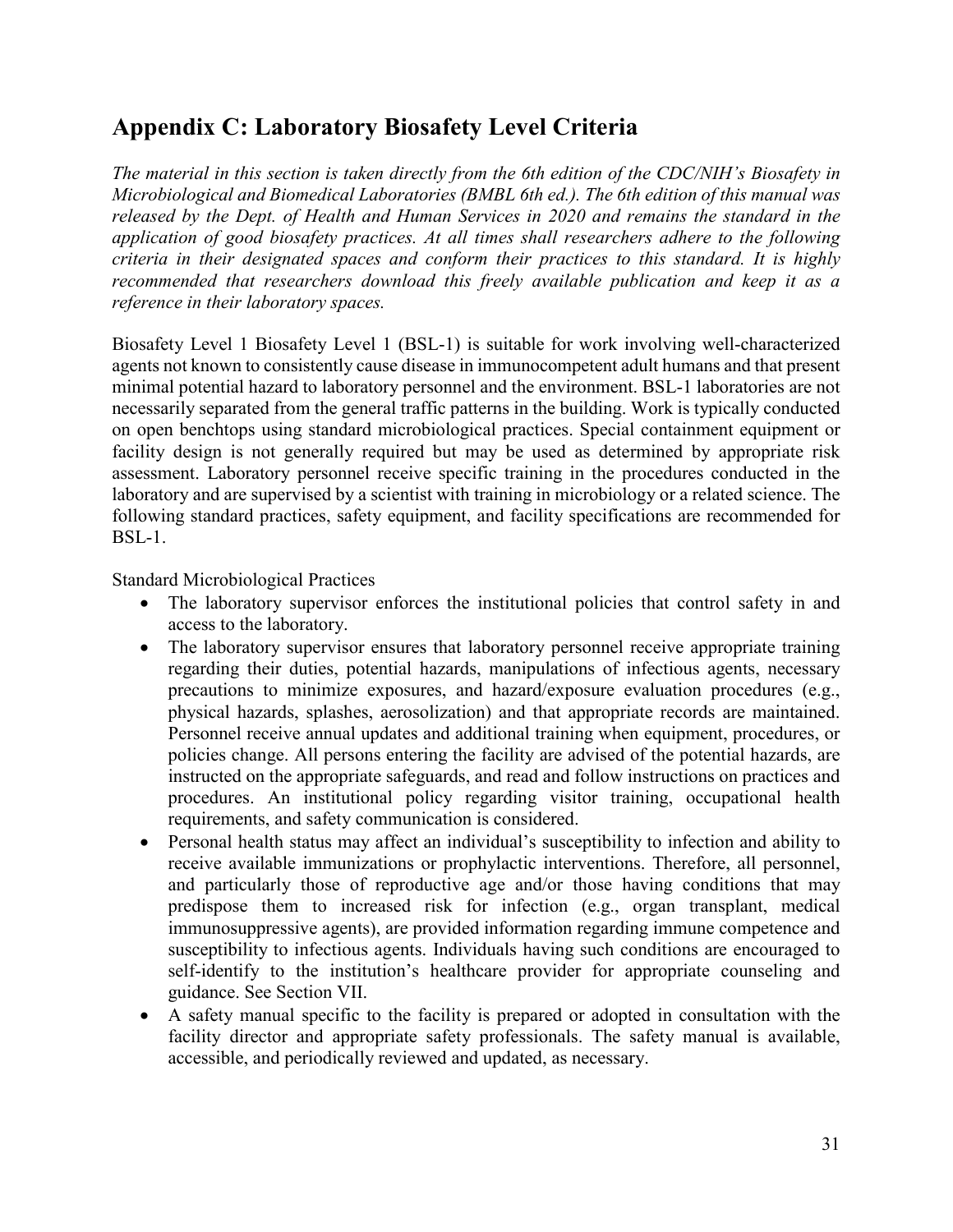## Appendix C: Laboratory Biosafety Level Criteria

*The material in this section is taken directly from the 6th edition of the CDC/NIH's Biosafety in Microbiological and Biomedical Laboratories (BMBL 6th ed.). The 6th edition of this manual was released by the Dept. of Health and Human Services in 2020 and remains the standard in the application of good biosafety practices. At all times shall researchers adhere to the following criteria in their designated spaces and conform their practices to this standard. It is highly recommended that researchers download this freely available publication and keep it as a reference in their laboratory spaces.*

Biosafety Level 1 Biosafety Level 1 (BSL-1) is suitable for work involving well-characterized agents not known to consistently cause disease in immunocompetent adult humans and that present minimal potential hazard to laboratory personnel and the environment. BSL-1 laboratories are not necessarily separated from the general traffic patterns in the building. Work is typically conducted on open benchtops using standard microbiological practices. Special containment equipment or facility design is not generally required but may be used as determined by appropriate risk assessment. Laboratory personnel receive specific training in the procedures conducted in the laboratory and are supervised by a scientist with training in microbiology or a related science. The following standard practices, safety equipment, and facility specifications are recommended for BSL-1.

Standard Microbiological Practices

- The laboratory supervisor enforces the institutional policies that control safety in and access to the laboratory.
- The laboratory supervisor ensures that laboratory personnel receive appropriate training regarding their duties, potential hazards, manipulations of infectious agents, necessary precautions to minimize exposures, and hazard/exposure evaluation procedures (e.g., physical hazards, splashes, aerosolization) and that appropriate records are maintained. Personnel receive annual updates and additional training when equipment, procedures, or policies change. All persons entering the facility are advised of the potential hazards, are instructed on the appropriate safeguards, and read and follow instructions on practices and procedures. An institutional policy regarding visitor training, occupational health requirements, and safety communication is considered.
- Personal health status may affect an individual's susceptibility to infection and ability to receive available immunizations or prophylactic interventions. Therefore, all personnel, and particularly those of reproductive age and/or those having conditions that may predispose them to increased risk for infection (e.g., organ transplant, medical immunosuppressive agents), are provided information regarding immune competence and susceptibility to infectious agents. Individuals having such conditions are encouraged to self-identify to the institution's healthcare provider for appropriate counseling and guidance. See Section VII.
- A safety manual specific to the facility is prepared or adopted in consultation with the facility director and appropriate safety professionals. The safety manual is available, accessible, and periodically reviewed and updated, as necessary.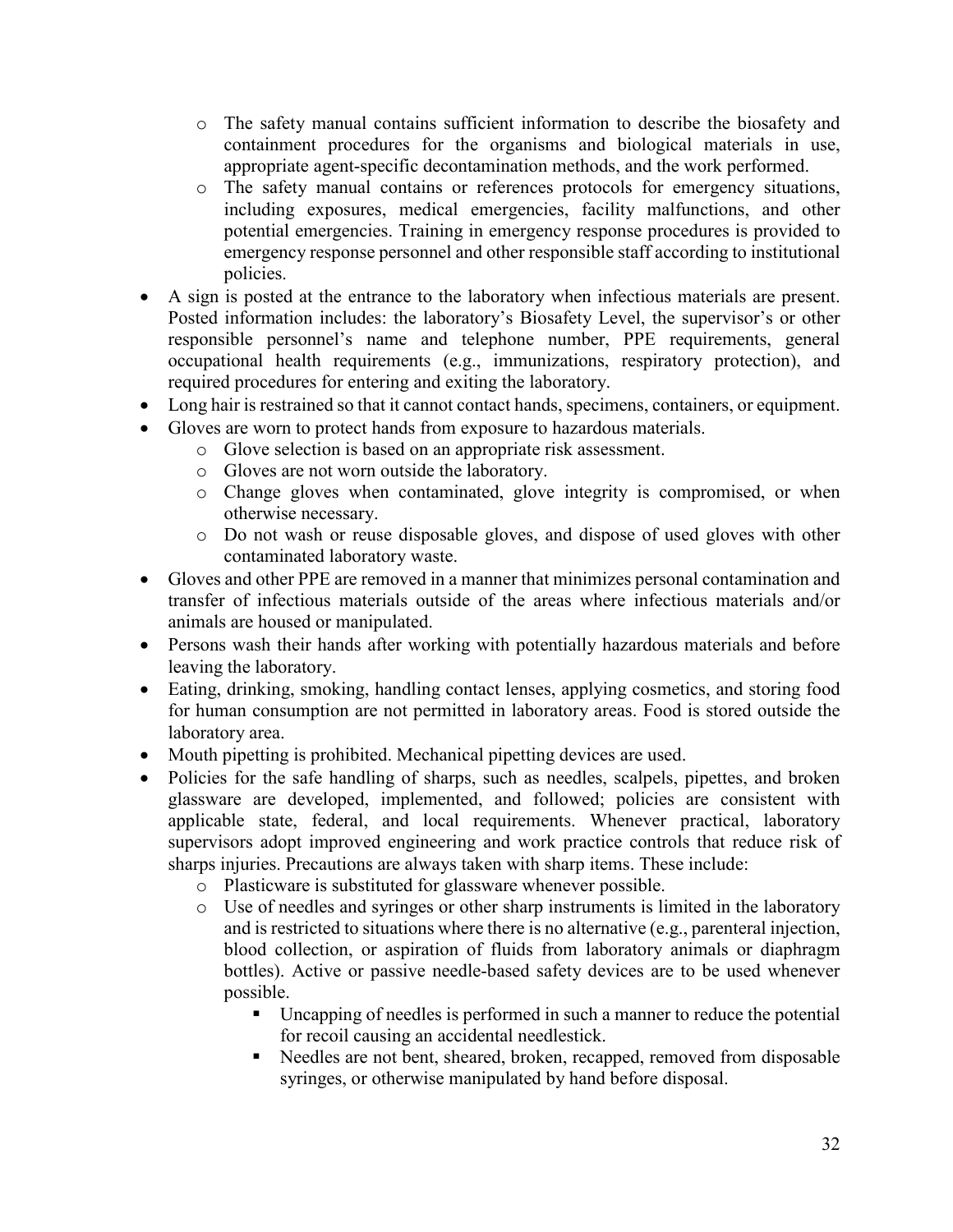- The safety manual contains sufficient information to describe the biosafety and containment procedures for the organisms and biological materials in use, appropriate agent-specific decontamination methods, and the work performed.
  - The safety manual contains or references protocols for emergency situations, including exposures, medical emergencies, facility malfunctions, and other potential emergencies. Training in emergency response procedures is provided to emergency response personnel and other responsible staff according to institutional policies.
- A sign is posted at the entrance to the laboratory when infectious materials are present. Posted information includes: the laboratory's Biosafety Level, the supervisor's or other responsible personnel's name and telephone number, PPE requirements, general occupational health requirements (e.g., immunizations, respiratory protection), and required procedures for entering and exiting the laboratory.
- Long hair is restrained so that it cannot contact hands, specimens, containers, or equipment.
- Gloves are worn to protect hands from exposure to hazardous materials.
  - Glove selection is based on an appropriate risk assessment.
  - Gloves are not worn outside the laboratory.
  - Change gloves when contaminated, glove integrity is compromised, or when otherwise necessary.
  - Do not wash or reuse disposable gloves, and dispose of used gloves with other contaminated laboratory waste.
- Gloves and other PPE are removed in a manner that minimizes personal contamination and transfer of infectious materials outside of the areas where infectious materials and/or animals are housed or manipulated.
- Persons wash their hands after working with potentially hazardous materials and before leaving the laboratory.
- Eating, drinking, smoking, handling contact lenses, applying cosmetics, and storing food for human consumption are not permitted in laboratory areas. Food is stored outside the laboratory area.
- Mouth pipetting is prohibited. Mechanical pipetting devices are used.
- Policies for the safe handling of sharps, such as needles, scalpels, pipettes, and broken glassware are developed, implemented, and followed; policies are consistent with applicable state, federal, and local requirements. Whenever practical, laboratory supervisors adopt improved engineering and work practice controls that reduce risk of sharps injuries. Precautions are always taken with sharp items. These include:
  - Plasticware is substituted for glassware whenever possible.
  - Use of needles and syringes or other sharp instruments is limited in the laboratory and is restricted to situations where there is no alternative (e.g., parenteral injection, blood collection, or aspiration of fluids from laboratory animals or diaphragm bottles). Active or passive needle-based safety devices are to be used whenever possible.
    - Uncapping of needles is performed in such a manner to reduce the potential for recoil causing an accidental needlestick.
    - Needles are not bent, sheared, broken, recapped, removed from disposable syringes, or otherwise manipulated by hand before disposal.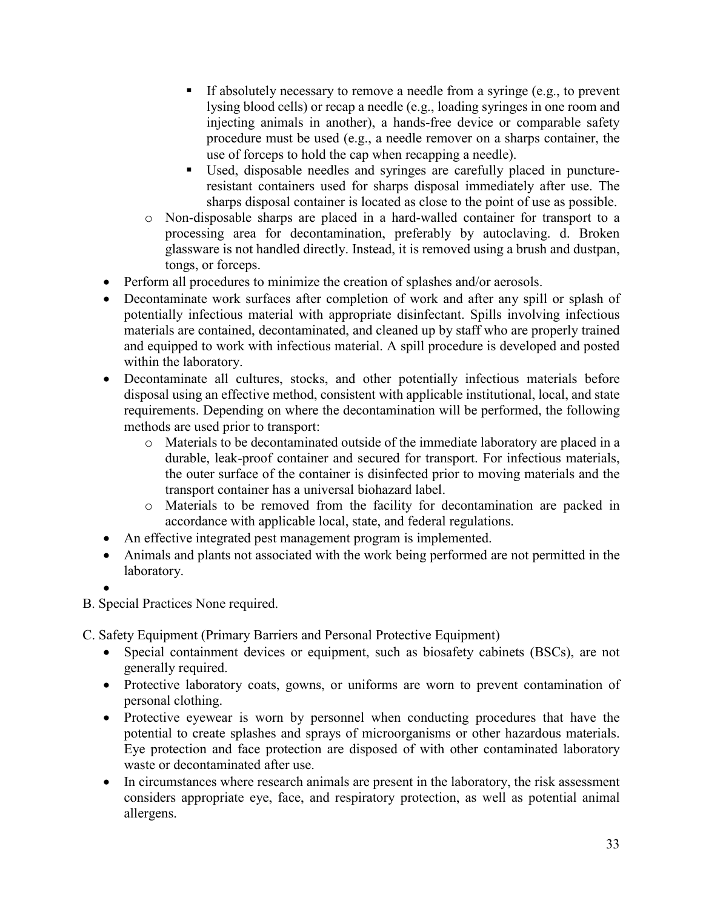- If absolutely necessary to remove a needle from a syringe (e.g., to prevent lysing blood cells) or recap a needle (e.g., loading syringes in one room and injecting animals in another), a hands-free device or comparable safety procedure must be used (e.g., a needle remover on a sharps container, the use of forceps to hold the cap when recapping a needle).
        - Used, disposable needles and syringes are carefully placed in puncture-resistant containers used for sharps disposal immediately after use. The sharps disposal container is located as close to the point of use as possible.
    - Non-disposable sharps are placed in a hard-walled container for transport to a processing area for decontamination, preferably by autoclaving. d. Broken glassware is not handled directly. Instead, it is removed using a brush and dustpan, tongs, or forceps.
- Perform all procedures to minimize the creation of splashes and/or aerosols.
- Decontaminate work surfaces after completion of work and after any spill or splash of potentially infectious material with appropriate disinfectant. Spills involving infectious materials are contained, decontaminated, and cleaned up by staff who are properly trained and equipped to work with infectious material. A spill procedure is developed and posted within the laboratory.
- Decontaminate all cultures, stocks, and other potentially infectious materials before disposal using an effective method, consistent with applicable institutional, local, and state requirements. Depending on where the decontamination will be performed, the following methods are used prior to transport:
    - Materials to be decontaminated outside of the immediate laboratory are placed in a durable, leak-proof container and secured for transport. For infectious materials, the outer surface of the container is disinfected prior to moving materials and the transport container has a universal biohazard label.
    - Materials to be removed from the facility for decontamination are packed in accordance with applicable local, state, and federal regulations.
- An effective integrated pest management program is implemented.
- Animals and plants not associated with the work being performed are not permitted in the laboratory.
-

B. Special Practices None required.

C. Safety Equipment (Primary Barriers and Personal Protective Equipment)

- Special containment devices or equipment, such as biosafety cabinets (BSCs), are not generally required.
- Protective laboratory coats, gowns, or uniforms are worn to prevent contamination of personal clothing.
- Protective eyewear is worn by personnel when conducting procedures that have the potential to create splashes and sprays of microorganisms or other hazardous materials. Eye protection and face protection are disposed of with other contaminated laboratory waste or decontaminated after use.
- In circumstances where research animals are present in the laboratory, the risk assessment considers appropriate eye, face, and respiratory protection, as well as potential animal allergens.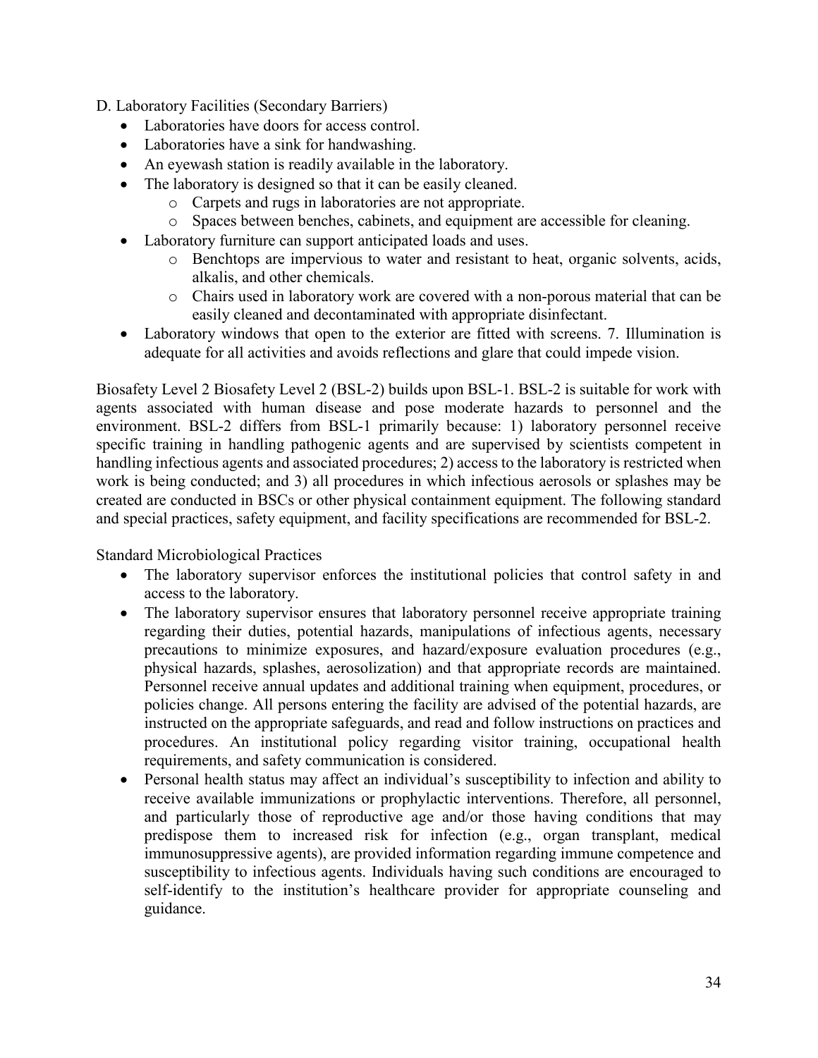D. Laboratory Facilities (Secondary Barriers)

- Laboratories have doors for access control.
- Laboratories have a sink for handwashing.
- An eyewash station is readily available in the laboratory.
- The laboratory is designed so that it can be easily cleaned.
  - Carpets and rugs in laboratories are not appropriate.
  - Spaces between benches, cabinets, and equipment are accessible for cleaning.
- Laboratory furniture can support anticipated loads and uses.
  - Benchtops are impervious to water and resistant to heat, organic solvents, acids, alkalis, and other chemicals.
  - Chairs used in laboratory work are covered with a non-porous material that can be easily cleaned and decontaminated with appropriate disinfectant.
- Laboratory windows that open to the exterior are fitted with screens. 7. Illumination is adequate for all activities and avoids reflections and glare that could impede vision.

Biosafety Level 2 Biosafety Level 2 (BSL-2) builds upon BSL-1. BSL-2 is suitable for work with agents associated with human disease and pose moderate hazards to personnel and the environment. BSL-2 differs from BSL-1 primarily because: 1) laboratory personnel receive specific training in handling pathogenic agents and are supervised by scientists competent in handling infectious agents and associated procedures; 2) access to the laboratory is restricted when work is being conducted; and 3) all procedures in which infectious aerosols or splashes may be created are conducted in BSCs or other physical containment equipment. The following standard and special practices, safety equipment, and facility specifications are recommended for BSL-2.

Standard Microbiological Practices

- The laboratory supervisor enforces the institutional policies that control safety in and access to the laboratory.
- The laboratory supervisor ensures that laboratory personnel receive appropriate training regarding their duties, potential hazards, manipulations of infectious agents, necessary precautions to minimize exposures, and hazard/exposure evaluation procedures (e.g., physical hazards, splashes, aerosolization) and that appropriate records are maintained. Personnel receive annual updates and additional training when equipment, procedures, or policies change. All persons entering the facility are advised of the potential hazards, are instructed on the appropriate safeguards, and read and follow instructions on practices and procedures. An institutional policy regarding visitor training, occupational health requirements, and safety communication is considered.
- Personal health status may affect an individual's susceptibility to infection and ability to receive available immunizations or prophylactic interventions. Therefore, all personnel, and particularly those of reproductive age and/or those having conditions that may predispose them to increased risk for infection (e.g., organ transplant, medical immunosuppressive agents), are provided information regarding immune competence and susceptibility to infectious agents. Individuals having such conditions are encouraged to self-identify to the institution's healthcare provider for appropriate counseling and guidance.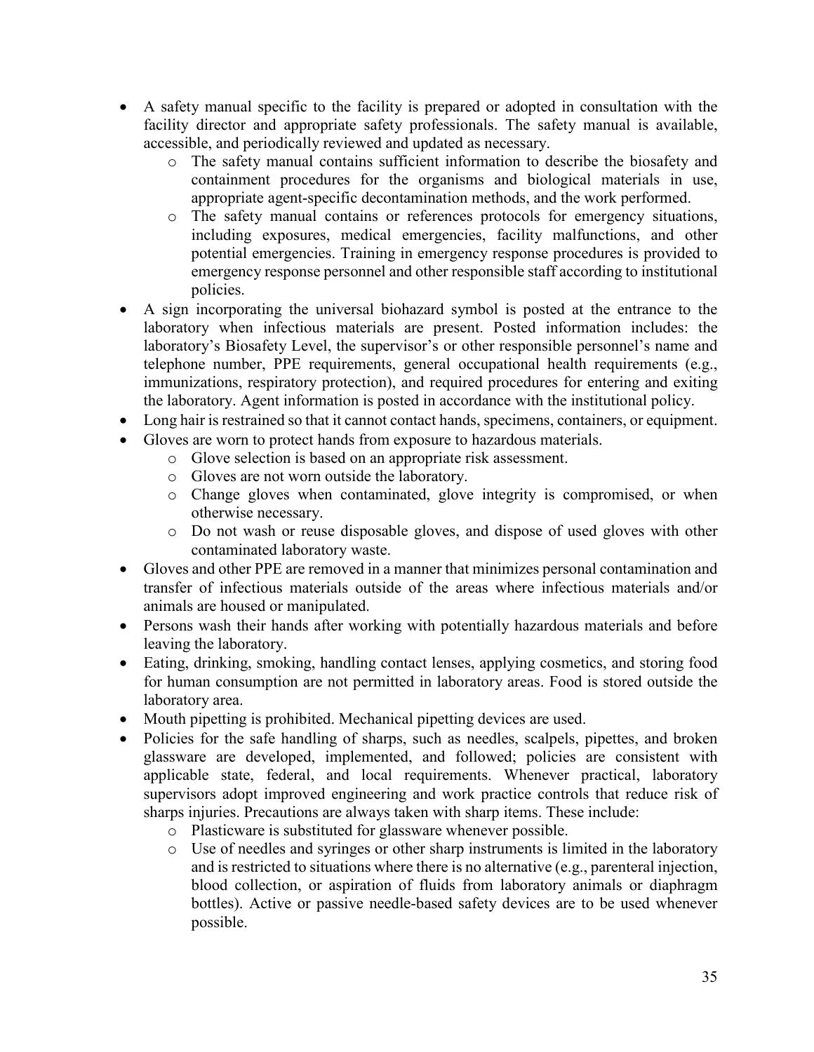- A safety manual specific to the facility is prepared or adopted in consultation with the facility director and appropriate safety professionals. The safety manual is available, accessible, and periodically reviewed and updated as necessary.
    - The safety manual contains sufficient information to describe the biosafety and containment procedures for the organisms and biological materials in use, appropriate agent-specific decontamination methods, and the work performed.
    - The safety manual contains or references protocols for emergency situations, including exposures, medical emergencies, facility malfunctions, and other potential emergencies. Training in emergency response procedures is provided to emergency response personnel and other responsible staff according to institutional policies.
- A sign incorporating the universal biohazard symbol is posted at the entrance to the laboratory when infectious materials are present. Posted information includes: the laboratory's Biosafety Level, the supervisor's or other responsible personnel's name and telephone number, PPE requirements, general occupational health requirements (e.g., immunizations, respiratory protection), and required procedures for entering and exiting the laboratory. Agent information is posted in accordance with the institutional policy.
- Long hair is restrained so that it cannot contact hands, specimens, containers, or equipment.
- Gloves are worn to protect hands from exposure to hazardous materials.
    - Glove selection is based on an appropriate risk assessment.
    - Gloves are not worn outside the laboratory.
    - Change gloves when contaminated, glove integrity is compromised, or when otherwise necessary.
    - Do not wash or reuse disposable gloves, and dispose of used gloves with other contaminated laboratory waste.
- Gloves and other PPE are removed in a manner that minimizes personal contamination and transfer of infectious materials outside of the areas where infectious materials and/or animals are housed or manipulated.
- Persons wash their hands after working with potentially hazardous materials and before leaving the laboratory.
- Eating, drinking, smoking, handling contact lenses, applying cosmetics, and storing food for human consumption are not permitted in laboratory areas. Food is stored outside the laboratory area.
- Mouth pipetting is prohibited. Mechanical pipetting devices are used.
- Policies for the safe handling of sharps, such as needles, scalpels, pipettes, and broken glassware are developed, implemented, and followed; policies are consistent with applicable state, federal, and local requirements. Whenever practical, laboratory supervisors adopt improved engineering and work practice controls that reduce risk of sharps injuries. Precautions are always taken with sharp items. These include:
    - Plasticware is substituted for glassware whenever possible.
    - Use of needles and syringes or other sharp instruments is limited in the laboratory and is restricted to situations where there is no alternative (e.g., parenteral injection, blood collection, or aspiration of fluids from laboratory animals or diaphragm bottles). Active or passive needle-based safety devices are to be used whenever possible.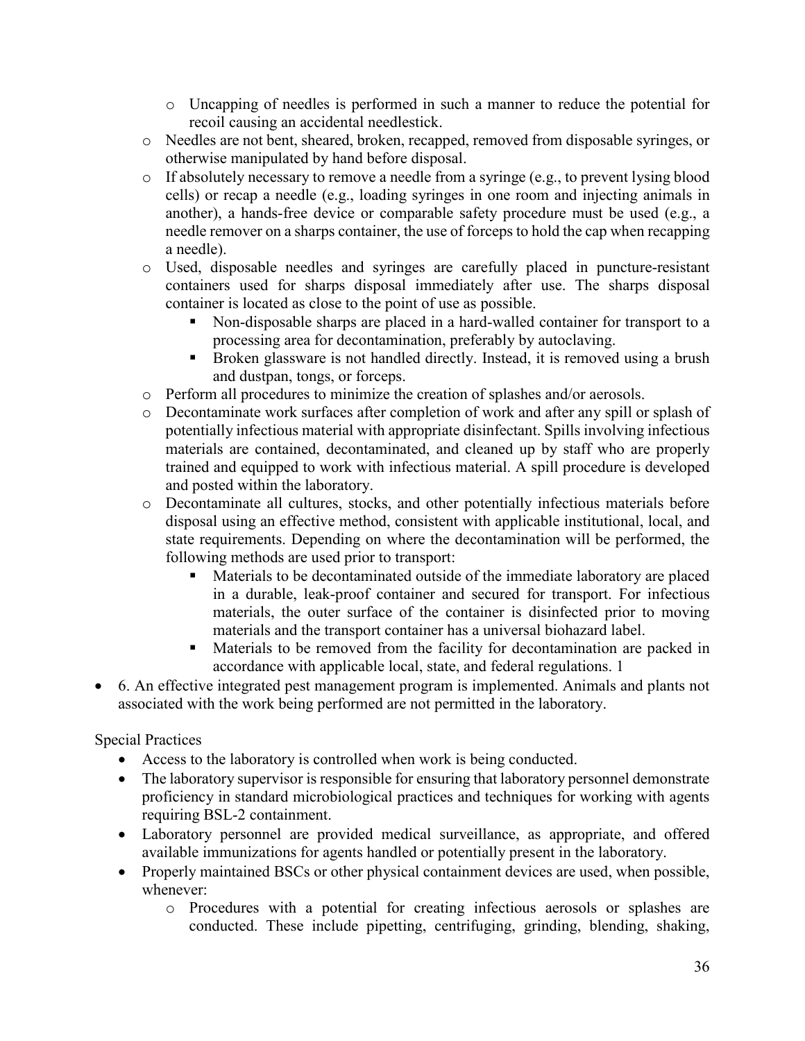- Uncapping of needles is performed in such a manner to reduce the potential for recoil causing an accidental needlestick.
  - Needles are not bent, sheared, broken, recapped, removed from disposable syringes, or otherwise manipulated by hand before disposal.
  - If absolutely necessary to remove a needle from a syringe (e.g., to prevent lysing blood cells) or recap a needle (e.g., loading syringes in one room and injecting animals in another), a hands-free device or comparable safety procedure must be used (e.g., a needle remover on a sharps container, the use of forceps to hold the cap when recapping a needle).
  - Used, disposable needles and syringes are carefully placed in puncture-resistant containers used for sharps disposal immediately after use. The sharps disposal container is located as close to the point of use as possible.
    - Non-disposable sharps are placed in a hard-walled container for transport to a processing area for decontamination, preferably by autoclaving.
    - Broken glassware is not handled directly. Instead, it is removed using a brush and dustpan, tongs, or forceps.
  - Perform all procedures to minimize the creation of splashes and/or aerosols.
  - Decontaminate work surfaces after completion of work and after any spill or splash of potentially infectious material with appropriate disinfectant. Spills involving infectious materials are contained, decontaminated, and cleaned up by staff who are properly trained and equipped to work with infectious material. A spill procedure is developed and posted within the laboratory.
  - Decontaminate all cultures, stocks, and other potentially infectious materials before disposal using an effective method, consistent with applicable institutional, local, and state requirements. Depending on where the decontamination will be performed, the following methods are used prior to transport:
    - Materials to be decontaminated outside of the immediate laboratory are placed in a durable, leak-proof container and secured for transport. For infectious materials, the outer surface of the container is disinfected prior to moving materials and the transport container has a universal biohazard label.
    - Materials to be removed from the facility for decontamination are packed in accordance with applicable local, state, and federal regulations. 1
- 6. An effective integrated pest management program is implemented. Animals and plants not associated with the work being performed are not permitted in the laboratory.

Special Practices

- Access to the laboratory is controlled when work is being conducted.
- The laboratory supervisor is responsible for ensuring that laboratory personnel demonstrate proficiency in standard microbiological practices and techniques for working with agents requiring BSL-2 containment.
- Laboratory personnel are provided medical surveillance, as appropriate, and offered available immunizations for agents handled or potentially present in the laboratory.
- Properly maintained BSCs or other physical containment devices are used, when possible, whenever:
  - Procedures with a potential for creating infectious aerosols or splashes are conducted. These include pipetting, centrifuging, grinding, blending, shaking,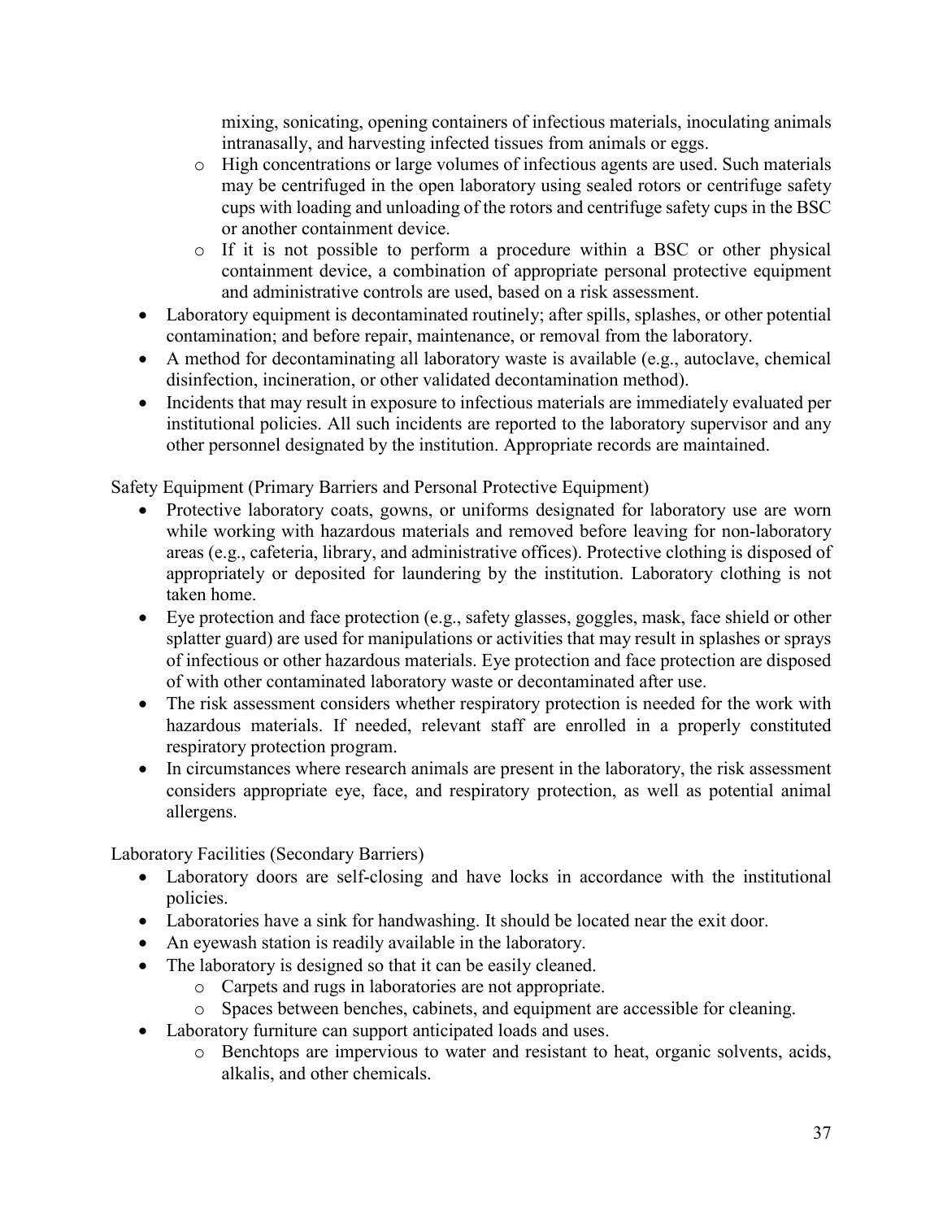mixing, sonicating, opening containers of infectious materials, inoculating animals intranasally, and harvesting infected tissues from animals or eggs.
  - High concentrations or large volumes of infectious agents are used. Such materials may be centrifuged in the open laboratory using sealed rotors or centrifuge safety cups with loading and unloading of the rotors and centrifuge safety cups in the BSC or another containment device.
  - If it is not possible to perform a procedure within a BSC or other physical containment device, a combination of appropriate personal protective equipment and administrative controls are used, based on a risk assessment.
- Laboratory equipment is decontaminated routinely; after spills, splashes, or other potential contamination; and before repair, maintenance, or removal from the laboratory.
- A method for decontaminating all laboratory waste is available (e.g., autoclave, chemical disinfection, incineration, or other validated decontamination method).
- Incidents that may result in exposure to infectious materials are immediately evaluated per institutional policies. All such incidents are reported to the laboratory supervisor and any other personnel designated by the institution. Appropriate records are maintained.

Safety Equipment (Primary Barriers and Personal Protective Equipment)

- Protective laboratory coats, gowns, or uniforms designated for laboratory use are worn while working with hazardous materials and removed before leaving for non-laboratory areas (e.g., cafeteria, library, and administrative offices). Protective clothing is disposed of appropriately or deposited for laundering by the institution. Laboratory clothing is not taken home.
- Eye protection and face protection (e.g., safety glasses, goggles, mask, face shield or other splatter guard) are used for manipulations or activities that may result in splashes or sprays of infectious or other hazardous materials. Eye protection and face protection are disposed of with other contaminated laboratory waste or decontaminated after use.
- The risk assessment considers whether respiratory protection is needed for the work with hazardous materials. If needed, relevant staff are enrolled in a properly constituted respiratory protection program.
- In circumstances where research animals are present in the laboratory, the risk assessment considers appropriate eye, face, and respiratory protection, as well as potential animal allergens.

Laboratory Facilities (Secondary Barriers)

- Laboratory doors are self-closing and have locks in accordance with the institutional policies.
- Laboratories have a sink for handwashing. It should be located near the exit door.
- An eyewash station is readily available in the laboratory.
- The laboratory is designed so that it can be easily cleaned.
  - Carpets and rugs in laboratories are not appropriate.
  - Spaces between benches, cabinets, and equipment are accessible for cleaning.
- Laboratory furniture can support anticipated loads and uses.
  - Benchtops are impervious to water and resistant to heat, organic solvents, acids, alkalis, and other chemicals.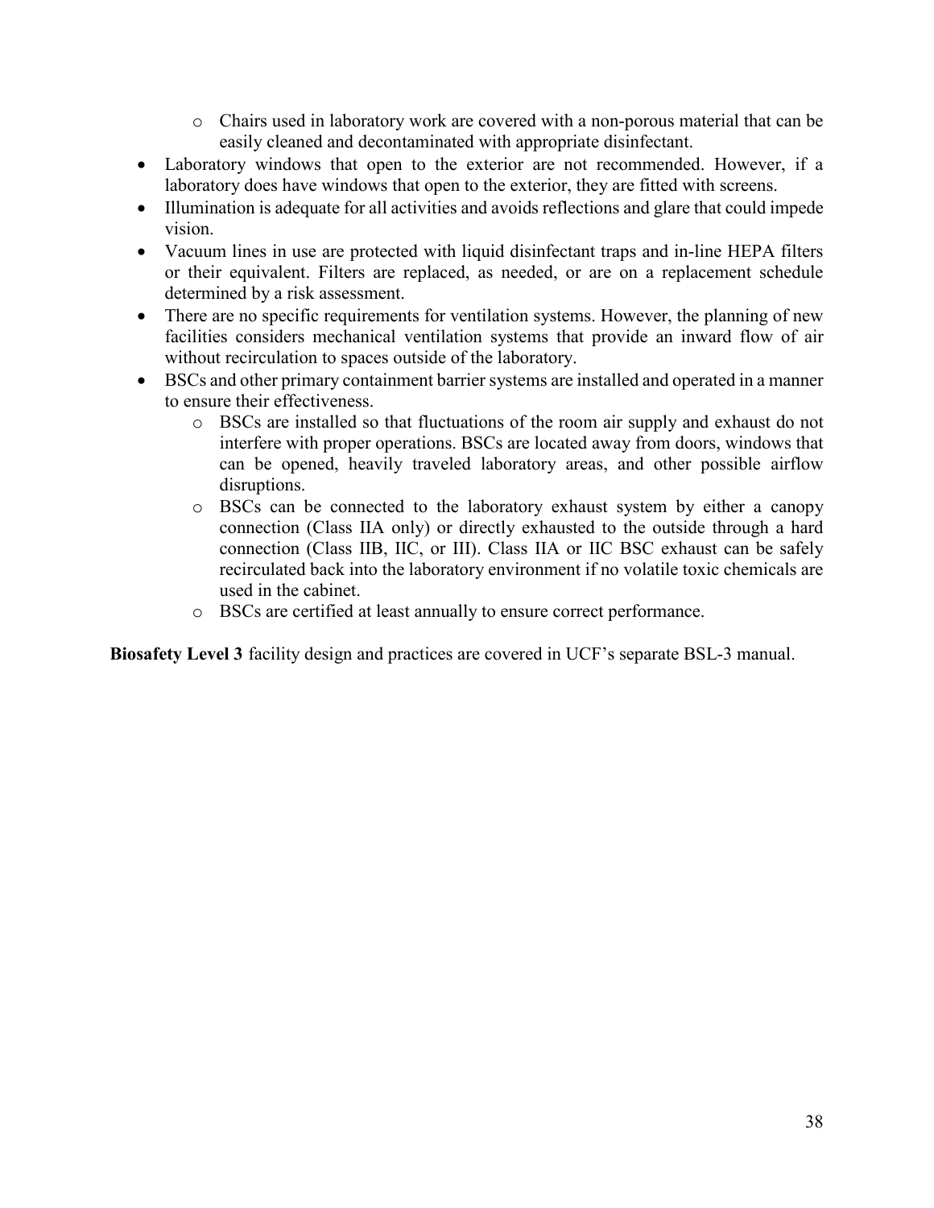- Chairs used in laboratory work are covered with a non-porous material that can be easily cleaned and decontaminated with appropriate disinfectant.
- Laboratory windows that open to the exterior are not recommended. However, if a laboratory does have windows that open to the exterior, they are fitted with screens.
- Illumination is adequate for all activities and avoids reflections and glare that could impede vision.
- Vacuum lines in use are protected with liquid disinfectant traps and in-line HEPA filters or their equivalent. Filters are replaced, as needed, or are on a replacement schedule determined by a risk assessment.
- There are no specific requirements for ventilation systems. However, the planning of new facilities considers mechanical ventilation systems that provide an inward flow of air without recirculation to spaces outside of the laboratory.
- BSCs and other primary containment barrier systems are installed and operated in a manner to ensure their effectiveness.
  - BSCs are installed so that fluctuations of the room air supply and exhaust do not interfere with proper operations. BSCs are located away from doors, windows that can be opened, heavily traveled laboratory areas, and other possible airflow disruptions.
  - BSCs can be connected to the laboratory exhaust system by either a canopy connection (Class IIA only) or directly exhausted to the outside through a hard connection (Class IIB, IIC, or III). Class IIA or IIC BSC exhaust can be safely recirculated back into the laboratory environment if no volatile toxic chemicals are used in the cabinet.
  - BSCs are certified at least annually to ensure correct performance.

**Biosafety Level 3** facility design and practices are covered in UCF's separate BSL-3 manual.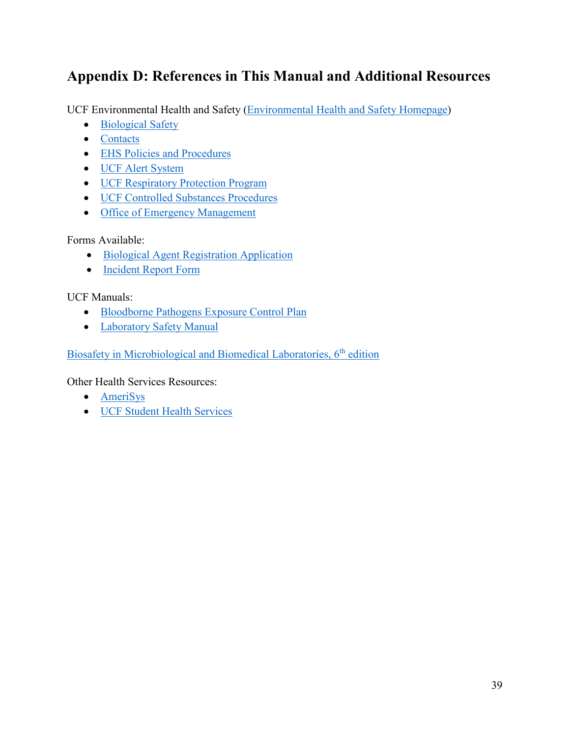## Appendix D: References in This Manual and Additional Resources

UCF Environmental Health and Safety (Environmental Health and Safety Homepage)

- Biological Safety
- Contacts
- EHS Policies and Procedures
- UCF Alert System
- UCF Respiratory Protection Program
- UCF Controlled Substances Procedures
- Office of Emergency Management

Forms Available:

- Biological Agent Registration Application
- Incident Report Form

UCF Manuals:

- Bloodborne Pathogens Exposure Control Plan
- Laboratory Safety Manual

Biosafety in Microbiological and Biomedical Laboratories, 6th edition

Other Health Services Resources:

- AmeriSys
- UCF Student Health Services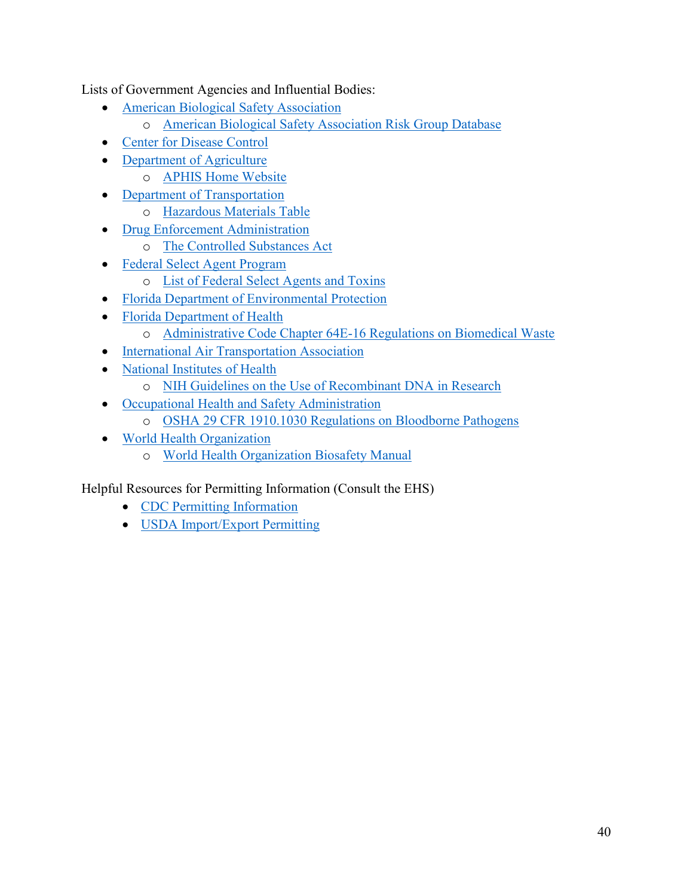Lists of Government Agencies and Influential Bodies:

- American Biological Safety Association
    - American Biological Safety Association Risk Group Database
- Center for Disease Control
- Department of Agriculture
    - APHIS Home Website
- Department of Transportation
    - Hazardous Materials Table
- Drug Enforcement Administration
    - The Controlled Substances Act
- Federal Select Agent Program
    - List of Federal Select Agents and Toxins
- Florida Department of Environmental Protection
- Florida Department of Health
    - Administrative Code Chapter 64E-16 Regulations on Biomedical Waste
- International Air Transportation Association
- National Institutes of Health
    - NIH Guidelines on the Use of Recombinant DNA in Research
- Occupational Health and Safety Administration
    - OSHA 29 CFR 1910.1030 Regulations on Bloodborne Pathogens
- World Health Organization
    - World Health Organization Biosafety Manual

Helpful Resources for Permitting Information (Consult the EHS)

- CDC Permitting Information
- USDA Import/Export Permitting